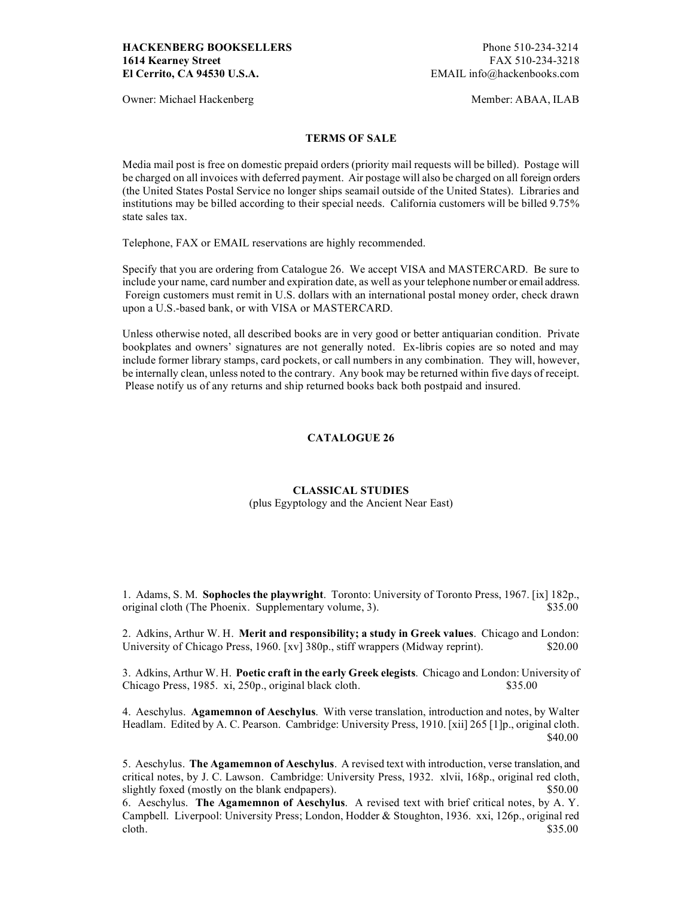**HACKENBERG BOOKSELLERS**
**1614 Kearney Street**
**El Cerrito, CA 94530 U.S.A.**

Phone 510-234-3214
FAX 510-234-3218
EMAIL info@hackenbooks.com

Owner: Michael Hackenberg

Member: ABAA, ILAB

## TERMS OF SALE

Media mail post is free on domestic prepaid orders (priority mail requests will be billed). Postage will be charged on all invoices with deferred payment. Air postage will also be charged on all foreign orders (the United States Postal Service no longer ships seamail outside of the United States). Libraries and institutions may be billed according to their special needs. California customers will be billed 9.75% state sales tax.

Telephone, FAX or EMAIL reservations are highly recommended.

Specify that you are ordering from Catalogue 26. We accept VISA and MASTERCARD. Be sure to include your name, card number and expiration date, as well as your telephone number or email address. Foreign customers must remit in U.S. dollars with an international postal money order, check drawn upon a U.S.-based bank, or with VISA or MASTERCARD.

Unless otherwise noted, all described books are in very good or better antiquarian condition. Private bookplates and owners' signatures are not generally noted. Ex-libris copies are so noted and may include former library stamps, card pockets, or call numbers in any combination. They will, however, be internally clean, unless noted to the contrary. Any book may be returned within five days of receipt. Please notify us of any returns and ship returned books back both postpaid and insured.

# CATALOGUE 26

## CLASSICAL STUDIES
(plus Egyptology and the Ancient Near East)

1. Adams, S. M. **Sophocles the playwright**. Toronto: University of Toronto Press, 1967. [ix] 182p., original cloth (The Phoenix. Supplementary volume, 3). $35.00

2. Adkins, Arthur W. H. **Merit and responsibility; a study in Greek values**. Chicago and London: University of Chicago Press, 1960. [xv] 380p., stiff wrappers (Midway reprint). $20.00

3. Adkins, Arthur W. H. **Poetic craft in the early Greek elegists**. Chicago and London: University of Chicago Press, 1985. xi, 250p., original black cloth. $35.00

4. Aeschylus. **Agamemnon of Aeschylus**. With verse translation, introduction and notes, by Walter Headlam. Edited by A. C. Pearson. Cambridge: University Press, 1910. [xii] 265 [1]p., original cloth. $40.00

5. Aeschylus. **The Agamemnon of Aeschylus**. A revised text with introduction, verse translation, and critical notes, by J. C. Lawson. Cambridge: University Press, 1932. xlvii, 168p., original red cloth, slightly foxed (mostly on the blank endpapers). $50.00

6. Aeschylus. **The Agamemnon of Aeschylus**. A revised text with brief critical notes, by A. Y. Campbell. Liverpool: University Press; London, Hodder & Stoughton, 1936. xxi, 126p., original red cloth. $35.00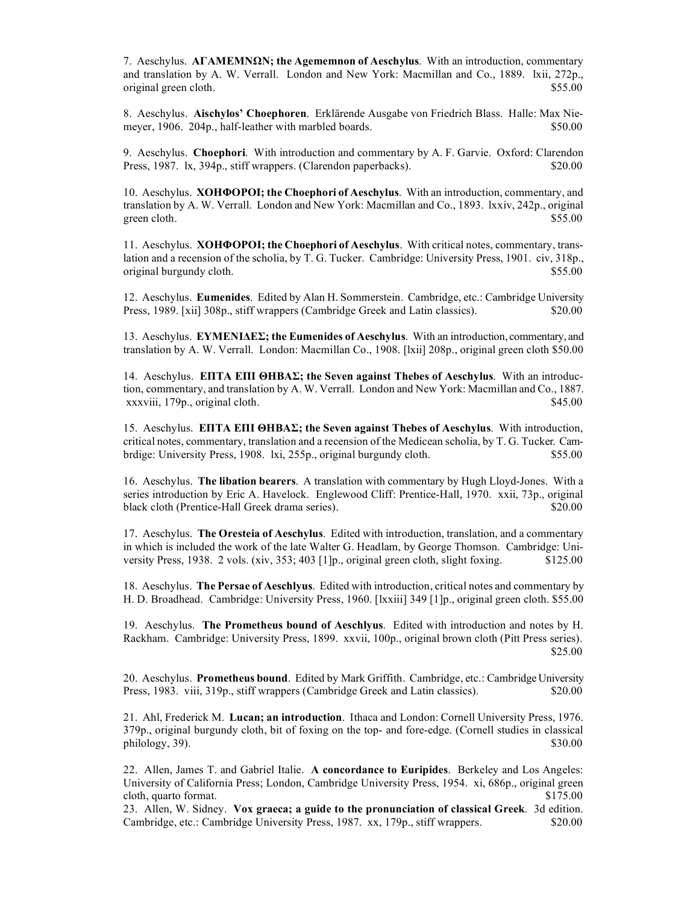7. Aeschylus. **ΑΓΑΜΕΜΝΩΝ; the Agememnon of Aeschylus**. With an introduction, commentary and translation by A. W. Verrall. London and New York: Macmillan and Co., 1889. lxii, 272p., original green cloth. $55.00

8. Aeschylus. **Aischylos' Choephoren**. Erklärende Ausgabe von Friedrich Blass. Halle: Max Niemeyer, 1906. 204p., half-leather with marbled boards. $50.00

9. Aeschylus. **Choephori**. With introduction and commentary by A. F. Garvie. Oxford: Clarendon Press, 1987. lx, 394p., stiff wrappers. (Clarendon paperbacks). $20.00

10. Aeschylus. **ΧΟΗΦΟΡΟΙ; the Choephori of Aeschylus**. With an introduction, commentary, and translation by A. W. Verrall. London and New York: Macmillan and Co., 1893. lxxiv, 242p., original green cloth. $55.00

11. Aeschylus. **ΧΟΗΦΟΡΟΙ; the Choephori of Aeschylus**. With critical notes, commentary, translation and a recension of the scholia, by T. G. Tucker. Cambridge: University Press, 1901. civ, 318p., original burgundy cloth. $55.00

12. Aeschylus. **Eumenides**. Edited by Alan H. Sommerstein. Cambridge, etc.: Cambridge University Press, 1989. [xii] 308p., stiff wrappers (Cambridge Greek and Latin classics). $20.00

13. Aeschylus. **ΕΥΜΕΝΙΔΕΣ; the Eumenides of Aeschylus**. With an introduction, commentary, and translation by A. W. Verrall. London: Macmillan Co., 1908. [lxii] 208p., original green cloth $50.00

14. Aeschylus. **ΕΠΤΑ ΕΠΙ ΘΗΒΑΣ; the Seven against Thebes of Aeschylus**. With an introduction, commentary, and translation by A. W. Verrall. London and New York: Macmillan and Co., 1887. xxxviii, 179p., original cloth. $45.00

15. Aeschylus. **ΕΠΤΑ ΕΠΙ ΘΗΒΑΣ; the Seven against Thebes of Aeschylus**. With introduction, critical notes, commentary, translation and a recension of the Medicean scholia, by T. G. Tucker. Cambrdige: University Press, 1908. lxi, 255p., original burgundy cloth. $55.00

16. Aeschylus. **The libation bearers**. A translation with commentary by Hugh Lloyd-Jones. With a series introduction by Eric A. Havelock. Englewood Cliff: Prentice-Hall, 1970. xxii, 73p., original black cloth (Prentice-Hall Greek drama series). $20.00

17. Aeschylus. **The Oresteia of Aeschylus**. Edited with introduction, translation, and a commentary in which is included the work of the late Walter G. Headlam, by George Thomson. Cambridge: University Press, 1938. 2 vols. (xiv, 353; 403 [1]p., original green cloth, slight foxing. $125.00

18. Aeschylus. **The Persae of Aeschlyus**. Edited with introduction, critical notes and commentary by H. D. Broadhead. Cambridge: University Press, 1960. [lxxiii] 349 [1]p., original green cloth. $55.00

19. Aeschylus. **The Prometheus bound of Aeschlyus**. Edited with introduction and notes by H. Rackham. Cambridge: University Press, 1899. xxvii, 100p., original brown cloth (Pitt Press series). $25.00

20. Aeschylus. **Prometheus bound**. Edited by Mark Griffith. Cambridge, etc.: Cambridge University Press, 1983. viii, 319p., stiff wrappers (Cambridge Greek and Latin classics). $20.00

21. Ahl, Frederick M. **Lucan; an introduction**. Ithaca and London: Cornell University Press, 1976. 379p., original burgundy cloth, bit of foxing on the top- and fore-edge. (Cornell studies in classical philology, 39). $30.00

22. Allen, James T. and Gabriel Italie. **A concordance to Euripides**. Berkeley and Los Angeles: University of California Press; London, Cambridge University Press, 1954. xi, 686p., original green cloth, quarto format. $175.00

23. Allen, W. Sidney. **Vox graeca; a guide to the pronunciation of classical Greek**. 3d edition. Cambridge, etc.: Cambridge University Press, 1987. xx, 179p., stiff wrappers. $20.00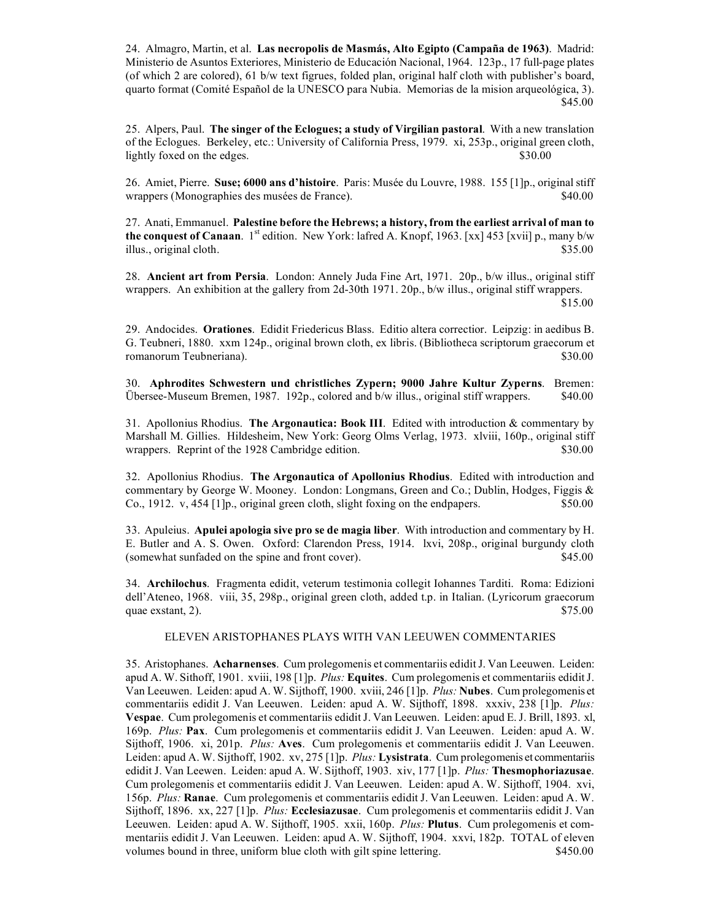24. Almagro, Martin, et al. **Las necropolis de Masmás, Alto Egipto (Campaña de 1963)**. Madrid: Ministerio de Asuntos Exteriores, Ministerio de Educación Nacional, 1964. 123p., 17 full-page plates (of which 2 are colored), 61 b/w text figrues, folded plan, original half cloth with publisher's board, quarto format (Comité Español de la UNESCO para Nubia. Memorias de la mision arqueológica, 3). $45.00

25. Alpers, Paul. **The singer of the Eclogues; a study of Virgilian pastoral**. With a new translation of the Eclogues. Berkeley, etc.: University of California Press, 1979. xi, 253p., original green cloth, lightly foxed on the edges. $30.00

26. Amiet, Pierre. **Suse; 6000 ans d'histoire**. Paris: Musée du Louvre, 1988. 155 [1]p., original stiff wrappers (Monographies des musées de France). $40.00

27. Anati, Emmanuel. **Palestine before the Hebrews; a history, from the earliest arrival of man to the conquest of Canaan**. 1st edition. New York: lafred A. Knopf, 1963. [xx] 453 [xvii] p., many b/w illus., original cloth. $35.00

28. **Ancient art from Persia**. London: Annely Juda Fine Art, 1971. 20p., b/w illus., original stiff wrappers. An exhibition at the gallery from 2d-30th 1971. 20p., b/w illus., original stiff wrappers. $15.00

29. Andocides. **Orationes**. Edidit Friedericus Blass. Editio altera correctior. Leipzig: in aedibus B. G. Teubneri, 1880. xxm 124p., original brown cloth, ex libris. (Bibliotheca scriptorum graecorum et romanorum Teubneriana). $30.00

30. **Aphrodites Schwestern und christliches Zypern; 9000 Jahre Kultur Zyperns**. Bremen: Übersee-Museum Bremen, 1987. 192p., colored and b/w illus., original stiff wrappers. $40.00

31. Apollonius Rhodius. **The Argonautica: Book III**. Edited with introduction & commentary by Marshall M. Gillies. Hildesheim, New York: Georg Olms Verlag, 1973. xlviii, 160p., original stiff wrappers. Reprint of the 1928 Cambridge edition. $30.00

32. Apollonius Rhodius. **The Argonautica of Apollonius Rhodius**. Edited with introduction and commentary by George W. Mooney. London: Longmans, Green and Co.; Dublin, Hodges, Figgis & Co., 1912. v, 454 [1]p., original green cloth, slight foxing on the endpapers. $50.00

33. Apuleius. **Apulei apologia sive pro se de magia liber**. With introduction and commentary by H. E. Butler and A. S. Owen. Oxford: Clarendon Press, 1914. lxvi, 208p., original burgundy cloth (somewhat sunfaded on the spine and front cover). $45.00

34. **Archilochus**. Fragmenta edidit, veterum testimonia collegit Iohannes Tarditi. Roma: Edizioni dell'Ateneo, 1968. viii, 35, 298p., original green cloth, added t.p. in Italian. (Lyricorum graecorum quae exstant, 2). $75.00

ELEVEN ARISTOPHANES PLAYS WITH VAN LEEUWEN COMMENTARIES

35. Aristophanes. **Acharnenses**. Cum prolegomenis et commentariis edidit J. Van Leeuwen. Leiden: apud A. W. Sithoff, 1901. xviii, 198 [1]p. *Plus:* **Equites**. Cum prolegomenis et commentariis edidit J. Van Leeuwen. Leiden: apud A. W. Sijthoff, 1900. xviii, 246 [1]p. *Plus:* **Nubes**. Cum prolegomenis et commentariis edidit J. Van Leeuwen. Leiden: apud A. W. Sijthoff, 1898. xxxiv, 238 [1]p. *Plus:* **Vespae**. Cum prolegomenis et commentariis edidit J. Van Leeuwen. Leiden: apud E. J. Brill, 1893. xl, 169p. *Plus:* **Pax**. Cum prolegomenis et commentariis edidit J. Van Leeuwen. Leiden: apud A. W. Sijthoff, 1906. xi, 201p. *Plus:* **Aves**. Cum prolegomenis et commentariis edidit J. Van Leeuwen. Leiden: apud A. W. Sijthoff, 1902. xv, 275 [1]p. *Plus:* **Lysistrata**. Cum prolegomenis et commentariis edidit J. Van Leewen. Leiden: apud A. W. Sijthoff, 1903. xiv, 177 [1]p. *Plus:* **Thesmophoriazusae**. Cum prolegomenis et commentariis edidit J. Van Leeuwen. Leiden: apud A. W. Sijthoff, 1904. xvi, 156p. *Plus:* **Ranae**. Cum prolegomenis et commentariis edidit J. Van Leeuwen. Leiden: apud A. W. Sijthoff, 1896. xx, 227 [1]p. *Plus:* **Ecclesiazusae**. Cum prolegomenis et commentariis edidit J. Van Leeuwen. Leiden: apud A. W. Sijthoff, 1905. xxii, 160p. *Plus:* **Plutus**. Cum prolegomenis et commentariis edidit J. Van Leeuwen. Leiden: apud A. W. Sijthoff, 1904. xxvi, 182p. TOTAL of eleven volumes bound in three, uniform blue cloth with gilt spine lettering. $450.00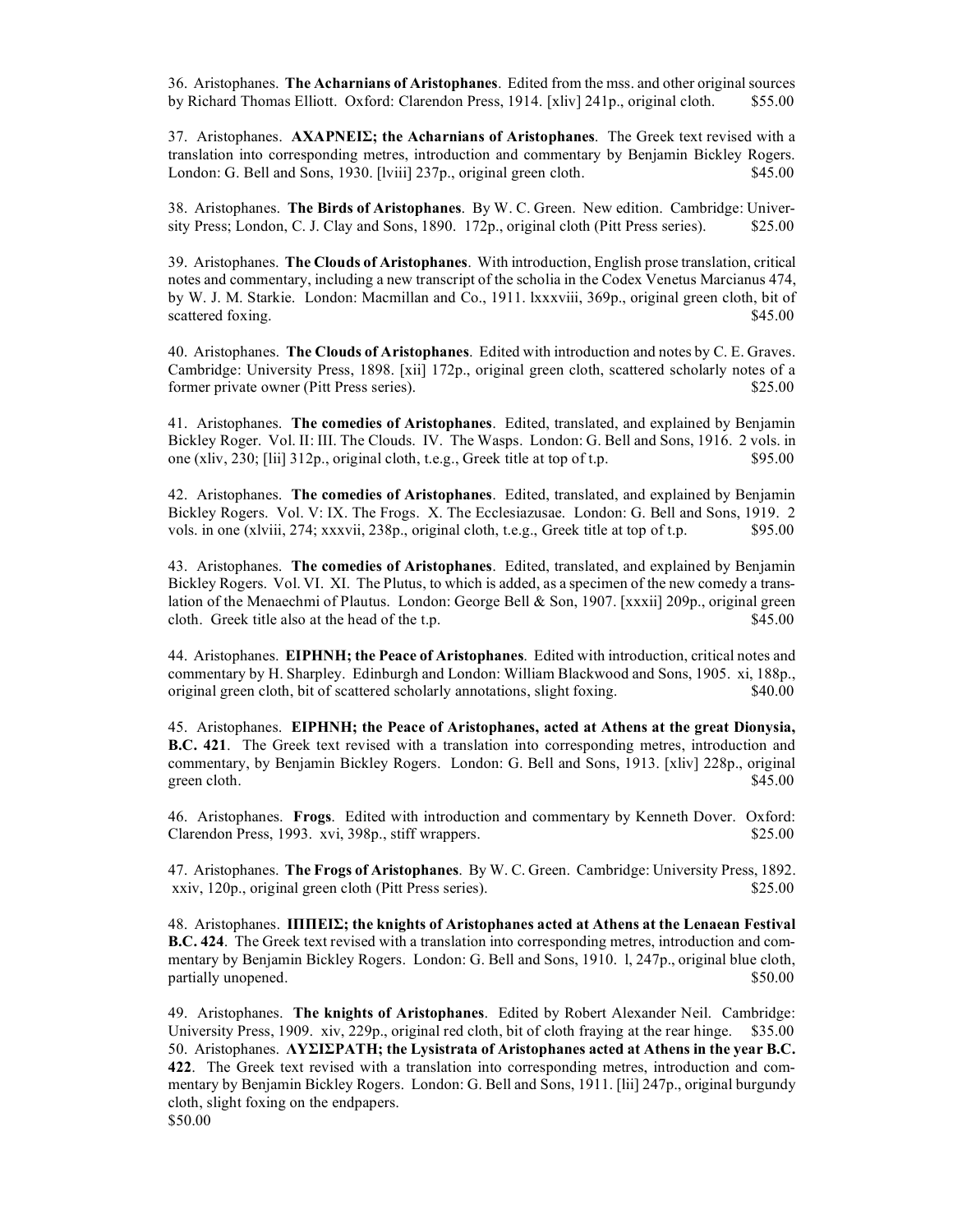36. Aristophanes. **The Acharnians of Aristophanes**. Edited from the mss. and other original sources by Richard Thomas Elliott. Oxford: Clarendon Press, 1914. [xliv] 241p., original cloth. $55.00

37. Aristophanes. **ΑΧΑΡΝΕΙΣ; the Acharnians of Aristophanes**. The Greek text revised with a translation into corresponding metres, introduction and commentary by Benjamin Bickley Rogers. London: G. Bell and Sons, 1930. [lviii] 237p., original green cloth. $45.00

38. Aristophanes. **The Birds of Aristophanes**. By W. C. Green. New edition. Cambridge: University Press; London, C. J. Clay and Sons, 1890. 172p., original cloth (Pitt Press series). $25.00

39. Aristophanes. **The Clouds of Aristophanes**. With introduction, English prose translation, critical notes and commentary, including a new transcript of the scholia in the Codex Venetus Marcianus 474, by W. J. M. Starkie. London: Macmillan and Co., 1911. lxxxviii, 369p., original green cloth, bit of scattered foxing. $45.00

40. Aristophanes. **The Clouds of Aristophanes**. Edited with introduction and notes by C. E. Graves. Cambridge: University Press, 1898. [xii] 172p., original green cloth, scattered scholarly notes of a former private owner (Pitt Press series). $25.00

41. Aristophanes. **The comedies of Aristophanes**. Edited, translated, and explained by Benjamin Bickley Roger. Vol. II: III. The Clouds. IV. The Wasps. London: G. Bell and Sons, 1916. 2 vols. in one (xliv, 230; [lii] 312p., original cloth, t.e.g., Greek title at top of t.p. $95.00

42. Aristophanes. **The comedies of Aristophanes**. Edited, translated, and explained by Benjamin Bickley Rogers. Vol. V: IX. The Frogs. X. The Ecclesiazusae. London: G. Bell and Sons, 1919. 2 vols. in one (xlviii, 274; xxxvii, 238p., original cloth, t.e.g., Greek title at top of t.p. $95.00

43. Aristophanes. **The comedies of Aristophanes**. Edited, translated, and explained by Benjamin Bickley Rogers. Vol. VI. XI. The Plutus, to which is added, as a specimen of the new comedy a translation of the Menaechmi of Plautus. London: George Bell & Son, 1907. [xxxii] 209p., original green cloth. Greek title also at the head of the t.p. $45.00

44. Aristophanes. **ΕΙΡΗΝΗ; the Peace of Aristophanes**. Edited with introduction, critical notes and commentary by H. Sharpley. Edinburgh and London: William Blackwood and Sons, 1905. xi, 188p., original green cloth, bit of scattered scholarly annotations, slight foxing. $40.00

45. Aristophanes. **ΕΙΡΗΝΗ; the Peace of Aristophanes, acted at Athens at the great Dionysia, B.C. 421**. The Greek text revised with a translation into corresponding metres, introduction and commentary, by Benjamin Bickley Rogers. London: G. Bell and Sons, 1913. [xliv] 228p., original green cloth. $45.00

46. Aristophanes. **Frogs**. Edited with introduction and commentary by Kenneth Dover. Oxford: Clarendon Press, 1993. xvi, 398p., stiff wrappers. $25.00

47. Aristophanes. **The Frogs of Aristophanes**. By W. C. Green. Cambridge: University Press, 1892. xxiv, 120p., original green cloth (Pitt Press series). $25.00

48. Aristophanes. **ΙΠΠΕΙΣ; the knights of Aristophanes acted at Athens at the Lenaean Festival B.C. 424**. The Greek text revised with a translation into corresponding metres, introduction and commentary by Benjamin Bickley Rogers. London: G. Bell and Sons, 1910. l, 247p., original blue cloth, partially unopened. $50.00

49. Aristophanes. **The knights of Aristophanes**. Edited by Robert Alexander Neil. Cambridge: University Press, 1909. xiv, 229p., original red cloth, bit of cloth fraying at the rear hinge. $35.00

50. Aristophanes. **ΛΥΣΙΣΡΑΤΗ; the Lysistrata of Aristophanes acted at Athens in the year B.C. 422**. The Greek text revised with a translation into corresponding metres, introduction and commentary by Benjamin Bickley Rogers. London: G. Bell and Sons, 1911. [lii] 247p., original burgundy cloth, slight foxing on the endpapers.
$50.00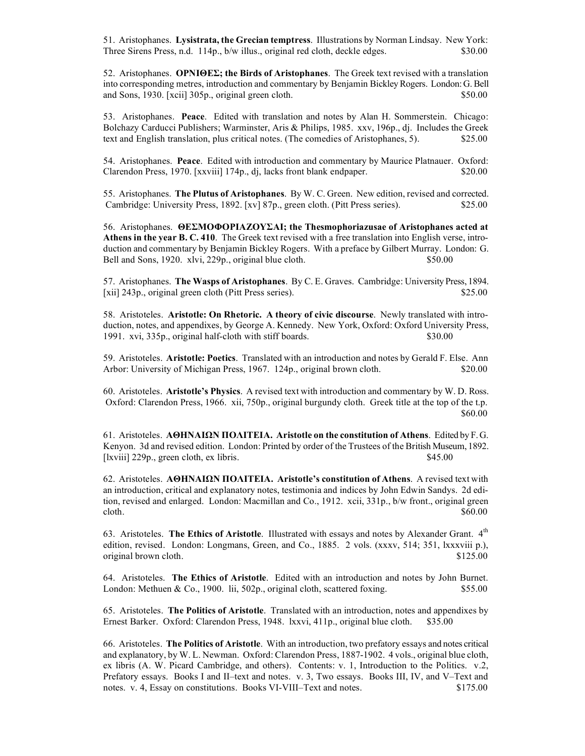51. Aristophanes. **Lysistrata, the Grecian temptress**. Illustrations by Norman Lindsay. New York: Three Sirens Press, n.d. 114p., b/w illus., original red cloth, deckle edges. $30.00

52. Aristophanes. **ΟΡΝΙΘΕΣ; the Birds of Aristophanes**. The Greek text revised with a translation into corresponding metres, introduction and commentary by Benjamin Bickley Rogers. London: G. Bell and Sons, 1930. [xcii] 305p., original green cloth. $50.00

53. Aristophanes. **Peace**. Edited with translation and notes by Alan H. Sommerstein. Chicago: Bolchazy Carducci Publishers; Warminster, Aris & Philips, 1985. xxv, 196p., dj. Includes the Greek text and English translation, plus critical notes. (The comedies of Aristophanes, 5). $25.00

54. Aristophanes. **Peace**. Edited with introduction and commentary by Maurice Platnauer. Oxford: Clarendon Press, 1970. [xxviii] 174p., dj, lacks front blank endpaper. $20.00

55. Aristophanes. **The Plutus of Aristophanes**. By W. C. Green. New edition, revised and corrected. Cambridge: University Press, 1892. [xv] 87p., green cloth. (Pitt Press series). $25.00

56. Aristophanes. **ΘΕΣΜΟΦΟΡΙΑΖΟΥΣΑΙ; the Thesmophoriazusae of Aristophanes acted at Athens in the year B. C. 410**. The Greek text revised with a free translation into English verse, introduction and commentary by Benjamin Bickley Rogers. With a preface by Gilbert Murray. London: G. Bell and Sons, 1920. xlvi, 229p., original blue cloth. $50.00

57. Aristophanes. **The Wasps of Aristophanes**. By C. E. Graves. Cambridge: University Press, 1894. [xii] 243p., original green cloth (Pitt Press series). $25.00

58. Aristoteles. **Aristotle: On Rhetoric. A theory of civic discourse**. Newly translated with introduction, notes, and appendixes, by George A. Kennedy. New York, Oxford: Oxford University Press, 1991. xvi, 335p., original half-cloth with stiff boards. $30.00

59. Aristoteles. **Aristotle: Poetics**. Translated with an introduction and notes by Gerald F. Else. Ann Arbor: University of Michigan Press, 1967. 124p., original brown cloth. $20.00

60. Aristoteles. **Aristotle's Physics**. A revised text with introduction and commentary by W. D. Ross. Oxford: Clarendon Press, 1966. xii, 750p., original burgundy cloth. Greek title at the top of the t.p. $60.00

61. Aristoteles. **ΑΘΗΝΑΙΩΝ ΠΟΛΙΤΕΙΑ. Aristotle on the constitution of Athens**. Edited by F. G. Kenyon. 3d and revised edition. London: Printed by order of the Trustees of the British Museum, 1892. [lxviii] 229p., green cloth, ex libris. $45.00

62. Aristoteles. **ΑΘΗΝΑΙΩΝ ΠΟΛΙΤΕΙΑ. Aristotle's constitution of Athens**. A revised text with an introduction, critical and explanatory notes, testimonia and indices by John Edwin Sandys. 2d edition, revised and enlarged. London: Macmillan and Co., 1912. xcii, 331p., b/w front., original green cloth. $60.00

63. Aristoteles. **The Ethics of Aristotle**. Illustrated with essays and notes by Alexander Grant. 4th edition, revised. London: Longmans, Green, and Co., 1885. 2 vols. (xxxv, 514; 351, lxxxviii p.), original brown cloth. $125.00

64. Aristoteles. **The Ethics of Aristotle**. Edited with an introduction and notes by John Burnet. London: Methuen & Co., 1900. lii, 502p., original cloth, scattered foxing. $55.00

65. Aristoteles. **The Politics of Aristotle**. Translated with an introduction, notes and appendixes by Ernest Barker. Oxford: Clarendon Press, 1948. lxxvi, 411p., original blue cloth. $35.00

66. Aristoteles. **The Politics of Aristotle**. With an introduction, two prefatory essays and notes critical and explanatory, by W. L. Newman. Oxford: Clarendon Press, 1887-1902. 4 vols., original blue cloth, ex libris (A. W. Picard Cambridge, and others). Contents: v. 1, Introduction to the Politics. v.2, Prefatory essays. Books I and II–text and notes. v. 3, Two essays. Books III, IV, and V–Text and notes. v. 4, Essay on constitutions. Books VI-VIII–Text and notes. $175.00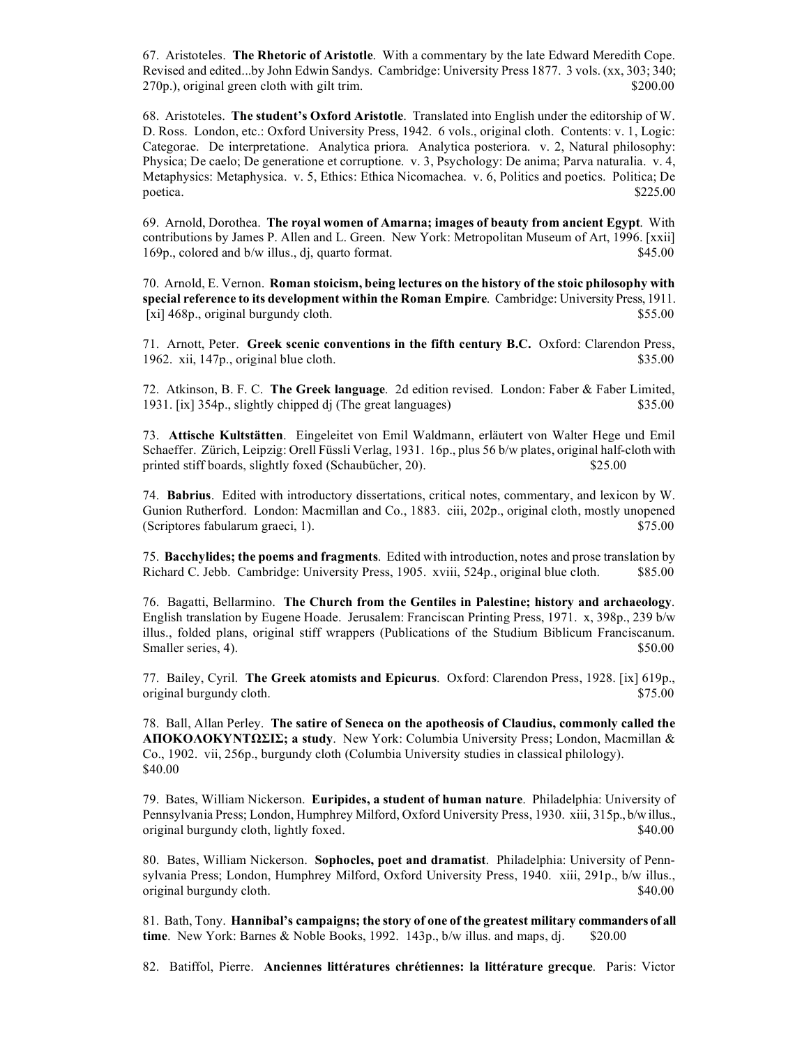67. Aristoteles. **The Rhetoric of Aristotle**. With a commentary by the late Edward Meredith Cope. Revised and edited...by John Edwin Sandys. Cambridge: University Press 1877. 3 vols. (xx, 303; 340; 270p.), original green cloth with gilt trim. $200.00

68. Aristoteles. **The student's Oxford Aristotle**. Translated into English under the editorship of W. D. Ross. London, etc.: Oxford University Press, 1942. 6 vols., original cloth. Contents: v. 1, Logic: Categorae. De interpretatione. Analytica priora. Analytica posteriora. v. 2, Natural philosophy: Physica; De caelo; De generatione et corruptione. v. 3, Psychology: De anima; Parva naturalia. v. 4, Metaphysics: Metaphysica. v. 5, Ethics: Ethica Nicomachea. v. 6, Politics and poetics. Politica; De poetica. $225.00

69. Arnold, Dorothea. **The royal women of Amarna; images of beauty from ancient Egypt**. With contributions by James P. Allen and L. Green. New York: Metropolitan Museum of Art, 1996. [xxii] 169p., colored and b/w illus., dj, quarto format. $45.00

70. Arnold, E. Vernon. **Roman stoicism, being lectures on the history of the stoic philosophy with special reference to its development within the Roman Empire**. Cambridge: University Press, 1911. [xi] 468p., original burgundy cloth. $55.00

71. Arnott, Peter. **Greek scenic conventions in the fifth century B.C.** Oxford: Clarendon Press, 1962. xii, 147p., original blue cloth. $35.00

72. Atkinson, B. F. C. **The Greek language**. 2d edition revised. London: Faber & Faber Limited, 1931. [ix] 354p., slightly chipped dj (The great languages) $35.00

73. **Attische Kultstätten**. Eingeleitet von Emil Waldmann, erläutert von Walter Hege und Emil Schaeffer. Zürich, Leipzig: Orell Füssli Verlag, 1931. 16p., plus 56 b/w plates, original half-cloth with printed stiff boards, slightly foxed (Schaubücher, 20). $25.00

74. **Babrius**. Edited with introductory dissertations, critical notes, commentary, and lexicon by W. Gunion Rutherford. London: Macmillan and Co., 1883. ciii, 202p., original cloth, mostly unopened (Scriptores fabularum graeci, 1). $75.00

75. **Bacchylides; the poems and fragments**. Edited with introduction, notes and prose translation by Richard C. Jebb. Cambridge: University Press, 1905. xviii, 524p., original blue cloth. $85.00

76. Bagatti, Bellarmino. **The Church from the Gentiles in Palestine; history and archaeology**. English translation by Eugene Hoade. Jerusalem: Franciscan Printing Press, 1971. x, 398p., 239 b/w illus., folded plans, original stiff wrappers (Publications of the Studium Biblicum Franciscanum. Smaller series, 4). $50.00

77. Bailey, Cyril. **The Greek atomists and Epicurus**. Oxford: Clarendon Press, 1928. [ix] 619p., original burgundy cloth. $75.00

78. Ball, Allan Perley. **The satire of Seneca on the apotheosis of Claudius, commonly called the ΑΠΟΚΟΛΟΚΥΝΤΩΣΙΣ; a study**. New York: Columbia University Press; London, Macmillan & Co., 1902. vii, 256p., burgundy cloth (Columbia University studies in classical philology). $40.00

79. Bates, William Nickerson. **Euripides, a student of human nature**. Philadelphia: University of Pennsylvania Press; London, Humphrey Milford, Oxford University Press, 1930. xiii, 315p., b/w illus., original burgundy cloth, lightly foxed. $40.00

80. Bates, William Nickerson. **Sophocles, poet and dramatist**. Philadelphia: University of Pennsylvania Press; London, Humphrey Milford, Oxford University Press, 1940. xiii, 291p., b/w illus., original burgundy cloth. $40.00

81. Bath, Tony. **Hannibal's campaigns; the story of one of the greatest military commanders of all time**. New York: Barnes & Noble Books, 1992. 143p., b/w illus. and maps, dj. $20.00

82. Batiffol, Pierre. **Anciennes littératures chrétiennes: la littérature grecque**. Paris: Victor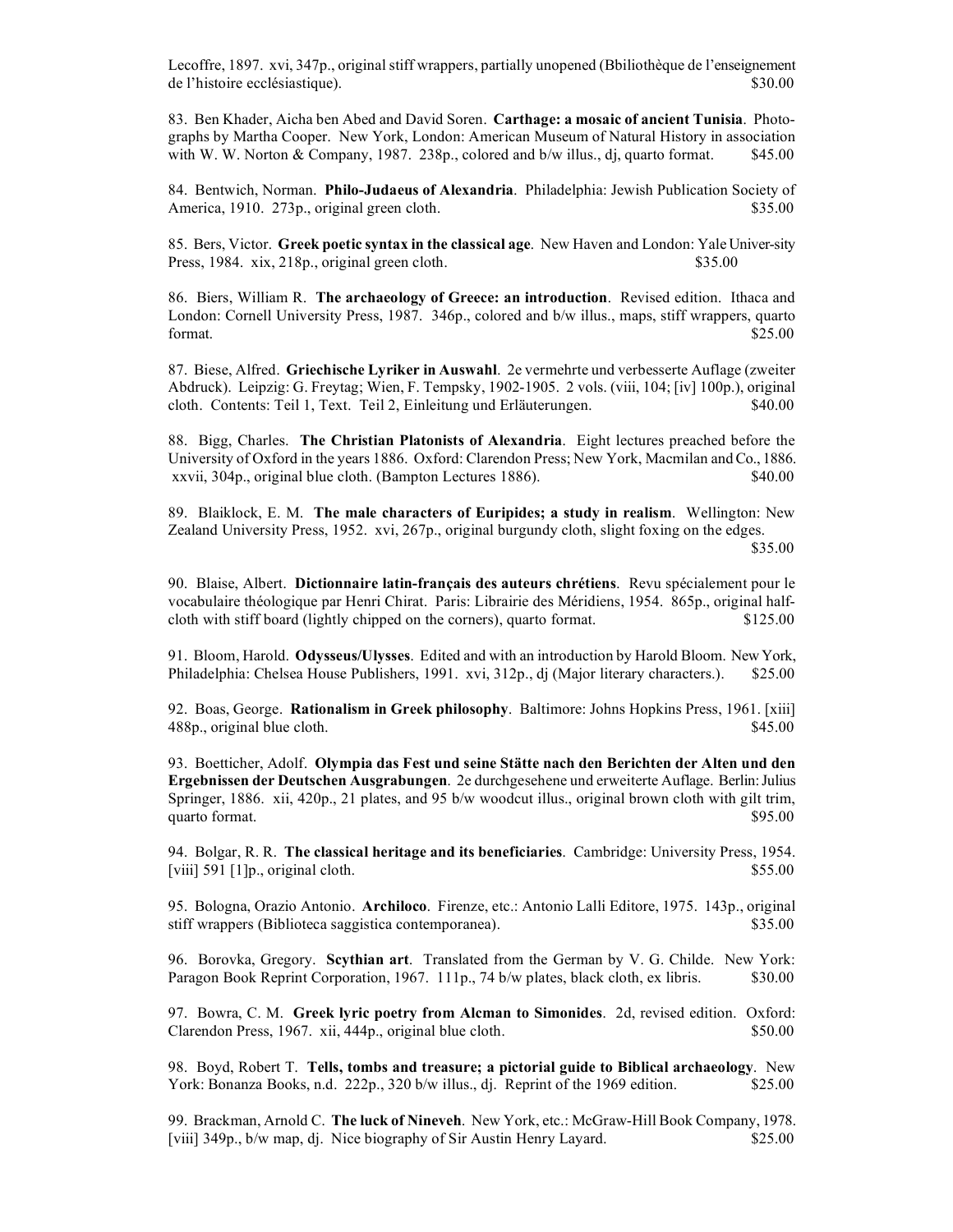Lecoffre, 1897. xvi, 347p., original stiff wrappers, partially unopened (Bbiliothèque de l'enseignement de l'histoire ecclésiastique). $30.00

83. Ben Khader, Aicha ben Abed and David Soren. **Carthage: a mosaic of ancient Tunisia**. Photographs by Martha Cooper. New York, London: American Museum of Natural History in association with W. W. Norton & Company, 1987. 238p., colored and b/w illus., dj, quarto format. $45.00

84. Bentwich, Norman. **Philo-Judaeus of Alexandria**. Philadelphia: Jewish Publication Society of America, 1910. 273p., original green cloth. $35.00

85. Bers, Victor. **Greek poetic syntax in the classical age**. New Haven and London: Yale Univer-sity Press, 1984. xix, 218p., original green cloth. $35.00

86. Biers, William R. **The archaeology of Greece: an introduction**. Revised edition. Ithaca and London: Cornell University Press, 1987. 346p., colored and b/w illus., maps, stiff wrappers, quarto format. $25.00

87. Biese, Alfred. **Griechische Lyriker in Auswahl**. 2e vermehrte und verbesserte Auflage (zweiter Abdruck). Leipzig: G. Freytag; Wien, F. Tempsky, 1902-1905. 2 vols. (viii, 104; [iv] 100p.), original cloth. Contents: Teil 1, Text. Teil 2, Einleitung und Erläuterungen. $40.00

88. Bigg, Charles. **The Christian Platonists of Alexandria**. Eight lectures preached before the University of Oxford in the years 1886. Oxford: Clarendon Press; New York, Macmilan and Co., 1886. xxvii, 304p., original blue cloth. (Bampton Lectures 1886). $40.00

89. Blaiklock, E. M. **The male characters of Euripides; a study in realism**. Wellington: New Zealand University Press, 1952. xvi, 267p., original burgundy cloth, slight foxing on the edges. $35.00

90. Blaise, Albert. **Dictionnaire latin-français des auteurs chrétiens**. Revu spécialement pour le vocabulaire théologique par Henri Chirat. Paris: Librairie des Méridiens, 1954. 865p., original half-cloth with stiff board (lightly chipped on the corners), quarto format. $125.00

91. Bloom, Harold. **Odysseus/Ulysses**. Edited and with an introduction by Harold Bloom. New York, Philadelphia: Chelsea House Publishers, 1991. xvi, 312p., dj (Major literary characters.). $25.00

92. Boas, George. **Rationalism in Greek philosophy**. Baltimore: Johns Hopkins Press, 1961. [xiii] 488p., original blue cloth. $45.00

93. Boetticher, Adolf. **Olympia das Fest und seine Stätte nach den Berichten der Alten und den Ergebnissen der Deutschen Ausgrabungen**. 2e durchgesehene und erweiterte Auflage. Berlin: Julius Springer, 1886. xii, 420p., 21 plates, and 95 b/w woodcut illus., original brown cloth with gilt trim, quarto format. $95.00

94. Bolgar, R. R. **The classical heritage and its beneficiaries**. Cambridge: University Press, 1954. [viii] 591 [1]p., original cloth. $55.00

95. Bologna, Orazio Antonio. **Archiloco**. Firenze, etc.: Antonio Lalli Editore, 1975. 143p., original stiff wrappers (Biblioteca saggistica contemporanea). $35.00

96. Borovka, Gregory. **Scythian art**. Translated from the German by V. G. Childe. New York: Paragon Book Reprint Corporation, 1967. 111p., 74 b/w plates, black cloth, ex libris. $30.00

97. Bowra, C. M. **Greek lyric poetry from Alcman to Simonides**. 2d, revised edition. Oxford: Clarendon Press, 1967. xii, 444p., original blue cloth. $50.00

98. Boyd, Robert T. **Tells, tombs and treasure; a pictorial guide to Biblical archaeology**. New York: Bonanza Books, n.d. 222p., 320 b/w illus., dj. Reprint of the 1969 edition. $25.00

99. Brackman, Arnold C. **The luck of Nineveh**. New York, etc.: McGraw-Hill Book Company, 1978. [viii] 349p., b/w map, dj. Nice biography of Sir Austin Henry Layard. $25.00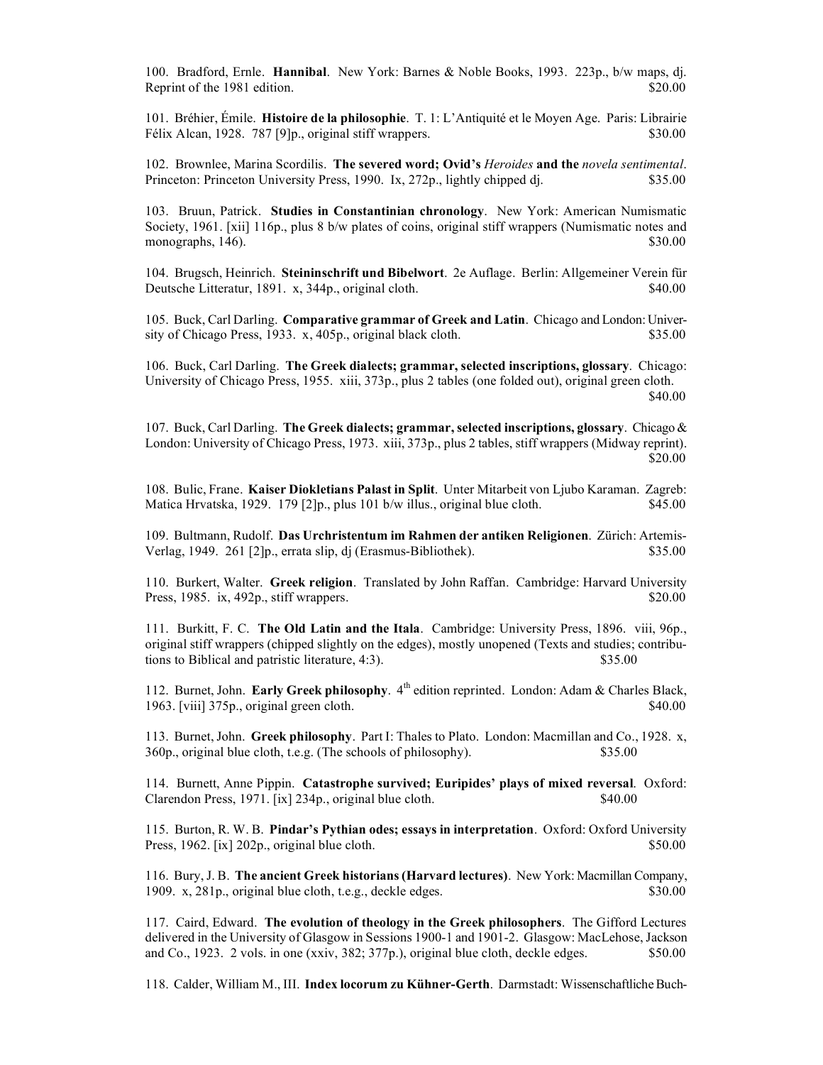100. Bradford, Ernle. **Hannibal**. New York: Barnes & Noble Books, 1993. 223p., b/w maps, dj. Reprint of the 1981 edition. $20.00

101. Bréhier, Émile. **Histoire de la philosophie**. T. 1: L'Antiquité et le Moyen Age. Paris: Librairie Félix Alcan, 1928. 787 [9]p., original stiff wrappers. $30.00

102. Brownlee, Marina Scordilis. **The severed word; Ovid's *Heroides* and the *novela sentimental*.** Princeton: Princeton University Press, 1990. Ix, 272p., lightly chipped dj. $35.00

103. Bruun, Patrick. **Studies in Constantinian chronology**. New York: American Numismatic Society, 1961. [xii] 116p., plus 8 b/w plates of coins, original stiff wrappers (Numismatic notes and monographs, 146). $30.00

104. Brugsch, Heinrich. **Steininschrift und Bibelwort**. 2e Auflage. Berlin: Allgemeiner Verein für Deutsche Litteratur, 1891. x, 344p., original cloth. $40.00

105. Buck, Carl Darling. **Comparative grammar of Greek and Latin**. Chicago and London: University of Chicago Press, 1933. x, 405p., original black cloth. $35.00

106. Buck, Carl Darling. **The Greek dialects; grammar, selected inscriptions, glossary**. Chicago: University of Chicago Press, 1955. xiii, 373p., plus 2 tables (one folded out), original green cloth. $40.00

107. Buck, Carl Darling. **The Greek dialects; grammar, selected inscriptions, glossary**. Chicago & London: University of Chicago Press, 1973. xiii, 373p., plus 2 tables, stiff wrappers (Midway reprint). $20.00

108. Bulic, Frane. **Kaiser Diokletians Palast in Split**. Unter Mitarbeit von Ljubo Karaman. Zagreb: Matica Hrvatska, 1929. 179 [2]p., plus 101 b/w illus., original blue cloth. $45.00

109. Bultmann, Rudolf. **Das Urchristentum im Rahmen der antiken Religionen**. Zürich: Artemis-Verlag, 1949. 261 [2]p., errata slip, dj (Erasmus-Bibliothek). $35.00

110. Burkert, Walter. **Greek religion**. Translated by John Raffan. Cambridge: Harvard University Press, 1985. ix, 492p., stiff wrappers. $20.00

111. Burkitt, F. C. **The Old Latin and the Itala**. Cambridge: University Press, 1896. viii, 96p., original stiff wrappers (chipped slightly on the edges), mostly unopened (Texts and studies; contributions to Biblical and patristic literature, 4:3). $35.00

112. Burnet, John. **Early Greek philosophy**. 4th edition reprinted. London: Adam & Charles Black, 1963. [viii] 375p., original green cloth. $40.00

113. Burnet, John. **Greek philosophy**. Part I: Thales to Plato. London: Macmillan and Co., 1928. x, 360p., original blue cloth, t.e.g. (The schools of philosophy). $35.00

114. Burnett, Anne Pippin. **Catastrophe survived; Euripides' plays of mixed reversal**. Oxford: Clarendon Press, 1971. [ix] 234p., original blue cloth. $40.00

115. Burton, R. W. B. **Pindar's Pythian odes; essays in interpretation**. Oxford: Oxford University Press, 1962. [ix] 202p., original blue cloth. $50.00

116. Bury, J. B. **The ancient Greek historians (Harvard lectures)**. New York: Macmillan Company, 1909. x, 281p., original blue cloth, t.e.g., deckle edges. $30.00

117. Caird, Edward. **The evolution of theology in the Greek philosophers**. The Gifford Lectures delivered in the University of Glasgow in Sessions 1900-1 and 1901-2. Glasgow: MacLehose, Jackson and Co., 1923. 2 vols. in one (xxiv, 382; 377p.), original blue cloth, deckle edges. $50.00

118. Calder, William M., III. **Index locorum zu Kühner-Gerth**. Darmstadt: Wissenschaftliche Buch-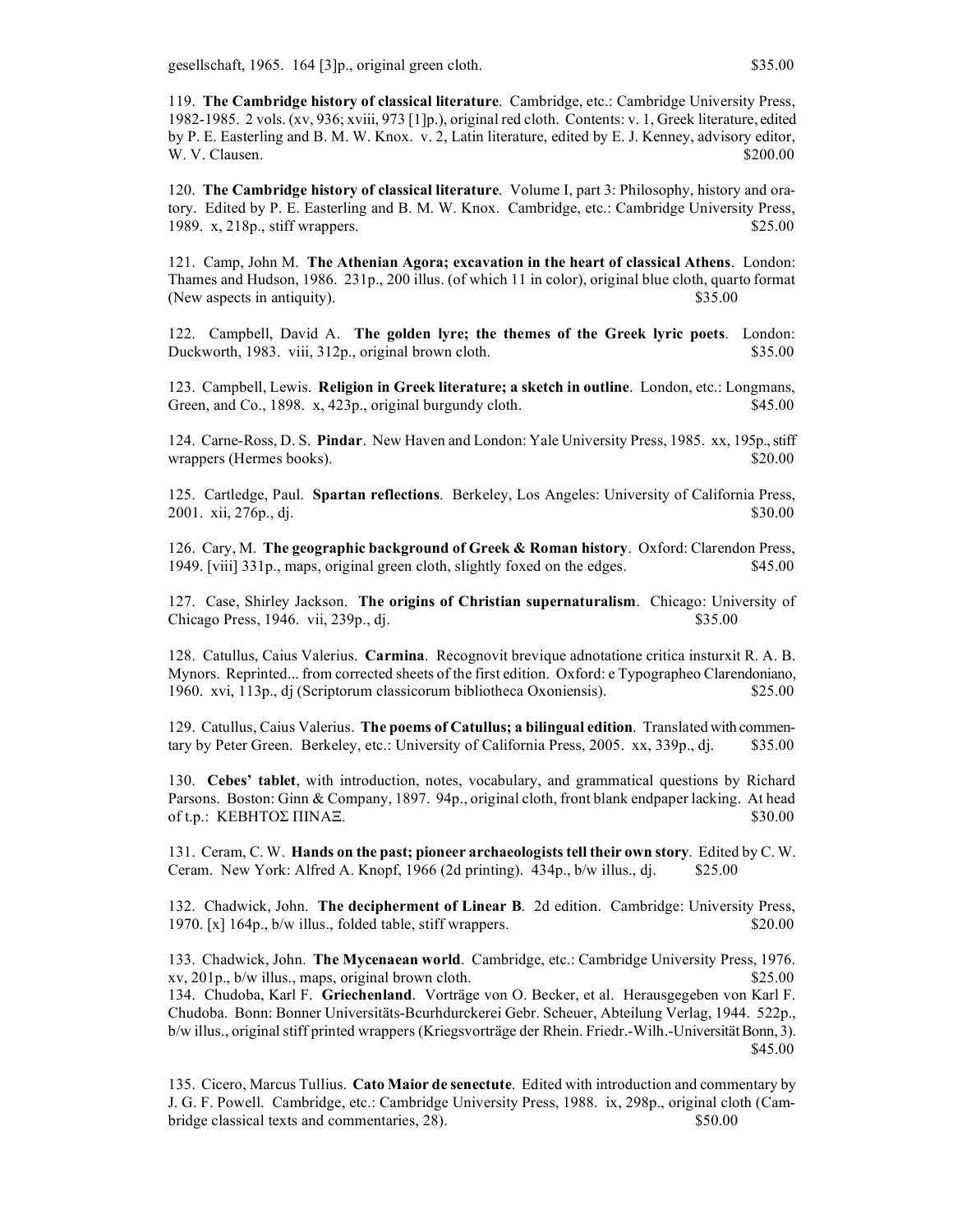gesellschaft, 1965. 164 [3]p., original green cloth. $35.00

119. **The Cambridge history of classical literature**. Cambridge, etc.: Cambridge University Press, 1982-1985. 2 vols. (xv, 936; xviii, 973 [1]p.), original red cloth. Contents: v. 1, Greek literature, edited by P. E. Easterling and B. M. W. Knox. v. 2, Latin literature, edited by E. J. Kenney, advisory editor, W. V. Clausen. $200.00

120. **The Cambridge history of classical literature**. Volume I, part 3: Philosophy, history and oratory. Edited by P. E. Easterling and B. M. W. Knox. Cambridge, etc.: Cambridge University Press, 1989. x, 218p., stiff wrappers. $25.00

121. Camp, John M. **The Athenian Agora; excavation in the heart of classical Athens**. London: Thames and Hudson, 1986. 231p., 200 illus. (of which 11 in color), original blue cloth, quarto format (New aspects in antiquity). $35.00

122. Campbell, David A. **The golden lyre; the themes of the Greek lyric poets**. London: Duckworth, 1983. viii, 312p., original brown cloth. $35.00

123. Campbell, Lewis. **Religion in Greek literature; a sketch in outline**. London, etc.: Longmans, Green, and Co., 1898. x, 423p., original burgundy cloth. $45.00

124. Carne-Ross, D. S. **Pindar**. New Haven and London: Yale University Press, 1985. xx, 195p., stiff wrappers (Hermes books). $20.00

125. Cartledge, Paul. **Spartan reflections**. Berkeley, Los Angeles: University of California Press, 2001. xii, 276p., dj. $30.00

126. Cary, M. **The geographic background of Greek & Roman history**. Oxford: Clarendon Press, 1949. [viii] 331p., maps, original green cloth, slightly foxed on the edges. $45.00

127. Case, Shirley Jackson. **The origins of Christian supernaturalism**. Chicago: University of Chicago Press, 1946. vii, 239p., dj. $35.00

128. Catullus, Caius Valerius. **Carmina**. Recognovit brevique adnotatione critica insturxit R. A. B. Mynors. Reprinted... from corrected sheets of the first edition. Oxford: e Typographeo Clarendoniano, 1960. xvi, 113p., dj (Scriptorum classicorum bibliotheca Oxoniensis). $25.00

129. Catullus, Caius Valerius. **The poems of Catullus; a bilingual edition**. Translated with commentary by Peter Green. Berkeley, etc.: University of California Press, 2005. xx, 339p., dj. $35.00

130. **Cebes' tablet**, with introduction, notes, vocabulary, and grammatical questions by Richard Parsons. Boston: Ginn & Company, 1897. 94p., original cloth, front blank endpaper lacking. At head of t.p.: ΚΕΒΗΤΟΣ ΠΙΝΑΞ. $30.00

131. Ceram, C. W. **Hands on the past; pioneer archaeologists tell their own story**. Edited by C. W. Ceram. New York: Alfred A. Knopf, 1966 (2d printing). 434p., b/w illus., dj. $25.00

132. Chadwick, John. **The decipherment of Linear B**. 2d edition. Cambridge: University Press, 1970. [x] 164p., b/w illus., folded table, stiff wrappers. $20.00

133. Chadwick, John. **The Mycenaean world**. Cambridge, etc.: Cambridge University Press, 1976. xv, 201p., b/w illus., maps, original brown cloth. $25.00

134. Chudoba, Karl F. **Griechenland**. Vorträge von O. Becker, et al. Herausgegeben von Karl F. Chudoba. Bonn: Bonner Universitäts-Bcurhdurckerei Gebr. Scheuer, Abteilung Verlag, 1944. 522p., b/w illus., original stiff printed wrappers (Kriegsvorträge der Rhein. Friedr.-Wilh.-Universität Bonn, 3). $45.00

135. Cicero, Marcus Tullius. **Cato Maior de senectute**. Edited with introduction and commentary by J. G. F. Powell. Cambridge, etc.: Cambridge University Press, 1988. ix, 298p., original cloth (Cambridge classical texts and commentaries, 28). $50.00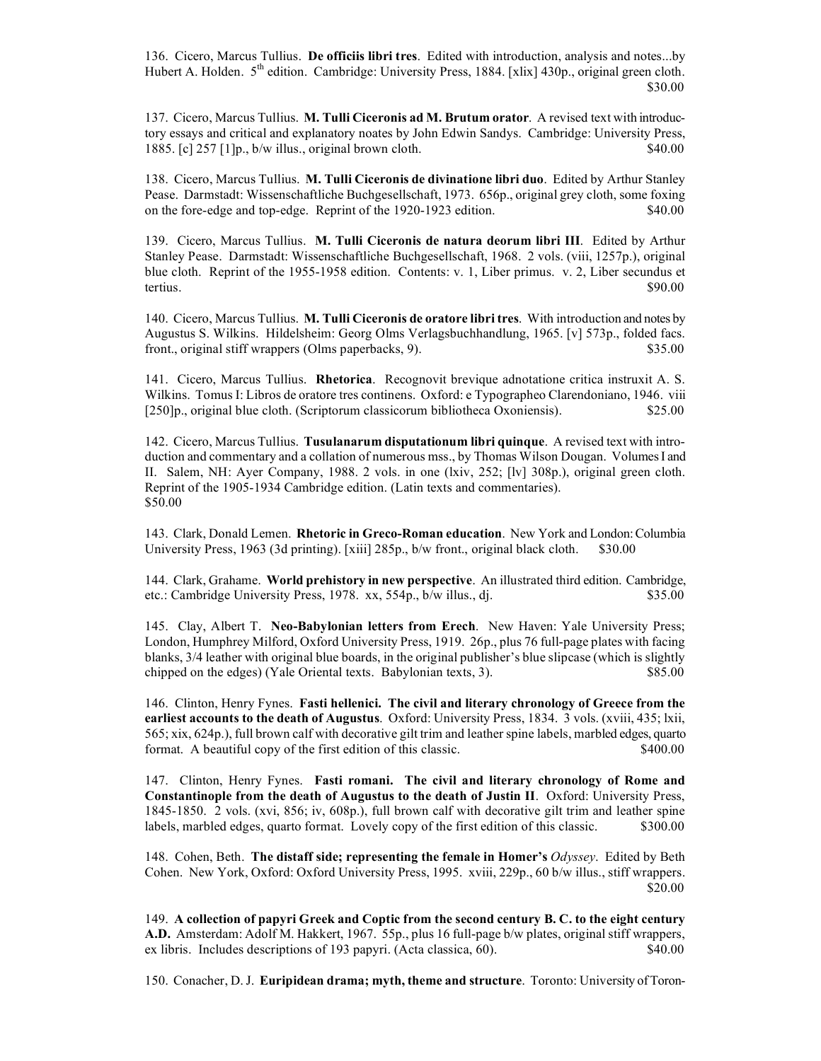136. Cicero, Marcus Tullius. **De officiis libri tres**. Edited with introduction, analysis and notes...by Hubert A. Holden. 5th edition. Cambridge: University Press, 1884. [xlix] 430p., original green cloth. $30.00

137. Cicero, Marcus Tullius. **M. Tulli Ciceronis ad M. Brutum orator**. A revised text with introductory essays and critical and explanatory noates by John Edwin Sandys. Cambridge: University Press, 1885. [c] 257 [1]p., b/w illus., original brown cloth. $40.00

138. Cicero, Marcus Tullius. **M. Tulli Ciceronis de divinatione libri duo**. Edited by Arthur Stanley Pease. Darmstadt: Wissenschaftliche Buchgesellschaft, 1973. 656p., original grey cloth, some foxing on the fore-edge and top-edge. Reprint of the 1920-1923 edition. $40.00

139. Cicero, Marcus Tullius. **M. Tulli Ciceronis de natura deorum libri III**. Edited by Arthur Stanley Pease. Darmstadt: Wissenschaftliche Buchgesellschaft, 1968. 2 vols. (viii, 1257p.), original blue cloth. Reprint of the 1955-1958 edition. Contents: v. 1, Liber primus. v. 2, Liber secundus et tertius. $90.00

140. Cicero, Marcus Tullius. **M. Tulli Ciceronis de oratore libri tres**. With introduction and notes by Augustus S. Wilkins. Hildelsheim: Georg Olms Verlagsbuchhandlung, 1965. [v] 573p., folded facs. front., original stiff wrappers (Olms paperbacks, 9). $35.00

141. Cicero, Marcus Tullius. **Rhetorica**. Recognovit brevique adnotatione critica instruxit A. S. Wilkins. Tomus I: Libros de oratore tres continens. Oxford: e Typographeo Clarendoniano, 1946. viii [250]p., original blue cloth. (Scriptorum classicorum bibliotheca Oxoniensis). $25.00

142. Cicero, Marcus Tullius. **Tusulanarum disputationum libri quinque**. A revised text with introduction and commentary and a collation of numerous mss., by Thomas Wilson Dougan. Volumes I and II. Salem, NH: Ayer Company, 1988. 2 vols. in one (lxiv, 252; [lv] 308p.), original green cloth. Reprint of the 1905-1934 Cambridge edition. (Latin texts and commentaries). $50.00

143. Clark, Donald Lemen. **Rhetoric in Greco-Roman education**. New York and London: Columbia University Press, 1963 (3d printing). [xiii] 285p., b/w front., original black cloth. $30.00

144. Clark, Grahame. **World prehistory in new perspective**. An illustrated third edition. Cambridge, etc.: Cambridge University Press, 1978. xx, 554p., b/w illus., dj. $35.00

145. Clay, Albert T. **Neo-Babylonian letters from Erech**. New Haven: Yale University Press; London, Humphrey Milford, Oxford University Press, 1919. 26p., plus 76 full-page plates with facing blanks, 3/4 leather with original blue boards, in the original publisher's blue slipcase (which is slightly chipped on the edges) (Yale Oriental texts. Babylonian texts, 3). $85.00

146. Clinton, Henry Fynes. **Fasti hellenici. The civil and literary chronology of Greece from the earliest accounts to the death of Augustus**. Oxford: University Press, 1834. 3 vols. (xviii, 435; lxii, 565; xix, 624p.), full brown calf with decorative gilt trim and leather spine labels, marbled edges, quarto format. A beautiful copy of the first edition of this classic. $400.00

147. Clinton, Henry Fynes. **Fasti romani. The civil and literary chronology of Rome and Constantinople from the death of Augustus to the death of Justin II**. Oxford: University Press, 1845-1850. 2 vols. (xvi, 856; iv, 608p.), full brown calf with decorative gilt trim and leather spine labels, marbled edges, quarto format. Lovely copy of the first edition of this classic. $300.00

148. Cohen, Beth. **The distaff side; representing the female in Homer's *Odyssey***. Edited by Beth Cohen. New York, Oxford: Oxford University Press, 1995. xviii, 229p., 60 b/w illus., stiff wrappers. $20.00

149. **A collection of papyri Greek and Coptic from the second century B. C. to the eight century A.D.** Amsterdam: Adolf M. Hakkert, 1967. 55p., plus 16 full-page b/w plates, original stiff wrappers, ex libris. Includes descriptions of 193 papyri. (Acta classica, 60). $40.00

150. Conacher, D. J. **Euripidean drama; myth, theme and structure**. Toronto: University of Toron-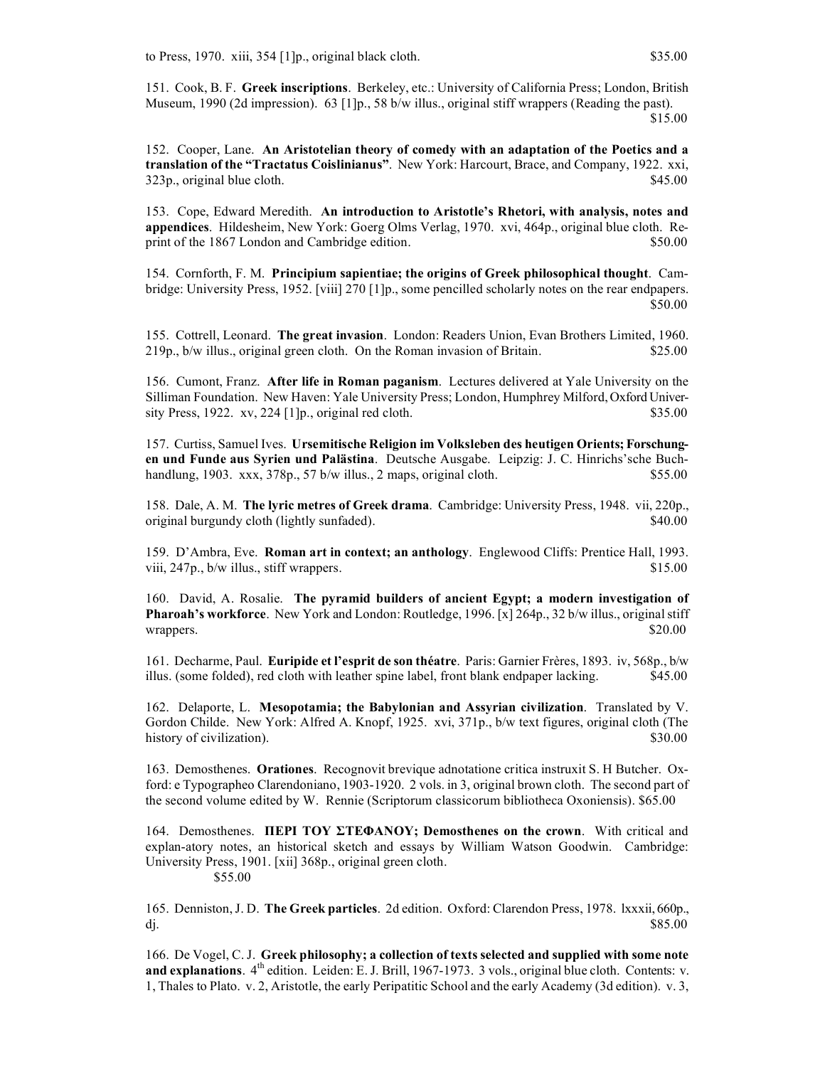to Press, 1970. xiii, 354 [1]p., original black cloth. $35.00

151. Cook, B. F. **Greek inscriptions**. Berkeley, etc.: University of California Press; London, British Museum, 1990 (2d impression). 63 [1]p., 58 b/w illus., original stiff wrappers (Reading the past). $15.00

152. Cooper, Lane. **An Aristotelian theory of comedy with an adaptation of the Poetics and a translation of the "Tractatus Coislinianus"**. New York: Harcourt, Brace, and Company, 1922. xxi, 323p., original blue cloth. $45.00

153. Cope, Edward Meredith. **An introduction to Aristotle's Rhetori, with analysis, notes and appendices**. Hildesheim, New York: Goerg Olms Verlag, 1970. xvi, 464p., original blue cloth. Reprint of the 1867 London and Cambridge edition. $50.00

154. Cornforth, F. M. **Principium sapientiae; the origins of Greek philosophical thought**. Cambridge: University Press, 1952. [viii] 270 [1]p., some pencilled scholarly notes on the rear endpapers. $50.00

155. Cottrell, Leonard. **The great invasion**. London: Readers Union, Evan Brothers Limited, 1960. 219p., b/w illus., original green cloth. On the Roman invasion of Britain. $25.00

156. Cumont, Franz. **After life in Roman paganism**. Lectures delivered at Yale University on the Silliman Foundation. New Haven: Yale University Press; London, Humphrey Milford, Oxford University Press, 1922. xv, 224 [1]p., original red cloth. $35.00

157. Curtiss, Samuel Ives. **Ursemitische Religion im Volksleben des heutigen Orients; Forschungen und Funde aus Syrien und Palästina**. Deutsche Ausgabe. Leipzig: J. C. Hinrichs'sche Buchhandlung, 1903. xxx, 378p., 57 b/w illus., 2 maps, original cloth. $55.00

158. Dale, A. M. **The lyric metres of Greek drama**. Cambridge: University Press, 1948. vii, 220p., original burgundy cloth (lightly sunfaded). $40.00

159. D'Ambra, Eve. **Roman art in context; an anthology**. Englewood Cliffs: Prentice Hall, 1993. viii, 247p., b/w illus., stiff wrappers. $15.00

160. David, A. Rosalie. **The pyramid builders of ancient Egypt; a modern investigation of Pharoah's workforce**. New York and London: Routledge, 1996. [x] 264p., 32 b/w illus., original stiff wrappers. $20.00

161. Decharme, Paul. **Euripide et l'esprit de son théatre**. Paris: Garnier Frères, 1893. iv, 568p., b/w illus. (some folded), red cloth with leather spine label, front blank endpaper lacking. $45.00

162. Delaporte, L. **Mesopotamia; the Babylonian and Assyrian civilization**. Translated by V. Gordon Childe. New York: Alfred A. Knopf, 1925. xvi, 371p., b/w text figures, original cloth (The history of civilization). $30.00

163. Demosthenes. **Orationes**. Recognovit brevique adnotatione critica instruxit S. H Butcher. Oxford: e Typographeo Clarendoniano, 1903-1920. 2 vols. in 3, original brown cloth. The second part of the second volume edited by W. Rennie (Scriptorum classicorum bibliotheca Oxoniensis). $65.00

164. Demosthenes. **ΠΕΡΙ ΤΟΥ ΣΤΕΦΑΝΟΥ; Demosthenes on the crown**. With critical and explan-atory notes, an historical sketch and essays by William Watson Goodwin. Cambridge: University Press, 1901. [xii] 368p., original green cloth. $55.00

165. Denniston, J. D. **The Greek particles**. 2d edition. Oxford: Clarendon Press, 1978. lxxxii, 660p., dj. $85.00

166. De Vogel, C. J. **Greek philosophy; a collection of texts selected and supplied with some note and explanations**. 4th edition. Leiden: E. J. Brill, 1967-1973. 3 vols., original blue cloth. Contents: v. 1, Thales to Plato. v. 2, Aristotle, the early Peripatitic School and the early Academy (3d edition). v. 3,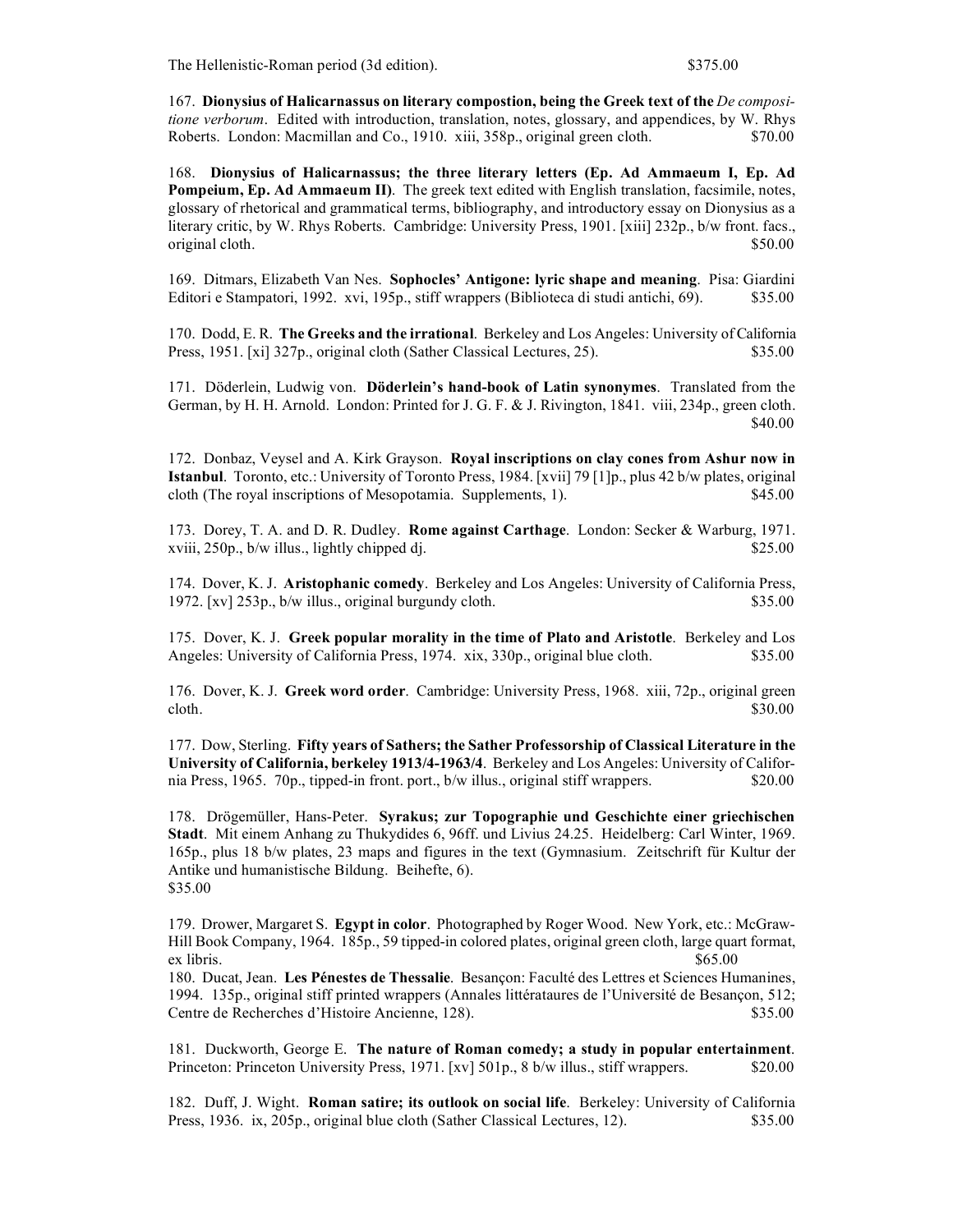The Hellenistic-Roman period (3d edition). $375.00

167. **Dionysius of Halicarnassus on literary compostion, being the Greek text of the** *De compositione verborum*. Edited with introduction, translation, notes, glossary, and appendices, by W. Rhys Roberts. London: Macmillan and Co., 1910. xiii, 358p., original green cloth. $70.00

168. **Dionysius of Halicarnassus; the three literary letters (Ep. Ad Ammaeum I, Ep. Ad Pompeium, Ep. Ad Ammaeum II)**. The greek text edited with English translation, facsimile, notes, glossary of rhetorical and grammatical terms, bibliography, and introductory essay on Dionysius as a literary critic, by W. Rhys Roberts. Cambridge: University Press, 1901. [xiii] 232p., b/w front. facs., original cloth. $50.00

169. Ditmars, Elizabeth Van Nes. **Sophocles' Antigone: lyric shape and meaning**. Pisa: Giardini Editori e Stampatori, 1992. xvi, 195p., stiff wrappers (Biblioteca di studi antichi, 69). $35.00

170. Dodd, E. R. **The Greeks and the irrational**. Berkeley and Los Angeles: University of California Press, 1951. [xi] 327p., original cloth (Sather Classical Lectures, 25). $35.00

171. Döderlein, Ludwig von. **Döderlein's hand-book of Latin synonymes**. Translated from the German, by H. H. Arnold. London: Printed for J. G. F. & J. Rivington, 1841. viii, 234p., green cloth. $40.00

172. Donbaz, Veysel and A. Kirk Grayson. **Royal inscriptions on clay cones from Ashur now in Istanbul**. Toronto, etc.: University of Toronto Press, 1984. [xvii] 79 [1]p., plus 42 b/w plates, original cloth (The royal inscriptions of Mesopotamia. Supplements, 1). $45.00

173. Dorey, T. A. and D. R. Dudley. **Rome against Carthage**. London: Secker & Warburg, 1971. xviii, 250p., b/w illus., lightly chipped dj. $25.00

174. Dover, K. J. **Aristophanic comedy**. Berkeley and Los Angeles: University of California Press, 1972. [xv] 253p., b/w illus., original burgundy cloth. $35.00

175. Dover, K. J. **Greek popular morality in the time of Plato and Aristotle**. Berkeley and Los Angeles: University of California Press, 1974. xix, 330p., original blue cloth. $35.00

176. Dover, K. J. **Greek word order**. Cambridge: University Press, 1968. xiii, 72p., original green cloth. $30.00

177. Dow, Sterling. **Fifty years of Sathers; the Sather Professorship of Classical Literature in the University of California, berkeley 1913/4-1963/4**. Berkeley and Los Angeles: University of California Press, 1965. 70p., tipped-in front. port., b/w illus., original stiff wrappers. $20.00

178. Drögemüller, Hans-Peter. **Syrakus; zur Topographie und Geschichte einer griechischen Stadt**. Mit einem Anhang zu Thukydides 6, 96ff. und Livius 24.25. Heidelberg: Carl Winter, 1969. 165p., plus 18 b/w plates, 23 maps and figures in the text (Gymnasium. Zeitschrift für Kultur der Antike und humanistische Bildung. Beihefte, 6). $35.00

179. Drower, Margaret S. **Egypt in color**. Photographed by Roger Wood. New York, etc.: McGraw-Hill Book Company, 1964. 185p., 59 tipped-in colored plates, original green cloth, large quart format, ex libris. $65.00

180. Ducat, Jean. **Les Pénestes de Thessalie**. Besançon: Faculté des Lettres et Sciences Humanines, 1994. 135p., original stiff printed wrappers (Annales littérataures de l'Université de Besançon, 512; Centre de Recherches d'Histoire Ancienne, 128). $35.00

181. Duckworth, George E. **The nature of Roman comedy; a study in popular entertainment**. Princeton: Princeton University Press, 1971. [xv] 501p., 8 b/w illus., stiff wrappers. $20.00

182. Duff, J. Wight. **Roman satire; its outlook on social life**. Berkeley: University of California Press, 1936. ix, 205p., original blue cloth (Sather Classical Lectures, 12). $35.00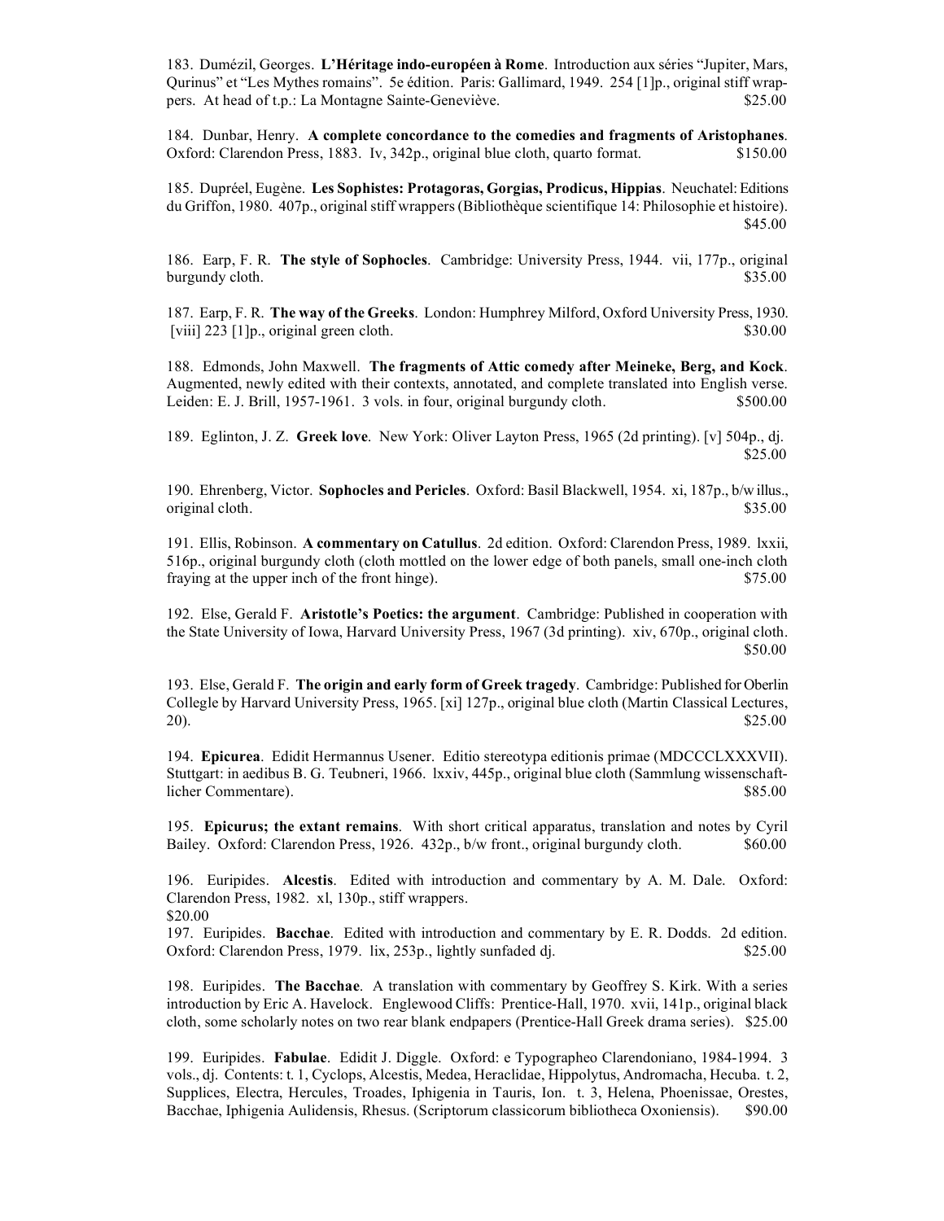183. Dumézil, Georges. **L'Héritage indo-européen à Rome**. Introduction aux séries "Jupiter, Mars, Qurinus" et "Les Mythes romains". 5e édition. Paris: Gallimard, 1949. 254 [1]p., original stiff wrappers. At head of t.p.: La Montagne Sainte-Geneviève. $25.00

184. Dunbar, Henry. **A complete concordance to the comedies and fragments of Aristophanes**. Oxford: Clarendon Press, 1883. Iv, 342p., original blue cloth, quarto format. $150.00

185. Dupréel, Eugène. **Les Sophistes: Protagoras, Gorgias, Prodicus, Hippias**. Neuchatel: Editions du Griffon, 1980. 407p., original stiff wrappers (Bibliothèque scientifique 14: Philosophie et histoire). $45.00

186. Earp, F. R. **The style of Sophocles**. Cambridge: University Press, 1944. vii, 177p., original burgundy cloth. $35.00

187. Earp, F. R. **The way of the Greeks**. London: Humphrey Milford, Oxford University Press, 1930. [viii] 223 [1]p., original green cloth. $30.00

188. Edmonds, John Maxwell. **The fragments of Attic comedy after Meineke, Berg, and Kock**. Augmented, newly edited with their contexts, annotated, and complete translated into English verse. Leiden: E. J. Brill, 1957-1961. 3 vols. in four, original burgundy cloth. $500.00

189. Eglinton, J. Z. **Greek love**. New York: Oliver Layton Press, 1965 (2d printing). [v] 504p., dj. $25.00

190. Ehrenberg, Victor. **Sophocles and Pericles**. Oxford: Basil Blackwell, 1954. xi, 187p., b/w illus., original cloth. $35.00

191. Ellis, Robinson. **A commentary on Catullus**. 2d edition. Oxford: Clarendon Press, 1989. lxxii, 516p., original burgundy cloth (cloth mottled on the lower edge of both panels, small one-inch cloth fraying at the upper inch of the front hinge). $75.00

192. Else, Gerald F. **Aristotle's Poetics: the argument**. Cambridge: Published in cooperation with the State University of Iowa, Harvard University Press, 1967 (3d printing). xiv, 670p., original cloth. $50.00

193. Else, Gerald F. **The origin and early form of Greek tragedy**. Cambridge: Published for Oberlin College by Harvard University Press, 1965. [xi] 127p., original blue cloth (Martin Classical Lectures, 20). $25.00

194. **Epicurea**. Edidit Hermannus Usener. Editio stereotypa editionis primae (MDCCCLXXXVII). Stuttgart: in aedibus B. G. Teubneri, 1966. lxxiv, 445p., original blue cloth (Sammlung wissenschaftlicher Commentare). $85.00

195. **Epicurus; the extant remains**. With short critical apparatus, translation and notes by Cyril Bailey. Oxford: Clarendon Press, 1926. 432p., b/w front., original burgundy cloth. $60.00

196. Euripides. **Alcestis**. Edited with introduction and commentary by A. M. Dale. Oxford: Clarendon Press, 1982. xl, 130p., stiff wrappers.
$20.00

197. Euripides. **Bacchae**. Edited with introduction and commentary by E. R. Dodds. 2d edition. Oxford: Clarendon Press, 1979. lix, 253p., lightly sunfaded dj. $25.00

198. Euripides. **The Bacchae**. A translation with commentary by Geoffrey S. Kirk. With a series introduction by Eric A. Havelock. Englewood Cliffs: Prentice-Hall, 1970. xvii, 141p., original black cloth, some scholarly notes on two rear blank endpapers (Prentice-Hall Greek drama series). $25.00

199. Euripides. **Fabulae**. Edidit J. Diggle. Oxford: e Typographeo Clarendoniano, 1984-1994. 3 vols., dj. Contents: t. 1, Cyclops, Alcestis, Medea, Heraclidae, Hippolytus, Andromacha, Hecuba. t. 2, Supplices, Electra, Hercules, Troades, Iphigenia in Tauris, Ion. t. 3, Helena, Phoenissae, Orestes, Bacchae, Iphigenia Aulidensis, Rhesus. (Scriptorum classicorum bibliotheca Oxoniensis). $90.00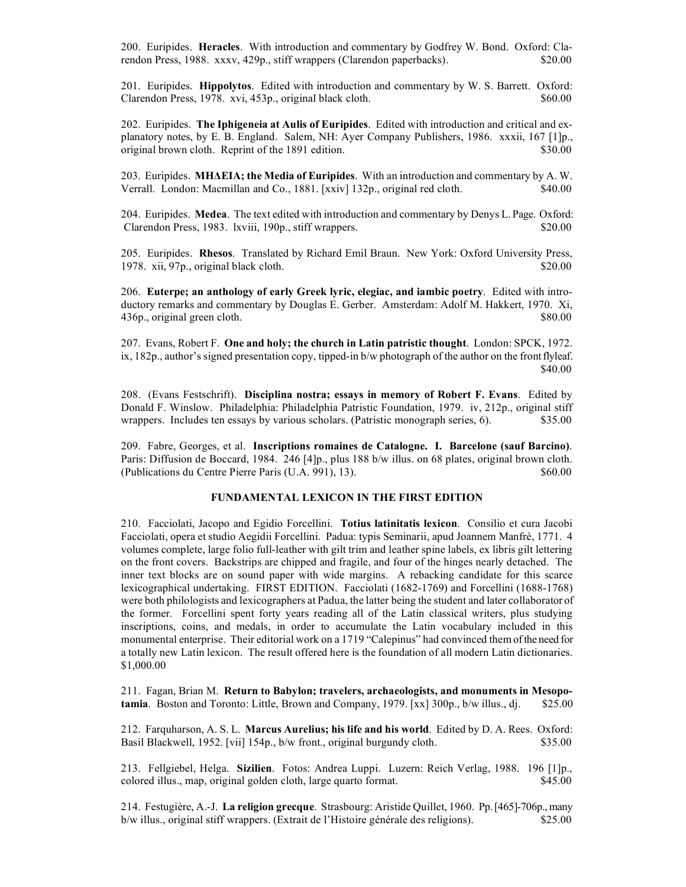200. Euripides. **Heracles**. With introduction and commentary by Godfrey W. Bond. Oxford: Clarendon Press, 1988. xxxv, 429p., stiff wrappers (Clarendon paperbacks). $20.00

201. Euripides. **Hippolytos**. Edited with introduction and commentary by W. S. Barrett. Oxford: Clarendon Press, 1978. xvi, 453p., original black cloth. $60.00

202. Euripides. **The Iphigeneia at Aulis of Euripides**. Edited with introduction and critical and explanatory notes, by E. B. England. Salem, NH: Ayer Company Publishers, 1986. xxxii, 167 [1]p., original brown cloth. Reprint of the 1891 edition. $30.00

203. Euripides. **ΜΗΔΕΙΑ; the Media of Euripides**. With an introduction and commentary by A. W. Verrall. London: Macmillan and Co., 1881. [xxiv] 132p., original red cloth. $40.00

204. Euripides. **Medea**. The text edited with introduction and commentary by Denys L. Page. Oxford: Clarendon Press, 1983. lxviii, 190p., stiff wrappers. $20.00

205. Euripides. **Rhesos**. Translated by Richard Emil Braun. New York: Oxford University Press, 1978. xii, 97p., original black cloth. $20.00

206. **Euterpe; an anthology of early Greek lyric, elegiac, and iambic poetry**. Edited with introductory remarks and commentary by Douglas E. Gerber. Amsterdam: Adolf M. Hakkert, 1970. Xi, 436p., original green cloth. $80.00

207. Evans, Robert F. **One and holy; the church in Latin patristic thought**. London: SPCK, 1972. ix, 182p., author's signed presentation copy, tipped-in b/w photograph of the author on the front flyleaf. $40.00

208. (Evans Festschrift). **Disciplina nostra; essays in memory of Robert F. Evans**. Edited by Donald F. Winslow. Philadelphia: Philadelphia Patristic Foundation, 1979. iv, 212p., original stiff wrappers. Includes ten essays by various scholars. (Patristic monograph series, 6). $35.00

209. Fabre, Georges, et al. **Inscriptions romaines de Catalogne. I. Barcelone (sauf Barcino)**. Paris: Diffusion de Boccard, 1984. 246 [4]p., plus 188 b/w illus. on 68 plates, original brown cloth. (Publications du Centre Pierre Paris (U.A. 991), 13). $60.00

### FUNDAMENTAL LEXICON IN THE FIRST EDITION

210. Facciolati, Jacopo and Egidio Forcellini. **Totius latinitatis lexicon**. Consilio et cura Jacobi Facciolati, opera et studio Aegidii Forcellini. Padua: typis Seminarii, apud Joannem Manfrè, 1771. 4 volumes complete, large folio full-leather with gilt trim and leather spine labels, ex libris gilt lettering on the front covers. Backstrips are chipped and fragile, and four of the hinges nearly detached. The inner text blocks are on sound paper with wide margins. A rebacking candidate for this scarce lexicographical undertaking. FIRST EDITION. Facciolati (1682-1769) and Forcellini (1688-1768) were both philologists and lexicographers at Padua, the latter being the student and later collaborator of the former. Forcellini spent forty years reading all of the Latin classical writers, plus studying inscriptions, coins, and medals, in order to accumulate the Latin vocabulary included in this monumental enterprise. Their editorial work on a 1719 "Calepinus" had convinced them of the need for a totally new Latin lexicon. The result offered here is the foundation of all modern Latin dictionaries. $1,000.00

211. Fagan, Brian M. **Return to Babylon; travelers, archaeologists, and monuments in Mesopotamia**. Boston and Toronto: Little, Brown and Company, 1979. [xx] 300p., b/w illus., dj. $25.00

212. Farquharson, A. S. L. **Marcus Aurelius; his life and his world**. Edited by D. A. Rees. Oxford: Basil Blackwell, 1952. [vii] 154p., b/w front., original burgundy cloth. $35.00

213. Fellgiebel, Helga. **Sizilien**. Fotos: Andrea Luppi. Luzern: Reich Verlag, 1988. 196 [1]p., colored illus., map, original golden cloth, large quarto format. $45.00

214. Festugière, A.-J. **La religion grecque**. Strasbourg: Aristide Quillet, 1960. Pp. [465]-706p., many b/w illus., original stiff wrappers. (Extrait de l'Histoire générale des religions). $25.00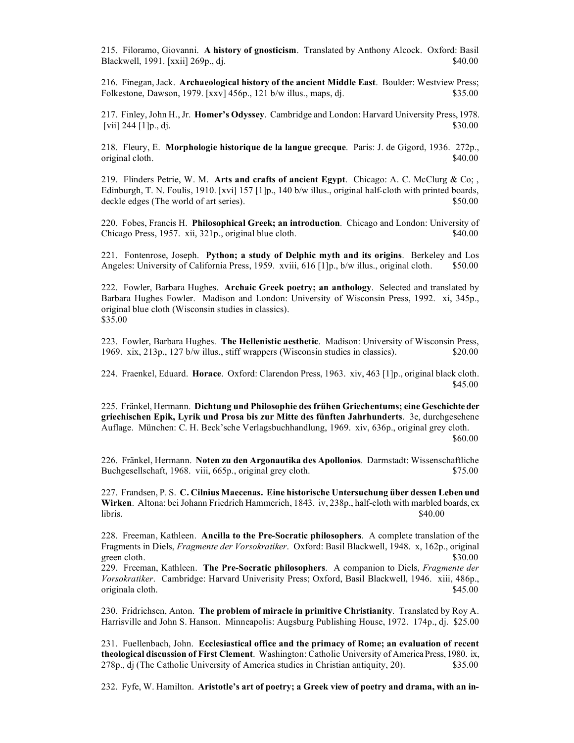215. Filoramo, Giovanni. **A history of gnosticism**. Translated by Anthony Alcock. Oxford: Basil Blackwell, 1991. [xxii] 269p., dj. $40.00

216. Finegan, Jack. **Archaeological history of the ancient Middle East**. Boulder: Westview Press; Folkestone, Dawson, 1979. [xxv] 456p., 121 b/w illus., maps, dj. $35.00

217. Finley, John H., Jr. **Homer's Odyssey**. Cambridge and London: Harvard University Press, 1978. [vii] 244 [1]p., dj. $30.00

218. Fleury, E. **Morphologie historique de la langue grecque**. Paris: J. de Gigord, 1936. 272p., original cloth. $40.00

219. Flinders Petrie, W. M. **Arts and crafts of ancient Egypt**. Chicago: A. C. McClurg & Co; , Edinburgh, T. N. Foulis, 1910. [xvi] 157 [1]p., 140 b/w illus., original half-cloth with printed boards, deckle edges (The world of art series). $50.00

220. Fobes, Francis H. **Philosophical Greek; an introduction**. Chicago and London: University of Chicago Press, 1957. xii, 321p., original blue cloth. $40.00

221. Fontenrose, Joseph. **Python; a study of Delphic myth and its origins**. Berkeley and Los Angeles: University of California Press, 1959. xviii, 616 [1]p., b/w illus., original cloth. $50.00

222. Fowler, Barbara Hughes. **Archaic Greek poetry; an anthology**. Selected and translated by Barbara Hughes Fowler. Madison and London: University of Wisconsin Press, 1992. xi, 345p., original blue cloth (Wisconsin studies in classics).
$35.00

223. Fowler, Barbara Hughes. **The Hellenistic aesthetic**. Madison: University of Wisconsin Press, 1969. xix, 213p., 127 b/w illus., stiff wrappers (Wisconsin studies in classics). $20.00

224. Fraenkel, Eduard. **Horace**. Oxford: Clarendon Press, 1963. xiv, 463 [1]p., original black cloth. $45.00

225. Fränkel, Hermann. **Dichtung und Philosophie des frühen Griechentums; eine Geschichte der griechischen Epik, Lyrik und Prosa bis zur Mitte des fünften Jahrhunderts**. 3e, durchgesehene Auflage. München: C. H. Beck'sche Verlagsbuchhandlung, 1969. xiv, 636p., original grey cloth. $60.00

226. Fränkel, Hermann. **Noten zu den Argonautika des Apollonios**. Darmstadt: Wissenschaftliche Buchgesellschaft, 1968. viii, 665p., original grey cloth. $75.00

227. Frandsen, P. S. **C. Cilnius Maecenas. Eine historische Untersuchung über dessen Leben und Wirken**. Altona: bei Johann Friedrich Hammerich, 1843. iv, 238p., half-cloth with marbled boards, ex libris. $40.00

228. Freeman, Kathleen. **Ancilla to the Pre-Socratic philosophers**. A complete translation of the Fragments in Diels, *Fragmente der Vorsokratiker*. Oxford: Basil Blackwell, 1948. x, 162p., original green cloth. $30.00

229. Freeman, Kathleen. **The Pre-Socratic philosophers**. A companion to Diels, *Fragmente der Vorsokratiker*. Cambridge: Harvard Univerisity Press; Oxford, Basil Blackwell, 1946. xiii, 486p., originala cloth. $45.00

230. Fridrichsen, Anton. **The problem of miracle in primitive Christianity**. Translated by Roy A. Harrisville and John S. Hanson. Minneapolis: Augsburg Publishing House, 1972. 174p., dj. $25.00

231. Fuellenbach, John. **Ecclesiastical office and the primacy of Rome; an evaluation of recent theological discussion of First Clement**. Washington: Catholic University of America Press, 1980. ix, 278p., dj (The Catholic University of America studies in Christian antiquity, 20). $35.00

232. Fyfe, W. Hamilton. **Aristotle's art of poetry; a Greek view of poetry and drama, with an in-**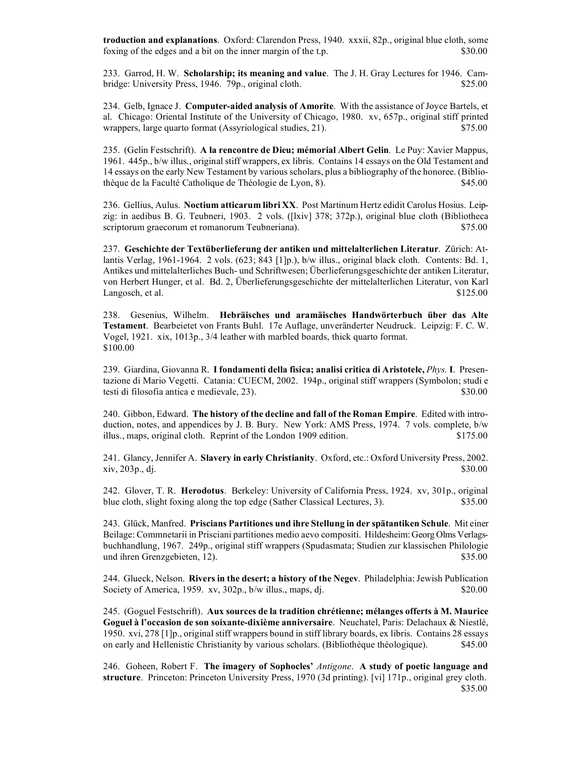**troduction and explanations**. Oxford: Clarendon Press, 1940. xxxii, 82p., original blue cloth, some foxing of the edges and a bit on the inner margin of the t.p. $30.00

233. Garrod, H. W. **Scholarship; its meaning and value**. The J. H. Gray Lectures for 1946. Cambridge: University Press, 1946. 79p., original cloth. $25.00

234. Gelb, Ignace J. **Computer-aided analysis of Amorite**. With the assistance of Joyce Bartels, et al. Chicago: Oriental Institute of the University of Chicago, 1980. xv, 657p., original stiff printed wrappers, large quarto format (Assyriological studies, 21). $75.00

235. (Gelin Festschrift). **A la rencontre de Dieu; mémorial Albert Gelin**. Le Puy: Xavier Mappus, 1961. 445p., b/w illus., original stiff wrappers, ex libris. Contains 14 essays on the Old Testament and 14 essays on the early New Testament by various scholars, plus a bibliography of the honoree. (Bibliothèque de la Faculté Catholique de Théologie de Lyon, 8). $45.00

236. Gellius, Aulus. **Noctium atticarum libri XX**. Post Martinum Hertz edidit Carolus Hosius. Leipzig: in aedibus B. G. Teubneri, 1903. 2 vols. ([lxiv] 378; 372p.), original blue cloth (Bibliotheca scriptorum graecorum et romanorum Teubneriana). $75.00

237. **Geschichte der Textüberlieferung der antiken und mittelalterlichen Literatur**. Zürich: Atlantis Verlag, 1961-1964. 2 vols. (623; 843 [1]p.), b/w illus., original black cloth. Contents: Bd. 1, Antikes und mittelalterliches Buch- und Schriftwesen; Überlieferungsgeschichte der antiken Literatur, von Herbert Hunger, et al. Bd. 2, Überlieferungsgeschichte der mittelalterlichen Literatur, von Karl Langosch, et al. $125.00

238. Gesenius, Wilhelm. **Hebräisches und aramäisches Handwörterbuch über das Alte Testament**. Bearbeietet von Frants Buhl. 17e Auflage, unveränderter Neudruck. Leipzig: F. C. W. Vogel, 1921. xix, 1013p., 3/4 leather with marbled boards, thick quarto format.
$100.00

239. Giardina, Giovanna R. **I fondamenti della fisica; analisi critica di Aristotele, *Phys.* I**. Presentazione di Mario Vegetti. Catania: CUECM, 2002. 194p., original stiff wrappers (Symbolon; studi e testi di filosofia antica e medievale, 23). $30.00

240. Gibbon, Edward. **The history of the decline and fall of the Roman Empire**. Edited with introduction, notes, and appendices by J. B. Bury. New York: AMS Press, 1974. 7 vols. complete, b/w illus., maps, original cloth. Reprint of the London 1909 edition. $175.00

241. Glancy, Jennifer A. **Slavery in early Christianity**. Oxford, etc.: Oxford University Press, 2002. xiv, 203p., dj. $30.00

242. Glover, T. R. **Herodotus**. Berkeley: University of California Press, 1924. xv, 301p., original blue cloth, slight foxing along the top edge (Sather Classical Lectures, 3). $35.00

243. Glück, Manfred. **Priscians Partitiones und ihre Stellung in der spätantiken Schule**. Mit einer Beilage: Commnetarii in Prisciani partitiones medio aevo compositi. Hildesheim: Georg Olms Verlagsbuchhandlung, 1967. 249p., original stiff wrappers (Spudasmata; Studien zur klassischen Philologie und ihren Grenzgebieten, 12). $35.00

244. Glueck, Nelson. **Rivers in the desert; a history of the Negev**. Philadelphia: Jewish Publication Society of America, 1959. xv, 302p., b/w illus., maps, dj. $20.00

245. (Goguel Festschrift). **Aux sources de la tradition chrétienne; mélanges offerts à M. Maurice Goguel à l'occasion de son soixante-dixième anniversaire**. Neuchatel, Paris: Delachaux & Niestlé, 1950. xvi, 278 [1]p., original stiff wrappers bound in stiff library boards, ex libris. Contains 28 essays on early and Hellenistic Christianity by various scholars. (Bibliothèque théologique). $45.00

246. Goheen, Robert F. **The imagery of Sophocles' *Antigone*. A study of poetic language and structure**. Princeton: Princeton University Press, 1970 (3d printing). [vi] 171p., original grey cloth.
$35.00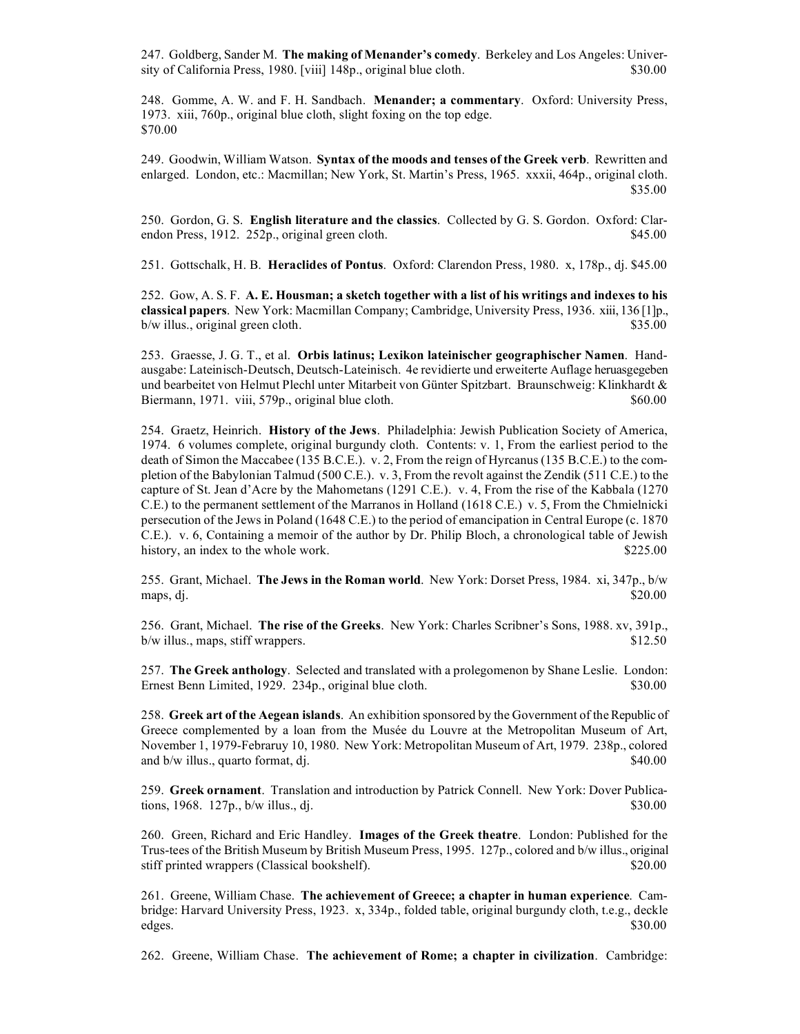247. Goldberg, Sander M. **The making of Menander's comedy**. Berkeley and Los Angeles: University of California Press, 1980. [viii] 148p., original blue cloth. $30.00

248. Gomme, A. W. and F. H. Sandbach. **Menander; a commentary**. Oxford: University Press, 1973. xiii, 760p., original blue cloth, slight foxing on the top edge. $70.00

249. Goodwin, William Watson. **Syntax of the moods and tenses of the Greek verb**. Rewritten and enlarged. London, etc.: Macmillan; New York, St. Martin's Press, 1965. xxxii, 464p., original cloth. $35.00

250. Gordon, G. S. **English literature and the classics**. Collected by G. S. Gordon. Oxford: Clarendon Press, 1912. 252p., original green cloth. $45.00

251. Gottschalk, H. B. **Heraclides of Pontus**. Oxford: Clarendon Press, 1980. x, 178p., dj. $45.00

252. Gow, A. S. F. **A. E. Housman; a sketch together with a list of his writings and indexes to his classical papers**. New York: Macmillan Company; Cambridge, University Press, 1936. xiii, 136 [1]p., b/w illus., original green cloth. $35.00

253. Graesse, J. G. T., et al. **Orbis latinus; Lexikon lateinischer geographischer Namen**. Handausgabe: Lateinisch-Deutsch, Deutsch-Lateinisch. 4e revidierte und erweiterte Auflage heruasgegeben und bearbeitet von Helmut Plechl unter Mitarbeit von Günter Spitzbart. Braunschweig: Klinkhardt & Biermann, 1971. viii, 579p., original blue cloth. $60.00

254. Graetz, Heinrich. **History of the Jews**. Philadelphia: Jewish Publication Society of America, 1974. 6 volumes complete, original burgundy cloth. Contents: v. 1, From the earliest period to the death of Simon the Maccabee (135 B.C.E.). v. 2, From the reign of Hyrcanus (135 B.C.E.) to the completion of the Babylonian Talmud (500 C.E.). v. 3, From the revolt against the Zendik (511 C.E.) to the capture of St. Jean d'Acre by the Mahometans (1291 C.E.). v. 4, From the rise of the Kabbala (1270 C.E.) to the permanent settlement of the Marranos in Holland (1618 C.E.) v. 5, From the Chmielnicki persecution of the Jews in Poland (1648 C.E.) to the period of emancipation in Central Europe (c. 1870 C.E.). v. 6, Containing a memoir of the author by Dr. Philip Bloch, a chronological table of Jewish history, an index to the whole work. $225.00

255. Grant, Michael. **The Jews in the Roman world**. New York: Dorset Press, 1984. xi, 347p., b/w maps, dj. $20.00

256. Grant, Michael. **The rise of the Greeks**. New York: Charles Scribner's Sons, 1988. xv, 391p., b/w illus., maps, stiff wrappers. $12.50

257. **The Greek anthology**. Selected and translated with a prolegomenon by Shane Leslie. London: Ernest Benn Limited, 1929. 234p., original blue cloth. $30.00

258. **Greek art of the Aegean islands**. An exhibition sponsored by the Government of the Republic of Greece complemented by a loan from the Musée du Louvre at the Metropolitan Museum of Art, November 1, 1979-Febraruy 10, 1980. New York: Metropolitan Museum of Art, 1979. 238p., colored and b/w illus., quarto format, dj. $40.00

259. **Greek ornament**. Translation and introduction by Patrick Connell. New York: Dover Publications, 1968. 127p., b/w illus., dj. $30.00

260. Green, Richard and Eric Handley. **Images of the Greek theatre**. London: Published for the Trus-tees of the British Museum by British Museum Press, 1995. 127p., colored and b/w illus., original stiff printed wrappers (Classical bookshelf). $20.00

261. Greene, William Chase. **The achievement of Greece; a chapter in human experience**. Cambridge: Harvard University Press, 1923. x, 334p., folded table, original burgundy cloth, t.e.g., deckle edges. $30.00

262. Greene, William Chase. **The achievement of Rome; a chapter in civilization**. Cambridge: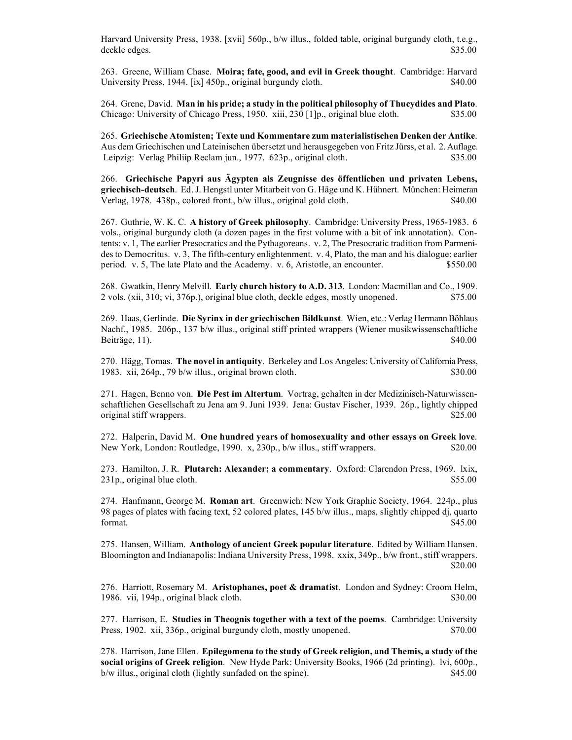Harvard University Press, 1938. [xvii] 560p., b/w illus., folded table, original burgundy cloth, t.e.g., deckle edges. $35.00

263. Greene, William Chase. **Moira; fate, good, and evil in Greek thought**. Cambridge: Harvard University Press, 1944. [ix] 450p., original burgundy cloth. $40.00

264. Grene, David. **Man in his pride; a study in the political philosophy of Thucydides and Plato**. Chicago: University of Chicago Press, 1950. xiii, 230 [1]p., original blue cloth. $35.00

265. **Griechische Atomisten; Texte und Kommentare zum materialistischen Denken der Antike**. Aus dem Griechischen und Lateinischen übersetzt und herausgegeben von Fritz Jürss, et al. 2. Auflage. Leipzig: Verlag Philiip Reclam jun., 1977. 623p., original cloth. $35.00

266. **Griechische Papyri aus Ägypten als Zeugnisse des öffentlichen und privaten Lebens, griechisch-deutsch**. Ed. J. Hengstl unter Mitarbeit von G. Häge und K. Hühnert. München: Heimeran Verlag, 1978. 438p., colored front., b/w illus., original gold cloth. $40.00

267. Guthrie, W. K. C. **A history of Greek philosophy**. Cambridge: University Press, 1965-1983. 6 vols., original burgundy cloth (a dozen pages in the first volume with a bit of ink annotation). Contents: v. 1, The earlier Presocratics and the Pythagoreans. v. 2, The Presocratic tradition from Parmenides to Democritus. v. 3, The fifth-century enlightenment. v. 4, Plato, the man and his dialogue: earlier period. v. 5, The late Plato and the Academy. v. 6, Aristotle, an encounter. $550.00

268. Gwatkin, Henry Melvill. **Early church history to A.D. 313**. London: Macmillan and Co., 1909. 2 vols. (xii, 310; vi, 376p.), original blue cloth, deckle edges, mostly unopened. $75.00

269. Haas, Gerlinde. **Die Syrinx in der griechischen Bildkunst**. Wien, etc.: Verlag Hermann Böhlaus Nachf., 1985. 206p., 137 b/w illus., original stiff printed wrappers (Wiener musikwissenschaftliche Beiträge, 11). $40.00

270. Hägg, Tomas. **The novel in antiquity**. Berkeley and Los Angeles: University of California Press, 1983. xii, 264p., 79 b/w illus., original brown cloth. $30.00

271. Hagen, Benno von. **Die Pest im Altertum**. Vortrag, gehalten in der Medizinisch-Naturwissenschaftlichen Gesellschaft zu Jena am 9. Juni 1939. Jena: Gustav Fischer, 1939. 26p., lightly chipped original stiff wrappers. $25.00

272. Halperin, David M. **One hundred years of homosexuality and other essays on Greek love**. New York, London: Routledge, 1990. x, 230p., b/w illus., stiff wrappers. $20.00

273. Hamilton, J. R. **Plutarch: Alexander; a commentary**. Oxford: Clarendon Press, 1969. lxix, 231p., original blue cloth. $55.00

274. Hanfmann, George M. **Roman art**. Greenwich: New York Graphic Society, 1964. 224p., plus 98 pages of plates with facing text, 52 colored plates, 145 b/w illus., maps, slightly chipped dj, quarto format. $45.00

275. Hansen, William. **Anthology of ancient Greek popular literature**. Edited by William Hansen. Bloomington and Indianapolis: Indiana University Press, 1998. xxix, 349p., b/w front., stiff wrappers. $20.00

276. Harriott, Rosemary M. **Aristophanes, poet & dramatist**. London and Sydney: Croom Helm, 1986. vii, 194p., original black cloth. $30.00

277. Harrison, E. **Studies in Theognis together with a text of the poems**. Cambridge: University Press, 1902. xii, 336p., original burgundy cloth, mostly unopened. $70.00

278. Harrison, Jane Ellen. **Epilegomena to the study of Greek religion, and Themis, a study of the social origins of Greek religion**. New Hyde Park: University Books, 1966 (2d printing). lvi, 600p., b/w illus., original cloth (lightly sunfaded on the spine). $45.00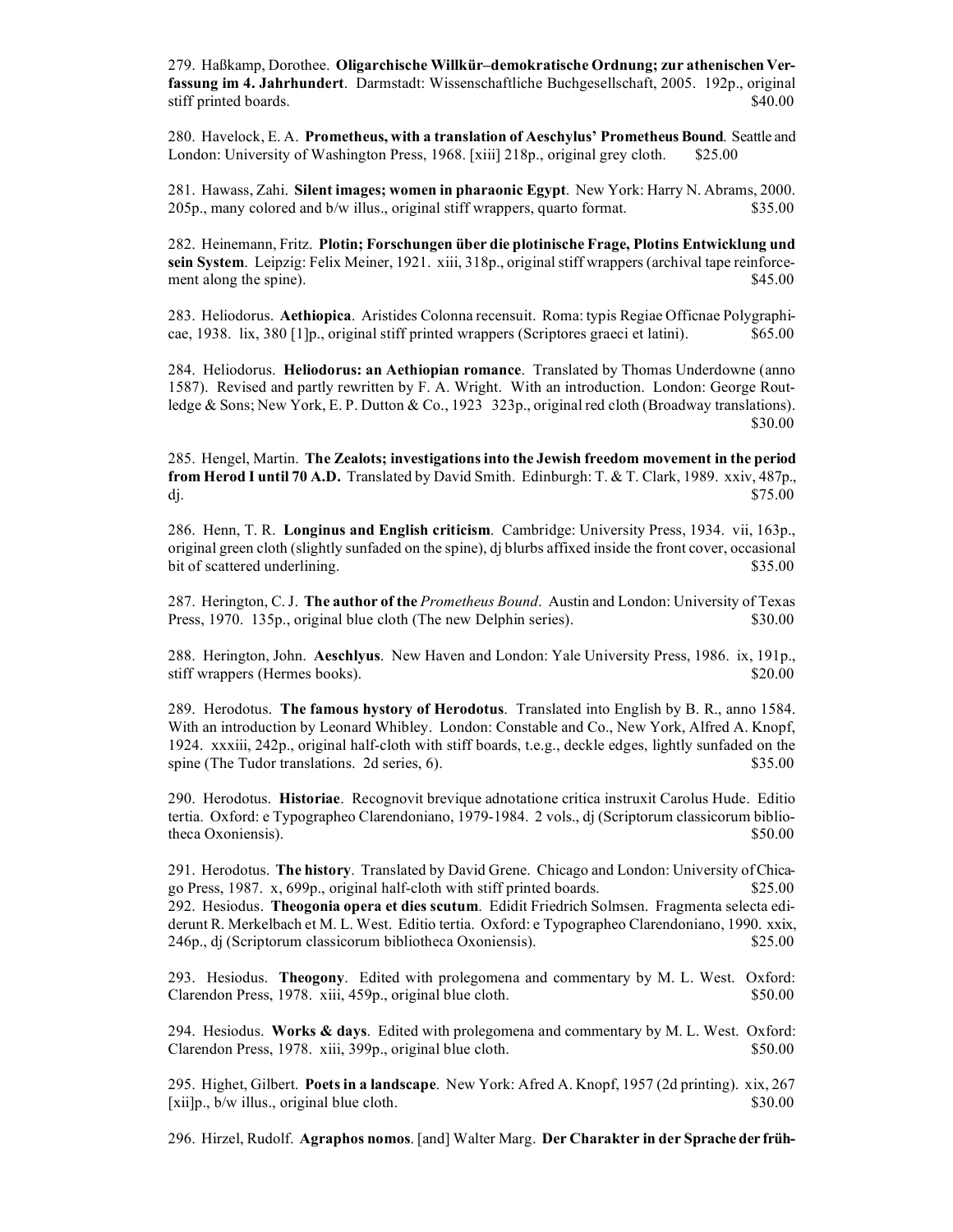279. Haßkamp, Dorothee. **Oligarchische Willkür–demokratische Ordnung; zur athenischen Verfassung im 4. Jahrhundert**. Darmstadt: Wissenschaftliche Buchgesellschaft, 2005. 192p., original stiff printed boards. $40.00

280. Havelock, E. A. **Prometheus, with a translation of Aeschylus' Prometheus Bound**. Seattle and London: University of Washington Press, 1968. [xiii] 218p., original grey cloth. $25.00

281. Hawass, Zahi. **Silent images; women in pharaonic Egypt**. New York: Harry N. Abrams, 2000. 205p., many colored and b/w illus., original stiff wrappers, quarto format. $35.00

282. Heinemann, Fritz. **Plotin; Forschungen über die plotinische Frage, Plotins Entwicklung und sein System**. Leipzig: Felix Meiner, 1921. xiii, 318p., original stiff wrappers (archival tape reinforcement along the spine). $45.00

283. Heliodorus. **Aethiopica**. Aristides Colonna recensuit. Roma: typis Regiae Officnae Polygraphicae, 1938. lix, 380 [1]p., original stiff printed wrappers (Scriptores graeci et latini). $65.00

284. Heliodorus. **Heliodorus: an Aethiopian romance**. Translated by Thomas Underdowne (anno 1587). Revised and partly rewritten by F. A. Wright. With an introduction. London: George Routledge & Sons; New York, E. P. Dutton & Co., 1923 323p., original red cloth (Broadway translations). $30.00

285. Hengel, Martin. **The Zealots; investigations into the Jewish freedom movement in the period from Herod I until 70 A.D.** Translated by David Smith. Edinburgh: T. & T. Clark, 1989. xxiv, 487p., dj. $75.00

286. Henn, T. R. **Longinus and English criticism**. Cambridge: University Press, 1934. vii, 163p., original green cloth (slightly sunfaded on the spine), dj blurbs affixed inside the front cover, occasional bit of scattered underlining. $35.00

287. Herington, C. J. **The author of the** ***Prometheus Bound***. Austin and London: University of Texas Press, 1970. 135p., original blue cloth (The new Delphin series). $30.00

288. Herington, John. **Aeschlyus**. New Haven and London: Yale University Press, 1986. ix, 191p., stiff wrappers (Hermes books). $20.00

289. Herodotus. **The famous hystory of Herodotus**. Translated into English by B. R., anno 1584. With an introduction by Leonard Whibley. London: Constable and Co., New York, Alfred A. Knopf, 1924. xxxiii, 242p., original half-cloth with stiff boards, t.e.g., deckle edges, lightly sunfaded on the spine (The Tudor translations. 2d series, 6). $35.00

290. Herodotus. **Historiae**. Recognovit brevique adnotatione critica instruxit Carolus Hude. Editio tertia. Oxford: e Typographeo Clarendoniano, 1979-1984. 2 vols., dj (Scriptorum classicorum bibliotheca Oxoniensis). $50.00

291. Herodotus. **The history**. Translated by David Grene. Chicago and London: University of Chicago Press, 1987. x, 699p., original half-cloth with stiff printed boards. $25.00

292. Hesiodus. **Theogonia opera et dies scutum**. Edidit Friedrich Solmsen. Fragmenta selecta ediderunt R. Merkelbach et M. L. West. Editio tertia. Oxford: e Typographeo Clarendoniano, 1990. xxix, 246p., dj (Scriptorum classicorum bibliotheca Oxoniensis). $25.00

293. Hesiodus. **Theogony**. Edited with prolegomena and commentary by M. L. West. Oxford: Clarendon Press, 1978. xiii, 459p., original blue cloth. $50.00

294. Hesiodus. **Works & days**. Edited with prolegomena and commentary by M. L. West. Oxford: Clarendon Press, 1978. xiii, 399p., original blue cloth. $50.00

295. Highet, Gilbert. **Poets in a landscape**. New York: Afred A. Knopf, 1957 (2d printing). xix, 267 [xii]p., b/w illus., original blue cloth. $30.00

296. Hirzel, Rudolf. **Agraphos nomos**. [and] Walter Marg. **Der Charakter in der Sprache der früh-**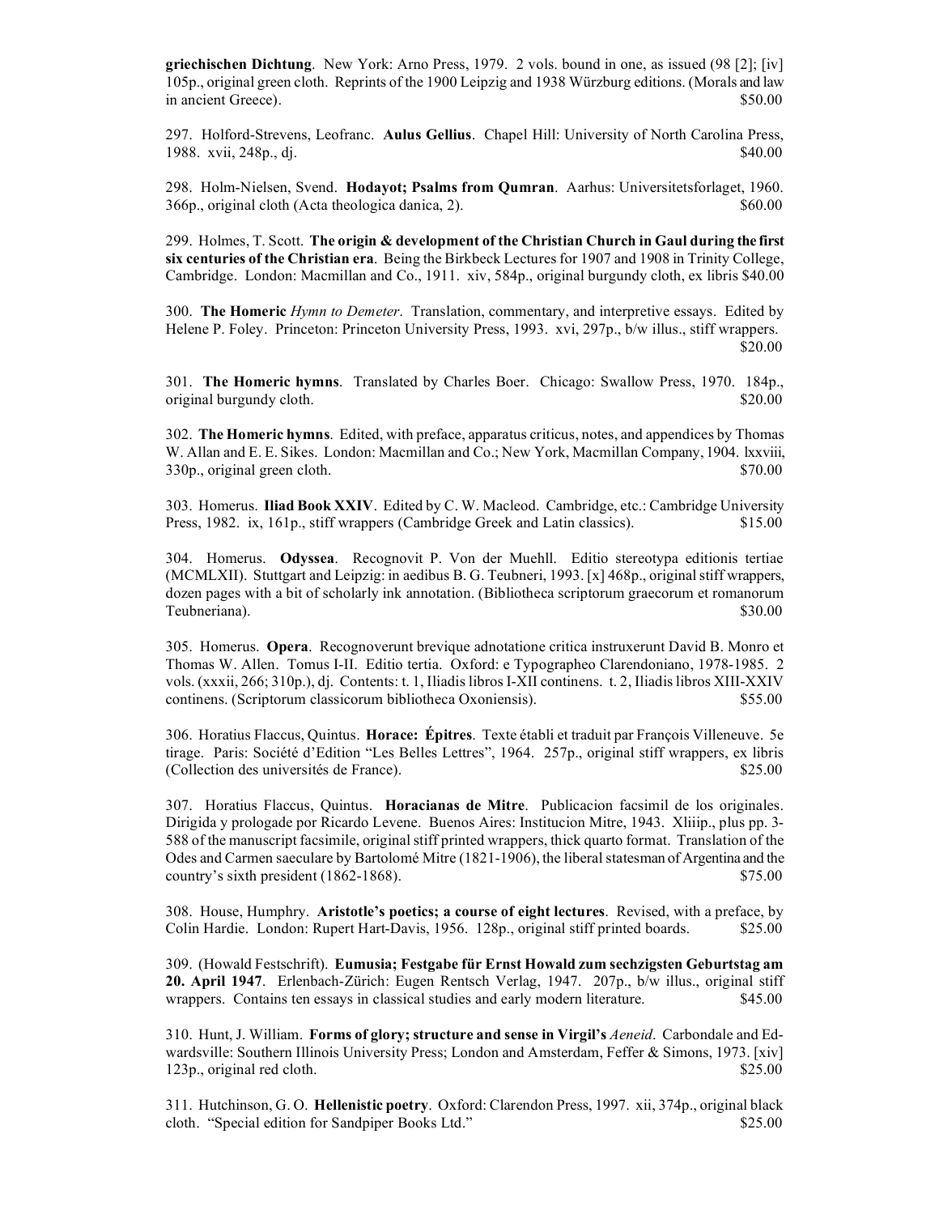**griechischen Dichtung**. New York: Arno Press, 1979. 2 vols. bound in one, as issued (98 [2]; [iv] 105p., original green cloth. Reprints of the 1900 Leipzig and 1938 Würzburg editions. (Morals and law in ancient Greece). $50.00

297. Holford-Strevens, Leofranc. **Aulus Gellius**. Chapel Hill: University of North Carolina Press, 1988. xvii, 248p., dj. $40.00

298. Holm-Nielsen, Svend. **Hodayot; Psalms from Qumran**. Aarhus: Universitetsforlaget, 1960. 366p., original cloth (Acta theologica danica, 2). $60.00

299. Holmes, T. Scott. **The origin & development of the Christian Church in Gaul during the first six centuries of the Christian era**. Being the Birkbeck Lectures for 1907 and 1908 in Trinity College, Cambridge. London: Macmillan and Co., 1911. xiv, 584p., original burgundy cloth, ex libris $40.00

300. **The Homeric** *Hymn to Demeter*. Translation, commentary, and interpretive essays. Edited by Helene P. Foley. Princeton: Princeton University Press, 1993. xvi, 297p., b/w illus., stiff wrappers. $20.00

301. **The Homeric hymns**. Translated by Charles Boer. Chicago: Swallow Press, 1970. 184p., original burgundy cloth. $20.00

302. **The Homeric hymns**. Edited, with preface, apparatus criticus, notes, and appendices by Thomas W. Allan and E. E. Sikes. London: Macmillan and Co.; New York, Macmillan Company, 1904. lxxviii, 330p., original green cloth. $70.00

303. Homerus. **Iliad Book XXIV**. Edited by C. W. Macleod. Cambridge, etc.: Cambridge University Press, 1982. ix, 161p., stiff wrappers (Cambridge Greek and Latin classics). $15.00

304. Homerus. **Odyssea**. Recognovit P. Von der Muehll. Editio stereotypa editionis tertiae (MCMLXII). Stuttgart and Leipzig: in aedibus B. G. Teubneri, 1993. [x] 468p., original stiff wrappers, dozen pages with a bit of scholarly ink annotation. (Bibliotheca scriptorum graecorum et romanorum Teubneriana). $30.00

305. Homerus. **Opera**. Recognoverunt brevique adnotatione critica instruxerunt David B. Monro et Thomas W. Allen. Tomus I-II. Editio tertia. Oxford: e Typographeo Clarendoniano, 1978-1985. 2 vols. (xxxii, 266; 310p.), dj. Contents: t. 1, Iliadis libros I-XII continens. t. 2, Iliadis libros XIII-XXIV continens. (Scriptorum classicorum bibliotheca Oxoniensis). $55.00

306. Horatius Flaccus, Quintus. **Horace: Épitres**. Texte établi et traduit par François Villeneuve. 5e tirage. Paris: Société d'Edition "Les Belles Lettres", 1964. 257p., original stiff wrappers, ex libris (Collection des universités de France). $25.00

307. Horatius Flaccus, Quintus. **Horacianas de Mitre**. Publicacion facsimil de los originales. Dirigida y prologade por Ricardo Levene. Buenos Aires: Institucion Mitre, 1943. Xliiip., plus pp. 3-588 of the manuscript facsimile, original stiff printed wrappers, thick quarto format. Translation of the Odes and Carmen saeculare by Bartolomé Mitre (1821-1906), the liberal statesman of Argentina and the country's sixth president (1862-1868). $75.00

308. House, Humphry. **Aristotle's poetics; a course of eight lectures**. Revised, with a preface, by Colin Hardie. London: Rupert Hart-Davis, 1956. 128p., original stiff printed boards. $25.00

309. (Howald Festschrift). **Eumusia; Festgabe für Ernst Howald zum sechzigsten Geburtstag am 20. April 1947**. Erlenbach-Zürich: Eugen Rentsch Verlag, 1947. 207p., b/w illus., original stiff wrappers. Contains ten essays in classical studies and early modern literature. $45.00

310. Hunt, J. William. **Forms of glory; structure and sense in Virgil's** ***Aeneid***. Carbondale and Edwardsville: Southern Illinois University Press; London and Amsterdam, Feffer & Simons, 1973. [xiv] 123p., original red cloth. $25.00

311. Hutchinson, G. O. **Hellenistic poetry**. Oxford: Clarendon Press, 1997. xii, 374p., original black cloth. "Special edition for Sandpiper Books Ltd." $25.00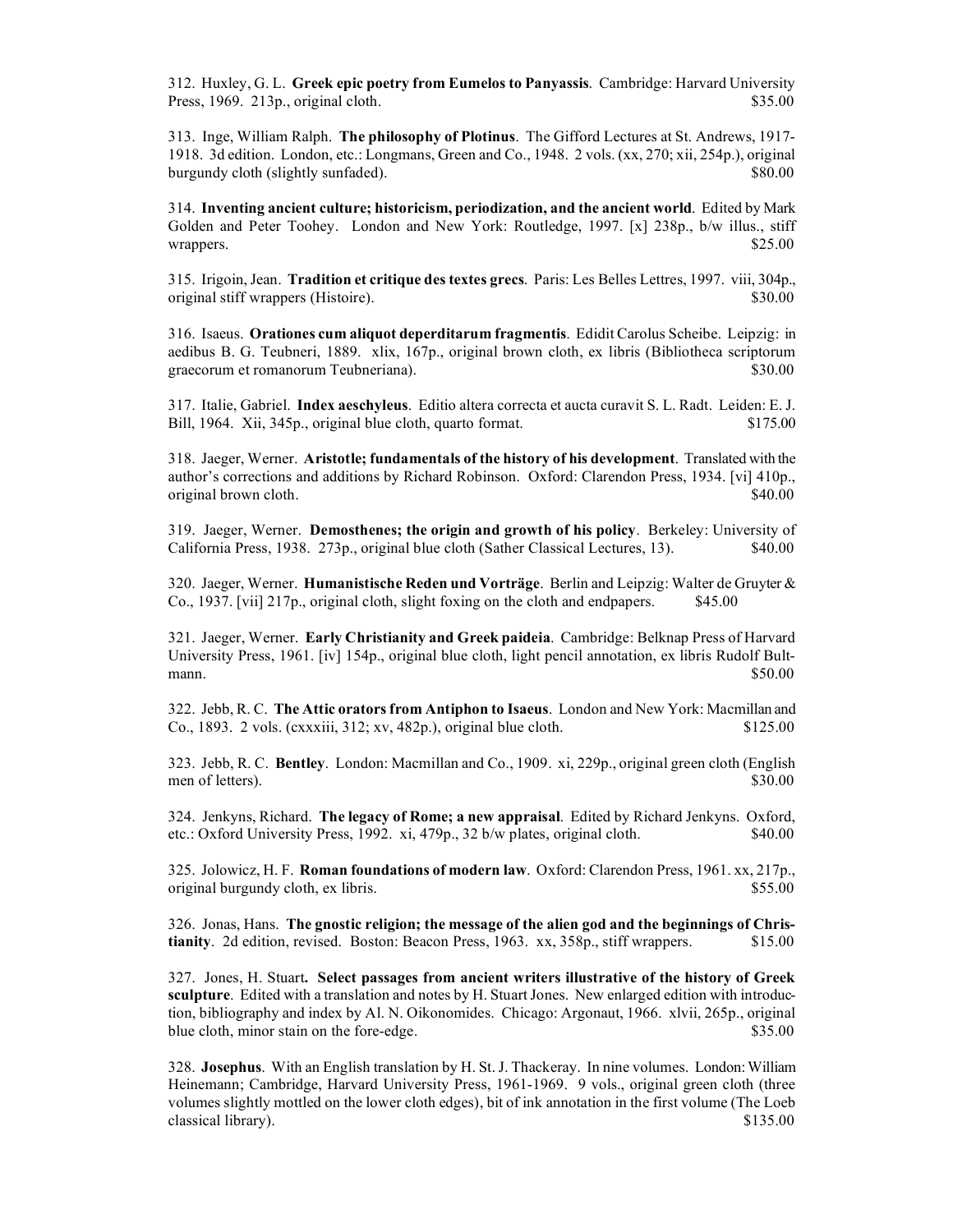312. Huxley, G. L. **Greek epic poetry from Eumelos to Panyassis**. Cambridge: Harvard University Press, 1969. 213p., original cloth. $35.00

313. Inge, William Ralph. **The philosophy of Plotinus**. The Gifford Lectures at St. Andrews, 1917-1918. 3d edition. London, etc.: Longmans, Green and Co., 1948. 2 vols. (xx, 270; xii, 254p.), original burgundy cloth (slightly sunfaded). $80.00

314. **Inventing ancient culture; historicism, periodization, and the ancient world**. Edited by Mark Golden and Peter Toohey. London and New York: Routledge, 1997. [x] 238p., b/w illus., stiff wrappers. $25.00

315. Irigoin, Jean. **Tradition et critique des textes grecs**. Paris: Les Belles Lettres, 1997. viii, 304p., original stiff wrappers (Histoire). $30.00

316. Isaeus. **Orationes cum aliquot deperditarum fragmentis**. Edidit Carolus Scheibe. Leipzig: in aedibus B. G. Teubneri, 1889. xlix, 167p., original brown cloth, ex libris (Bibliotheca scriptorum graecorum et romanorum Teubneriana). $30.00

317. Italie, Gabriel. **Index aeschyleus**. Editio altera correcta et aucta curavit S. L. Radt. Leiden: E. J. Bill, 1964. Xii, 345p., original blue cloth, quarto format. $175.00

318. Jaeger, Werner. **Aristotle; fundamentals of the history of his development**. Translated with the author's corrections and additions by Richard Robinson. Oxford: Clarendon Press, 1934. [vi] 410p., original brown cloth. $40.00

319. Jaeger, Werner. **Demosthenes; the origin and growth of his policy**. Berkeley: University of California Press, 1938. 273p., original blue cloth (Sather Classical Lectures, 13). $40.00

320. Jaeger, Werner. **Humanistische Reden und Vorträge**. Berlin and Leipzig: Walter de Gruyter & Co., 1937. [vii] 217p., original cloth, slight foxing on the cloth and endpapers. $45.00

321. Jaeger, Werner. **Early Christianity and Greek paideia**. Cambridge: Belknap Press of Harvard University Press, 1961. [iv] 154p., original blue cloth, light pencil annotation, ex libris Rudolf Bultmann. $50.00

322. Jebb, R. C. **The Attic orators from Antiphon to Isaeus**. London and New York: Macmillan and Co., 1893. 2 vols. (cxxxiii, 312; xv, 482p.), original blue cloth. $125.00

323. Jebb, R. C. **Bentley**. London: Macmillan and Co., 1909. xi, 229p., original green cloth (English men of letters). $30.00

324. Jenkyns, Richard. **The legacy of Rome; a new appraisal**. Edited by Richard Jenkyns. Oxford, etc.: Oxford University Press, 1992. xi, 479p., 32 b/w plates, original cloth. $40.00

325. Jolowicz, H. F. **Roman foundations of modern law**. Oxford: Clarendon Press, 1961. xx, 217p., original burgundy cloth, ex libris. $55.00

326. Jonas, Hans. **The gnostic religion; the message of the alien god and the beginnings of Christianity**. 2d edition, revised. Boston: Beacon Press, 1963. xx, 358p., stiff wrappers. $15.00

327. Jones, H. Stuart. **Select passages from ancient writers illustrative of the history of Greek sculpture**. Edited with a translation and notes by H. Stuart Jones. New enlarged edition with introduction, bibliography and index by Al. N. Oikonomides. Chicago: Argonaut, 1966. xlvii, 265p., original blue cloth, minor stain on the fore-edge. $35.00

328. **Josephus**. With an English translation by H. St. J. Thackeray. In nine volumes. London: William Heinemann; Cambridge, Harvard University Press, 1961-1969. 9 vols., original green cloth (three volumes slightly mottled on the lower cloth edges), bit of ink annotation in the first volume (The Loeb classical library). $135.00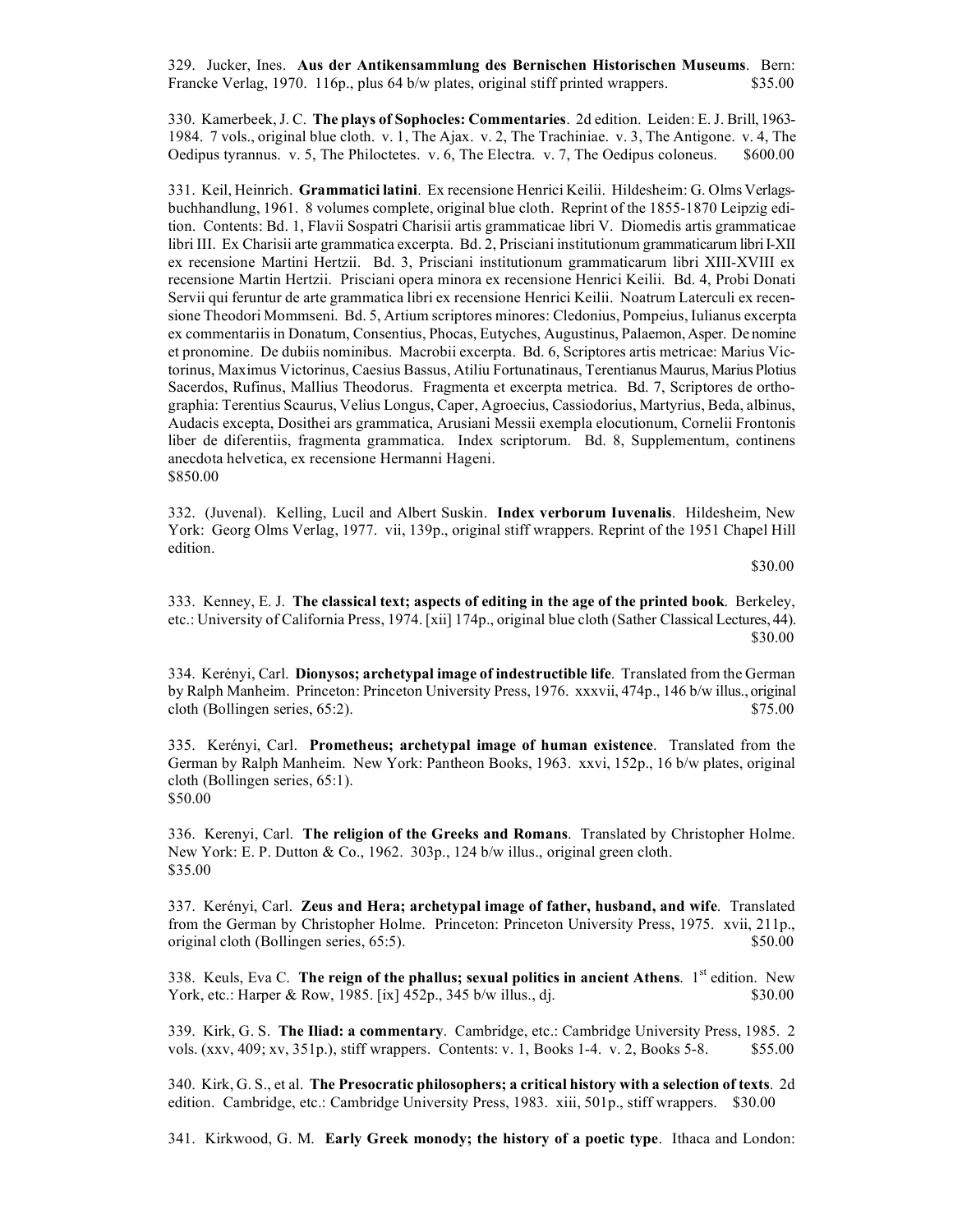329. Jucker, Ines. **Aus der Antikensammlung des Bernischen Historischen Museums**. Bern: Francke Verlag, 1970. 116p., plus 64 b/w plates, original stiff printed wrappers. $35.00

330. Kamerbeek, J. C. **The plays of Sophocles: Commentaries**. 2d edition. Leiden: E. J. Brill, 1963-1984. 7 vols., original blue cloth. v. 1, The Ajax. v. 2, The Trachiniae. v. 3, The Antigone. v. 4, The Oedipus tyrannus. v. 5, The Philoctetes. v. 6, The Electra. v. 7, The Oedipus coloneus. $600.00

331. Keil, Heinrich. **Grammatici latini**. Ex recensione Henrici Keilii. Hildesheim: G. Olms Verlagsbuchhandlung, 1961. 8 volumes complete, original blue cloth. Reprint of the 1855-1870 Leipzig edition. Contents: Bd. 1, Flavii Sospatri Charisii artis grammaticae libri V. Diomedis artis grammaticae libri III. Ex Charisii arte grammatica excerpta. Bd. 2, Prisciani institutionum grammaticarum libri I-XII ex recensione Martini Hertzii. Bd. 3, Prisciani institutionum grammaticarum libri XIII-XVIII ex recensione Martin Hertzii. Prisciani opera minora ex recensione Henrici Keilii. Bd. 4, Probi Donati Servii qui feruntur de arte grammatica libri ex recensione Henrici Keilii. Noatrum Laterculi ex recensione Theodori Mommseni. Bd. 5, Artium scriptores minores: Cledonius, Pompeius, Iulianus excerpta ex commentariis in Donatum, Consentius, Phocas, Eutyches, Augustinus, Palaemon, Asper. De nomine et pronomine. De dubiis nominibus. Macrobii excerpta. Bd. 6, Scriptores artis metricae: Marius Victorinus, Maximus Victorinus, Caesius Bassus, Atiliu Fortunatinaus, Terentianus Maurus, Marius Plotius Sacerdos, Rufinus, Mallius Theodorus. Fragmenta et excerpta metrica. Bd. 7, Scriptores de orthographia: Terentius Scaurus, Velius Longus, Caper, Agroecius, Cassiodorius, Martyrius, Beda, albinus, Audacis excepta, Dosithei ars grammatica, Arusiani Messii exempla elocutionum, Cornelii Frontonis liber de diferentiis, fragmenta grammatica. Index scriptorum. Bd. 8, Supplementum, continens anecdota helvetica, ex recensione Hermanni Hageni.
$850.00

332. (Juvenal). Kelling, Lucil and Albert Suskin. **Index verborum Iuvenalis**. Hildesheim, New York: Georg Olms Verlag, 1977. vii, 139p., original stiff wrappers. Reprint of the 1951 Chapel Hill edition.
$30.00

333. Kenney, E. J. **The classical text; aspects of editing in the age of the printed book**. Berkeley, etc.: University of California Press, 1974. [xii] 174p., original blue cloth (Sather Classical Lectures, 44). $30.00

334. Kerényi, Carl. **Dionysos; archetypal image of indestructible life**. Translated from the German by Ralph Manheim. Princeton: Princeton University Press, 1976. xxxvii, 474p., 146 b/w illus., original cloth (Bollingen series, 65:2). $75.00

335. Kerényi, Carl. **Prometheus; archetypal image of human existence**. Translated from the German by Ralph Manheim. New York: Pantheon Books, 1963. xxvi, 152p., 16 b/w plates, original cloth (Bollingen series, 65:1).
$50.00

336. Kerenyi, Carl. **The religion of the Greeks and Romans**. Translated by Christopher Holme. New York: E. P. Dutton & Co., 1962. 303p., 124 b/w illus., original green cloth.
$35.00

337. Kerényi, Carl. **Zeus and Hera; archetypal image of father, husband, and wife**. Translated from the German by Christopher Holme. Princeton: Princeton University Press, 1975. xvii, 211p., original cloth (Bollingen series, 65:5). $50.00

338. Keuls, Eva C. **The reign of the phallus; sexual politics in ancient Athens**. 1st edition. New York, etc.: Harper & Row, 1985. [ix] 452p., 345 b/w illus., dj. $30.00

339. Kirk, G. S. **The Iliad: a commentary**. Cambridge, etc.: Cambridge University Press, 1985. 2 vols. (xxv, 409; xv, 351p.), stiff wrappers. Contents: v. 1, Books 1-4. v. 2, Books 5-8. $55.00

340. Kirk, G. S., et al. **The Presocratic philosophers; a critical history with a selection of texts**. 2d edition. Cambridge, etc.: Cambridge University Press, 1983. xiii, 501p., stiff wrappers. $30.00

341. Kirkwood, G. M. **Early Greek monody; the history of a poetic type**. Ithaca and London: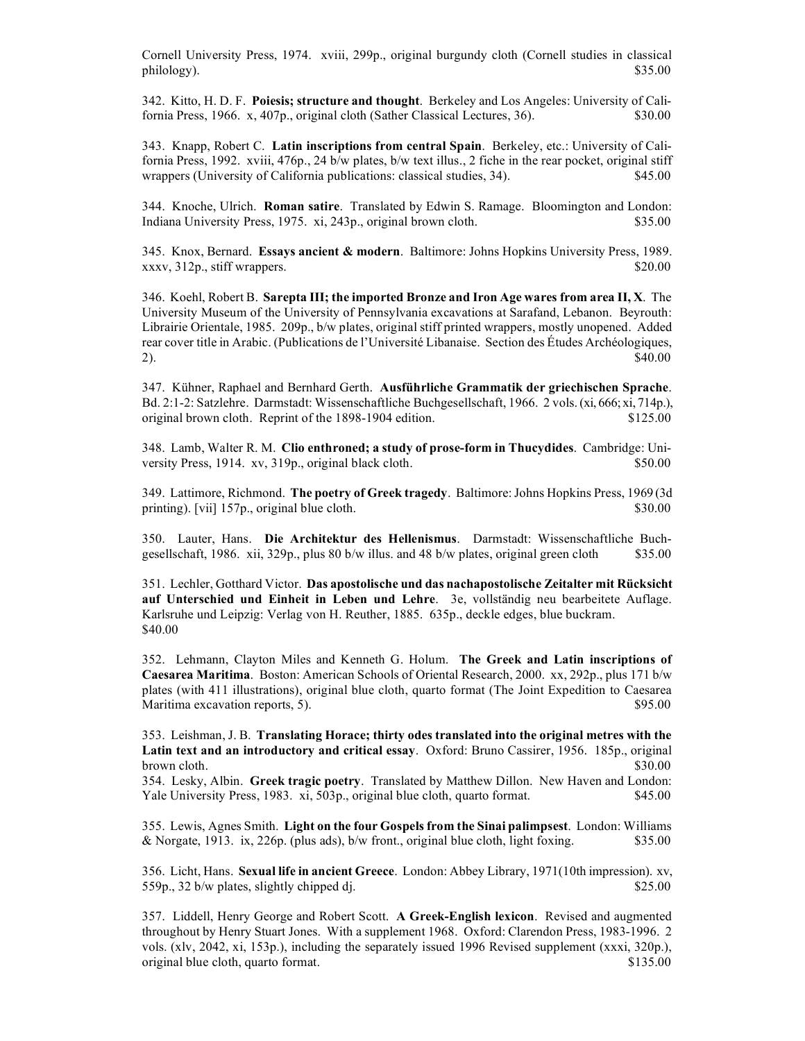Cornell University Press, 1974. xviii, 299p., original burgundy cloth (Cornell studies in classical philology). $35.00

342. Kitto, H. D. F. **Poiesis; structure and thought**. Berkeley and Los Angeles: University of California Press, 1966. x, 407p., original cloth (Sather Classical Lectures, 36). $30.00

343. Knapp, Robert C. **Latin inscriptions from central Spain**. Berkeley, etc.: University of California Press, 1992. xviii, 476p., 24 b/w plates, b/w text illus., 2 fiche in the rear pocket, original stiff wrappers (University of California publications: classical studies, 34). $45.00

344. Knoche, Ulrich. **Roman satire**. Translated by Edwin S. Ramage. Bloomington and London: Indiana University Press, 1975. xi, 243p., original brown cloth. $35.00

345. Knox, Bernard. **Essays ancient & modern**. Baltimore: Johns Hopkins University Press, 1989. xxxv, 312p., stiff wrappers. $20.00

346. Koehl, Robert B. **Sarepta III; the imported Bronze and Iron Age wares from area II, X**. The University Museum of the University of Pennsylvania excavations at Sarafand, Lebanon. Beyrouth: Librairie Orientale, 1985. 209p., b/w plates, original stiff printed wrappers, mostly unopened. Added rear cover title in Arabic. (Publications de l'Université Libanaise. Section des Études Archéologiques, 2). $40.00

347. Kühner, Raphael and Bernhard Gerth. **Ausführliche Grammatik der griechischen Sprache**. Bd. 2:1-2: Satzlehre. Darmstadt: Wissenschaftliche Buchgesellschaft, 1966. 2 vols. (xi, 666; xi, 714p.), original brown cloth. Reprint of the 1898-1904 edition. $125.00

348. Lamb, Walter R. M. **Clio enthroned; a study of prose-form in Thucydides**. Cambridge: University Press, 1914. xv, 319p., original black cloth. $50.00

349. Lattimore, Richmond. **The poetry of Greek tragedy**. Baltimore: Johns Hopkins Press, 1969 (3d printing). [vii] 157p., original blue cloth. $30.00

350. Lauter, Hans. **Die Architektur des Hellenismus**. Darmstadt: Wissenschaftliche Buchgesellschaft, 1986. xii, 329p., plus 80 b/w illus. and 48 b/w plates, original green cloth $35.00

351. Lechler, Gotthard Victor. **Das apostolische und das nachapostolische Zeitalter mit Rücksicht auf Unterschied und Einheit in Leben und Lehre**. 3e, vollständig neu bearbeitete Auflage. Karlsruhe und Leipzig: Verlag von H. Reuther, 1885. 635p., deckle edges, blue buckram. $40.00

352. Lehmann, Clayton Miles and Kenneth G. Holum. **The Greek and Latin inscriptions of Caesarea Maritima**. Boston: American Schools of Oriental Research, 2000. xx, 292p., plus 171 b/w plates (with 411 illustrations), original blue cloth, quarto format (The Joint Expedition to Caesarea Maritima excavation reports, 5). $95.00

353. Leishman, J. B. **Translating Horace; thirty odes translated into the original metres with the Latin text and an introductory and critical essay**. Oxford: Bruno Cassirer, 1956. 185p., original brown cloth. $30.00

354. Lesky, Albin. **Greek tragic poetry**. Translated by Matthew Dillon. New Haven and London: Yale University Press, 1983. xi, 503p., original blue cloth, quarto format. $45.00

355. Lewis, Agnes Smith. **Light on the four Gospels from the Sinai palimpsest**. London: Williams & Norgate, 1913. ix, 226p. (plus ads), b/w front., original blue cloth, light foxing. $35.00

356. Licht, Hans. **Sexual life in ancient Greece**. London: Abbey Library, 1971(10th impression). xv, 559p., 32 b/w plates, slightly chipped dj. $25.00

357. Liddell, Henry George and Robert Scott. **A Greek-English lexicon**. Revised and augmented throughout by Henry Stuart Jones. With a supplement 1968. Oxford: Clarendon Press, 1983-1996. 2 vols. (xlv, 2042, xi, 153p.), including the separately issued 1996 Revised supplement (xxxi, 320p.), original blue cloth, quarto format. $135.00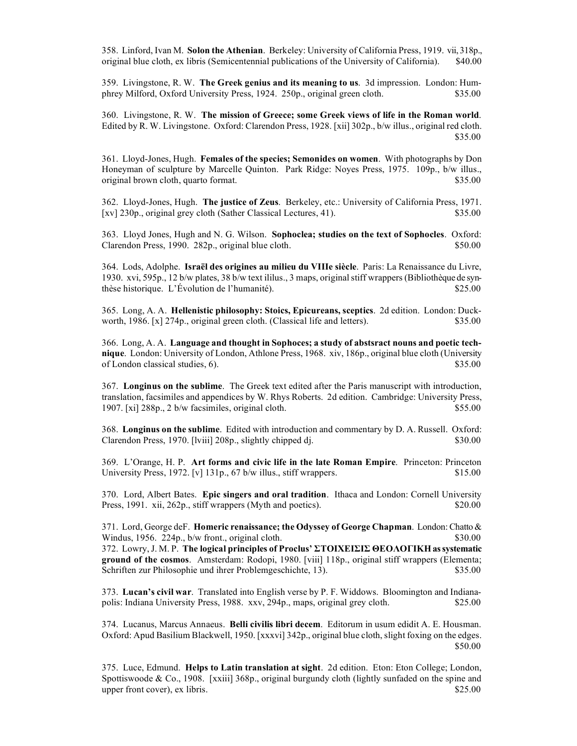358. Linford, Ivan M. **Solon the Athenian**. Berkeley: University of California Press, 1919. vii, 318p., original blue cloth, ex libris (Semicentennial publications of the University of California). $40.00

359. Livingstone, R. W. **The Greek genius and its meaning to us**. 3d impression. London: Humphrey Milford, Oxford University Press, 1924. 250p., original green cloth. $35.00

360. Livingstone, R. W. **The mission of Greece; some Greek views of life in the Roman world**. Edited by R. W. Livingstone. Oxford: Clarendon Press, 1928. [xii] 302p., b/w illus., original red cloth. $35.00

361. Lloyd-Jones, Hugh. **Females of the species; Semonides on women**. With photographs by Don Honeyman of sculpture by Marcelle Quinton. Park Ridge: Noyes Press, 1975. 109p., b/w illus., original brown cloth, quarto format. $35.00

362. Lloyd-Jones, Hugh. **The justice of Zeus**. Berkeley, etc.: University of California Press, 1971. [xv] 230p., original grey cloth (Sather Classical Lectures, 41). $35.00

363. Lloyd Jones, Hugh and N. G. Wilson. **Sophoclea; studies on the text of Sophocles**. Oxford: Clarendon Press, 1990. 282p., original blue cloth. $50.00

364. Lods, Adolphe. **Israël des origines au milieu du VIIIe siècle**. Paris: La Renaissance du Livre, 1930. xvi, 595p., 12 b/w plates, 38 b/w text ililus., 3 maps, original stiff wrappers (Bibliothèque de synthèse historique. L'Évolution de l'humanité). $25.00

365. Long, A. A. **Hellenistic philosophy: Stoics, Epicureans, sceptics**. 2d edition. London: Duckworth, 1986. [x] 274p., original green cloth. (Classical life and letters). $35.00

366. Long, A. A. **Language and thought in Sophoces; a study of abstsract nouns and poetic technique**. London: University of London, Athlone Press, 1968. xiv, 186p., original blue cloth (University of London classical studies, 6). $35.00

367. **Longinus on the sublime**. The Greek text edited after the Paris manuscript with introduction, translation, facsimiles and appendices by W. Rhys Roberts. 2d edition. Cambridge: University Press, 1907. [xi] 288p., 2 b/w facsimiles, original cloth. $55.00

368. **Longinus on the sublime**. Edited with introduction and commentary by D. A. Russell. Oxford: Clarendon Press, 1970. [lviii] 208p., slightly chipped dj. $30.00

369. L'Orange, H. P. **Art forms and civic life in the late Roman Empire**. Princeton: Princeton University Press, 1972. [v] 131p., 67 b/w illus., stiff wrappers. $15.00

370. Lord, Albert Bates. **Epic singers and oral tradition**. Ithaca and London: Cornell University Press, 1991. xii, 262p., stiff wrappers (Myth and poetics). $20.00

371. Lord, George deF. **Homeric renaissance; the Odyssey of George Chapman**. London: Chatto & Windus, 1956. 224p., b/w front., original cloth. $30.00

372. Lowry, J. M. P. **The logical principles of Proclus' ΣΤΟΙΧΕΙΣΙΣ ΘΕΟΛΟΓΙΚΗ as systematic ground of the cosmos**. Amsterdam: Rodopi, 1980. [viii] 118p., original stiff wrappers (Elementa; Schriften zur Philosophie und ihrer Problemgeschichte, 13). $35.00

373. **Lucan's civil war**. Translated into English verse by P. F. Widdows. Bloomington and Indianapolis: Indiana University Press, 1988. xxv, 294p., maps, original grey cloth. $25.00

374. Lucanus, Marcus Annaeus. **Belli civilis libri decem**. Editorum in usum edidit A. E. Housman. Oxford: Apud Basilium Blackwell, 1950. [xxxvi] 342p., original blue cloth, slight foxing on the edges. $50.00

375. Luce, Edmund. **Helps to Latin translation at sight**. 2d edition. Eton: Eton College; London, Spottiswoode & Co., 1908. [xxiii] 368p., original burgundy cloth (lightly sunfaded on the spine and upper front cover), ex libris. $25.00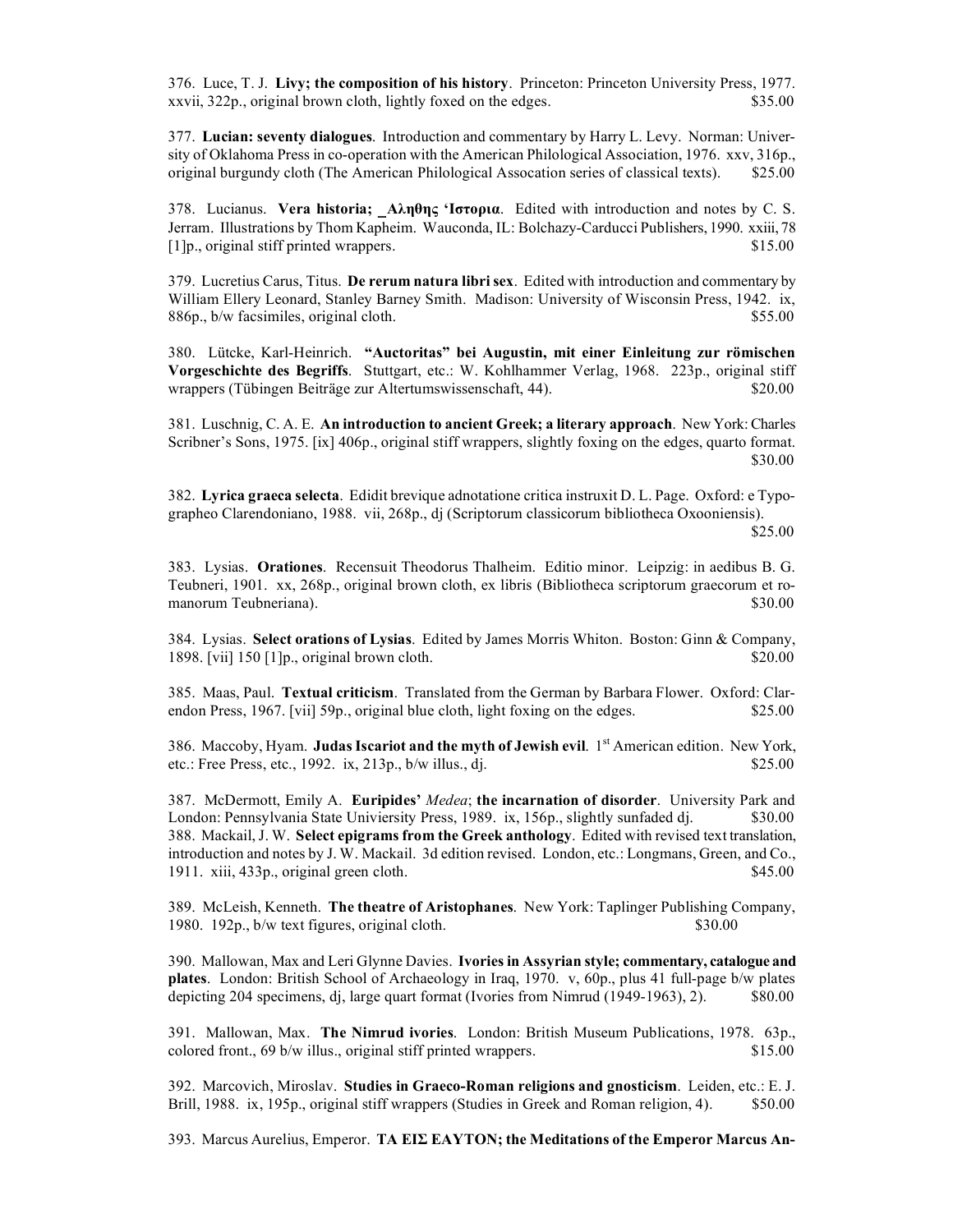376. Luce, T. J. **Livy; the composition of his history**. Princeton: Princeton University Press, 1977. xxvii, 322p., original brown cloth, lightly foxed on the edges. $35.00

377. **Lucian: seventy dialogues**. Introduction and commentary by Harry L. Levy. Norman: University of Oklahoma Press in co-operation with the American Philological Association, 1976. xxv, 316p., original burgundy cloth (The American Philological Assocation series of classical texts). $25.00

378. Lucianus. **Vera historia; _Αληθης 'Ιστορια**. Edited with introduction and notes by C. S. Jerram. Illustrations by Thom Kapheim. Wauconda, IL: Bolchazy-Carducci Publishers, 1990. xxiii, 78 [1]p., original stiff printed wrappers. $15.00

379. Lucretius Carus, Titus. **De rerum natura libri sex**. Edited with introduction and commentary by William Ellery Leonard, Stanley Barney Smith. Madison: University of Wisconsin Press, 1942. ix, 886p., b/w facsimiles, original cloth. $55.00

380. Lütcke, Karl-Heinrich. **"Auctoritas" bei Augustin, mit einer Einleitung zur römischen Vorgeschichte des Begriffs**. Stuttgart, etc.: W. Kohlhammer Verlag, 1968. 223p., original stiff wrappers (Tübingen Beiträge zur Altertumswissenschaft, 44). $20.00

381. Luschnig, C. A. E. **An introduction to ancient Greek; a literary approach**. New York: Charles Scribner's Sons, 1975. [ix] 406p., original stiff wrappers, slightly foxing on the edges, quarto format. $30.00

382. **Lyrica graeca selecta**. Edidit brevique adnotatione critica instruxit D. L. Page. Oxford: e Typographeo Clarendoniano, 1988. vii, 268p., dj (Scriptorum classicorum bibliotheca Oxooniensis). $25.00

383. Lysias. **Orationes**. Recensuit Theodorus Thalheim. Editio minor. Leipzig: in aedibus B. G. Teubneri, 1901. xx, 268p., original brown cloth, ex libris (Bibliotheca scriptorum graecorum et romanorum Teubneriana). $30.00

384. Lysias. **Select orations of Lysias**. Edited by James Morris Whiton. Boston: Ginn & Company, 1898. [vii] 150 [1]p., original brown cloth. $20.00

385. Maas, Paul. **Textual criticism**. Translated from the German by Barbara Flower. Oxford: Clarendon Press, 1967. [vii] 59p., original blue cloth, light foxing on the edges. $25.00

386. Maccoby, Hyam. **Judas Iscariot and the myth of Jewish evil**. 1st American edition. New York, etc.: Free Press, etc., 1992. ix, 213p., b/w illus., dj. $25.00

387. McDermott, Emily A. **Euripides'** *Medea*; **the incarnation of disorder**. University Park and London: Pennsylvania State Univiersity Press, 1989. ix, 156p., slightly sunfaded dj. $30.00

388. Mackail, J. W. **Select epigrams from the Greek anthology**. Edited with revised text translation, introduction and notes by J. W. Mackail. 3d edition revised. London, etc.: Longmans, Green, and Co., 1911. xiii, 433p., original green cloth. $45.00

389. McLeish, Kenneth. **The theatre of Aristophanes**. New York: Taplinger Publishing Company, 1980. 192p., b/w text figures, original cloth. $30.00

390. Mallowan, Max and Leri Glynne Davies. **Ivories in Assyrian style; commentary, catalogue and plates**. London: British School of Archaeology in Iraq, 1970. v, 60p., plus 41 full-page b/w plates depicting 204 specimens, dj, large quart format (Ivories from Nimrud (1949-1963), 2). $80.00

391. Mallowan, Max. **The Nimrud ivories**. London: British Museum Publications, 1978. 63p., colored front., 69 b/w illus., original stiff printed wrappers. $15.00

392. Marcovich, Miroslav. **Studies in Graeco-Roman religions and gnosticism**. Leiden, etc.: E. J. Brill, 1988. ix, 195p., original stiff wrappers (Studies in Greek and Roman religion, 4). $50.00

393. Marcus Aurelius, Emperor. **ΤΑ ΕΙΣ ΕΑΥΤΟΝ; the Meditations of the Emperor Marcus An-**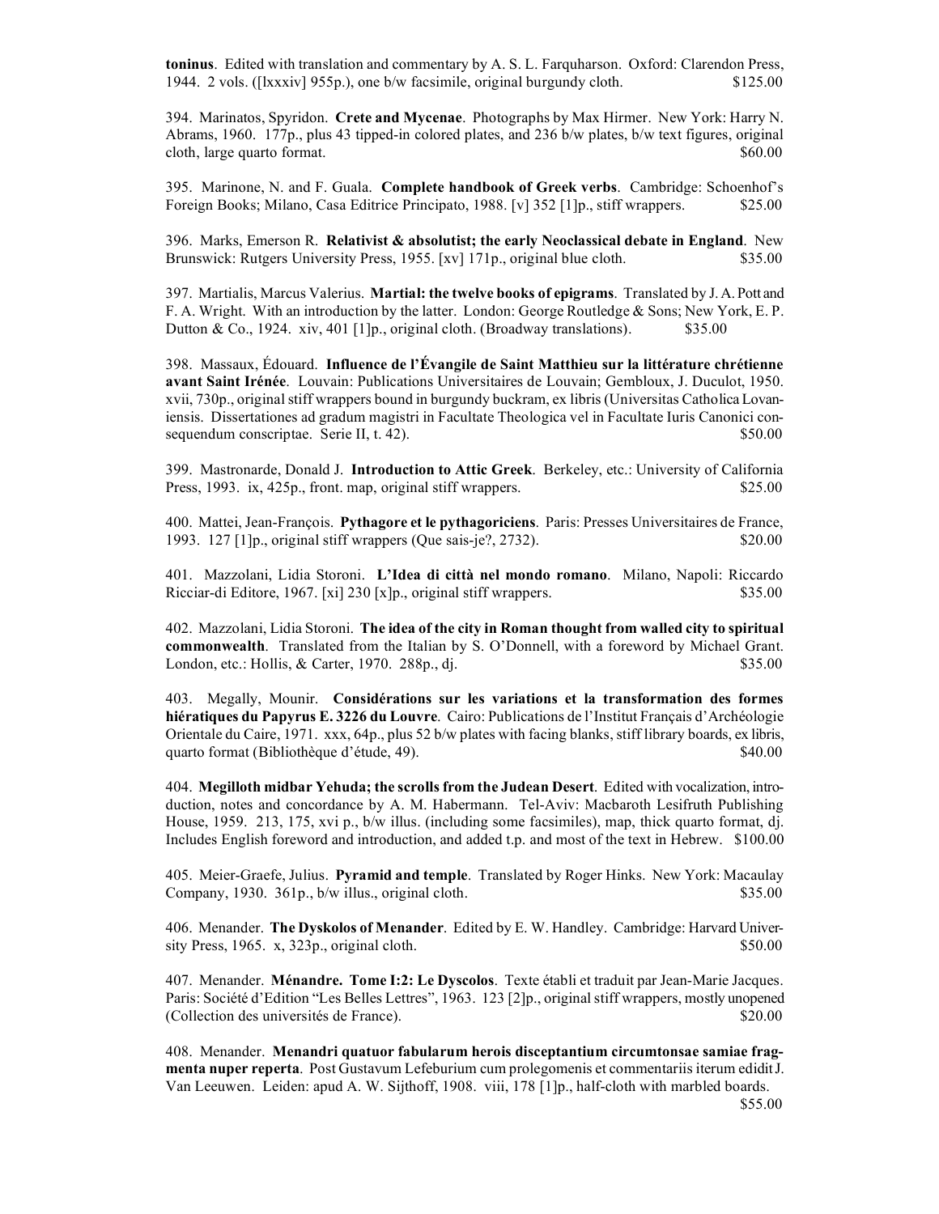**toninus**. Edited with translation and commentary by A. S. L. Farquharson. Oxford: Clarendon Press, 1944. 2 vols. ([lxxxiv] 955p.), one b/w facsimile, original burgundy cloth. $125.00

394. Marinatos, Spyridon. **Crete and Mycenae**. Photographs by Max Hirmer. New York: Harry N. Abrams, 1960. 177p., plus 43 tipped-in colored plates, and 236 b/w plates, b/w text figures, original cloth, large quarto format. $60.00

395. Marinone, N. and F. Guala. **Complete handbook of Greek verbs**. Cambridge: Schoenhof's Foreign Books; Milano, Casa Editrice Principato, 1988. [v] 352 [1]p., stiff wrappers. $25.00

396. Marks, Emerson R. **Relativist & absolutist; the early Neoclassical debate in England**. New Brunswick: Rutgers University Press, 1955. [xv] 171p., original blue cloth. $35.00

397. Martialis, Marcus Valerius. **Martial: the twelve books of epigrams**. Translated by J. A. Pott and F. A. Wright. With an introduction by the latter. London: George Routledge & Sons; New York, E. P. Dutton & Co., 1924. xiv, 401 [1]p., original cloth. (Broadway translations). $35.00

398. Massaux, Édouard. **Influence de l'Évangile de Saint Matthieu sur la littérature chrétienne avant Saint Irénée**. Louvain: Publications Universitaires de Louvain; Gembloux, J. Duculot, 1950. xvii, 730p., original stiff wrappers bound in burgundy buckram, ex libris (Universitas Catholica Lovaniensis. Dissertationes ad gradum magistri in Facultate Theologica vel in Facultate Iuris Canonici consequendum conscriptae. Serie II, t. 42). $50.00

399. Mastronarde, Donald J. **Introduction to Attic Greek**. Berkeley, etc.: University of California Press, 1993. ix, 425p., front. map, original stiff wrappers. $25.00

400. Mattei, Jean-François. **Pythagore et le pythagoriciens**. Paris: Presses Universitaires de France, 1993. 127 [1]p., original stiff wrappers (Que sais-je?, 2732). $20.00

401. Mazzolani, Lidia Storoni. **L'Idea di città nel mondo romano**. Milano, Napoli: Riccardo Ricciar-di Editore, 1967. [xi] 230 [x]p., original stiff wrappers. $35.00

402. Mazzolani, Lidia Storoni. **The idea of the city in Roman thought from walled city to spiritual commonwealth**. Translated from the Italian by S. O'Donnell, with a foreword by Michael Grant. London, etc.: Hollis, & Carter, 1970. 288p., dj. $35.00

403. Megally, Mounir. **Considérations sur les variations et la transformation des formes hiératiques du Papyrus E. 3226 du Louvre**. Cairo: Publications de l'Institut Français d'Archéologie Orientale du Caire, 1971. xxx, 64p., plus 52 b/w plates with facing blanks, stiff library boards, ex libris, quarto format (Bibliothèque d'étude, 49). $40.00

404. **Megilloth midbar Yehuda; the scrolls from the Judean Desert**. Edited with vocalization, introduction, notes and concordance by A. M. Habermann. Tel-Aviv: Macbaroth Lesifruth Publishing House, 1959. 213, 175, xvi p., b/w illus. (including some facsimiles), map, thick quarto format, dj. Includes English foreword and introduction, and added t.p. and most of the text in Hebrew. $100.00

405. Meier-Graefe, Julius. **Pyramid and temple**. Translated by Roger Hinks. New York: Macaulay Company, 1930. 361p., b/w illus., original cloth. $35.00

406. Menander. **The Dyskolos of Menander**. Edited by E. W. Handley. Cambridge: Harvard University Press, 1965. x, 323p., original cloth. $50.00

407. Menander. **Ménandre. Tome I:2: Le Dyscolos**. Texte établi et traduit par Jean-Marie Jacques. Paris: Société d'Edition "Les Belles Lettres", 1963. 123 [2]p., original stiff wrappers, mostly unopened (Collection des universités de France). $20.00

408. Menander. **Menandri quatuor fabularum herois disceptantium circumtonsae samiae fragmenta nuper reperta**. Post Gustavum Lefeburium cum prolegomenis et commentariis iterum edidit J. Van Leeuwen. Leiden: apud A. W. Sijthoff, 1908. viii, 178 [1]p., half-cloth with marbled boards. $55.00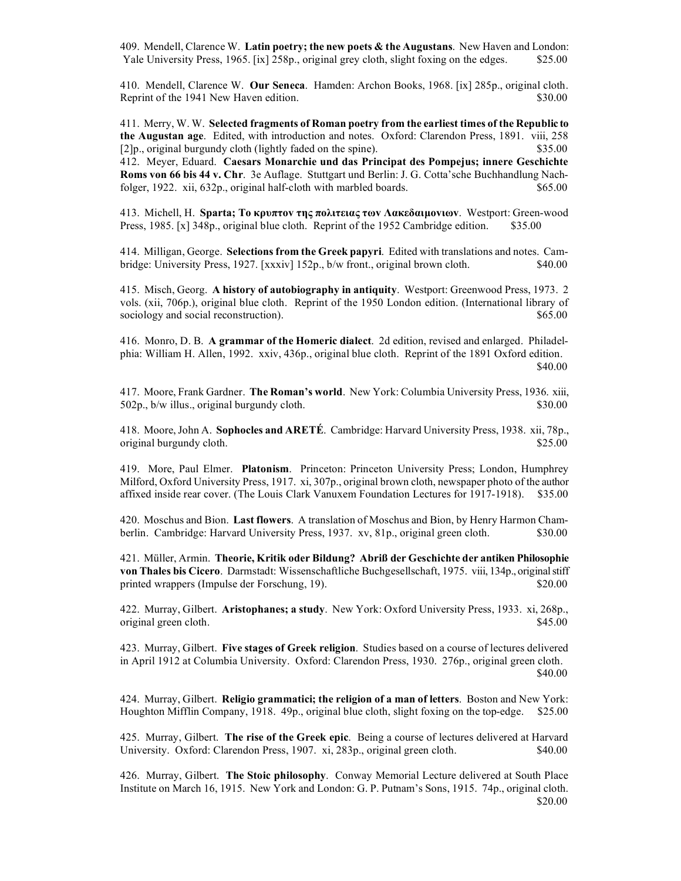409. Mendell, Clarence W. **Latin poetry; the new poets & the Augustans**. New Haven and London: Yale University Press, 1965. [ix] 258p., original grey cloth, slight foxing on the edges. $25.00

410. Mendell, Clarence W. **Our Seneca**. Hamden: Archon Books, 1968. [ix] 285p., original cloth. Reprint of the 1941 New Haven edition. $30.00

411. Merry, W. W. **Selected fragments of Roman poetry from the earliest times of the Republic to the Augustan age**. Edited, with introduction and notes. Oxford: Clarendon Press, 1891. viii, 258 [2]p., original burgundy cloth (lightly faded on the spine). $35.00

412. Meyer, Eduard. **Caesars Monarchie und das Principat des Pompejus; innere Geschichte Roms von 66 bis 44 v. Chr**. 3e Auflage. Stuttgart und Berlin: J. G. Cotta'sche Buchhandlung Nachfolger, 1922. xii, 632p., original half-cloth with marbled boards. $65.00

413. Michell, H. **Sparta; Το κρυπτον της πολιτειας των Λακεδαιμονιων**. Westport: Green-wood Press, 1985. [x] 348p., original blue cloth. Reprint of the 1952 Cambridge edition. $35.00

414. Milligan, George. **Selections from the Greek papyri**. Edited with translations and notes. Cambridge: University Press, 1927. [xxxiv] 152p., b/w front., original brown cloth. $40.00

415. Misch, Georg. **A history of autobiography in antiquity**. Westport: Greenwood Press, 1973. 2 vols. (xii, 706p.), original blue cloth. Reprint of the 1950 London edition. (International library of sociology and social reconstruction). $65.00

416. Monro, D. B. **A grammar of the Homeric dialect**. 2d edition, revised and enlarged. Philadelphia: William H. Allen, 1992. xxiv, 436p., original blue cloth. Reprint of the 1891 Oxford edition. $40.00

417. Moore, Frank Gardner. **The Roman's world**. New York: Columbia University Press, 1936. xiii, 502p., b/w illus., original burgundy cloth. $30.00

418. Moore, John A. **Sophocles and ARETÉ**. Cambridge: Harvard University Press, 1938. xii, 78p., original burgundy cloth. $25.00

419. More, Paul Elmer. **Platonism**. Princeton: Princeton University Press; London, Humphrey Milford, Oxford University Press, 1917. xi, 307p., original brown cloth, newspaper photo of the author affixed inside rear cover. (The Louis Clark Vanuxem Foundation Lectures for 1917-1918). $35.00

420. Moschus and Bion. **Last flowers**. A translation of Moschus and Bion, by Henry Harmon Chamberlin. Cambridge: Harvard University Press, 1937. xv, 81p., original green cloth. $30.00

421. Müller, Armin. **Theorie, Kritik oder Bildung? Abriß der Geschichte der antiken Philosophie von Thales bis Cicero**. Darmstadt: Wissenschaftliche Buchgesellschaft, 1975. viii, 134p., original stiff printed wrappers (Impulse der Forschung, 19). $20.00

422. Murray, Gilbert. **Aristophanes; a study**. New York: Oxford University Press, 1933. xi, 268p., original green cloth. $45.00

423. Murray, Gilbert. **Five stages of Greek religion**. Studies based on a course of lectures delivered in April 1912 at Columbia University. Oxford: Clarendon Press, 1930. 276p., original green cloth. $40.00

424. Murray, Gilbert. **Religio grammatici; the religion of a man of letters**. Boston and New York: Houghton Mifflin Company, 1918. 49p., original blue cloth, slight foxing on the top-edge. $25.00

425. Murray, Gilbert. **The rise of the Greek epic**. Being a course of lectures delivered at Harvard University. Oxford: Clarendon Press, 1907. xi, 283p., original green cloth. $40.00

426. Murray, Gilbert. **The Stoic philosophy**. Conway Memorial Lecture delivered at South Place Institute on March 16, 1915. New York and London: G. P. Putnam's Sons, 1915. 74p., original cloth. $20.00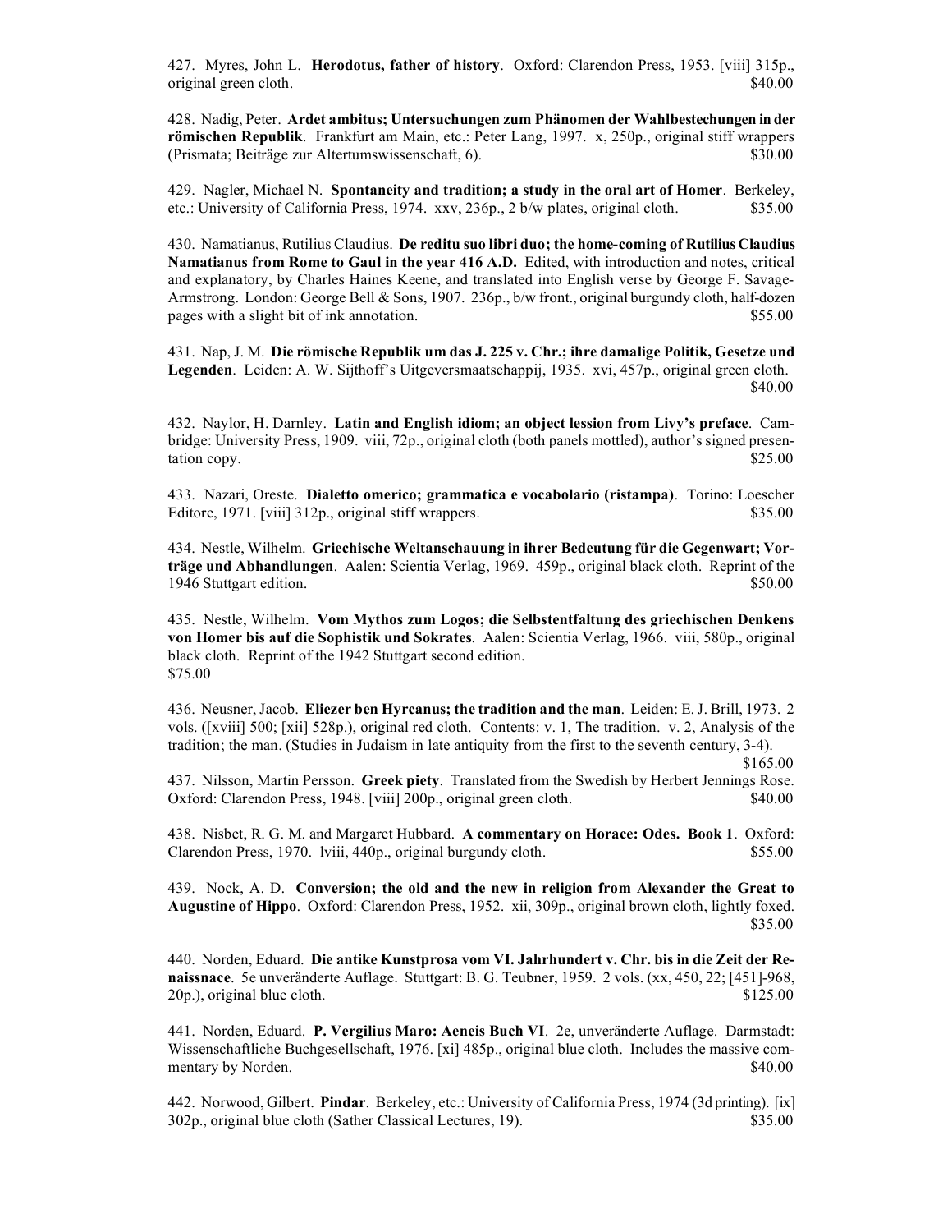427. Myres, John L. **Herodotus, father of history**. Oxford: Clarendon Press, 1953. [viii] 315p., original green cloth. $40.00

428. Nadig, Peter. **Ardet ambitus; Untersuchungen zum Phänomen der Wahlbestechungen in der römischen Republik**. Frankfurt am Main, etc.: Peter Lang, 1997. x, 250p., original stiff wrappers (Prismata; Beiträge zur Altertumswissenschaft, 6). $30.00

429. Nagler, Michael N. **Spontaneity and tradition; a study in the oral art of Homer**. Berkeley, etc.: University of California Press, 1974. xxv, 236p., 2 b/w plates, original cloth. $35.00

430. Namatianus, Rutilius Claudius. **De reditu suo libri duo; the home-coming of Rutilius Claudius Namatianus from Rome to Gaul in the year 416 A.D.** Edited, with introduction and notes, critical and explanatory, by Charles Haines Keene, and translated into English verse by George F. Savage-Armstrong. London: George Bell & Sons, 1907. 236p., b/w front., original burgundy cloth, half-dozen pages with a slight bit of ink annotation. $55.00

431. Nap, J. M. **Die römische Republik um das J. 225 v. Chr.; ihre damalige Politik, Gesetze und Legenden**. Leiden: A. W. Sijthoff's Uitgeversmaatschappij, 1935. xvi, 457p., original green cloth. $40.00

432. Naylor, H. Darnley. **Latin and English idiom; an object lession from Livy's preface**. Cambridge: University Press, 1909. viii, 72p., original cloth (both panels mottled), author's signed presentation copy. $25.00

433. Nazari, Oreste. **Dialetto omerico; grammatica e vocabolario (ristampa)**. Torino: Loescher Editore, 1971. [viii] 312p., original stiff wrappers. $35.00

434. Nestle, Wilhelm. **Griechische Weltanschauung in ihrer Bedeutung für die Gegenwart; Vorträge und Abhandlungen**. Aalen: Scientia Verlag, 1969. 459p., original black cloth. Reprint of the 1946 Stuttgart edition. $50.00

435. Nestle, Wilhelm. **Vom Mythos zum Logos; die Selbstentfaltung des griechischen Denkens von Homer bis auf die Sophistik und Sokrates**. Aalen: Scientia Verlag, 1966. viii, 580p., original black cloth. Reprint of the 1942 Stuttgart second edition. $75.00

436. Neusner, Jacob. **Eliezer ben Hyrcanus; the tradition and the man**. Leiden: E. J. Brill, 1973. 2 vols. ([xviii] 500; [xii] 528p.), original red cloth. Contents: v. 1, The tradition. v. 2, Analysis of the tradition; the man. (Studies in Judaism in late antiquity from the first to the seventh century, 3-4). $165.00

437. Nilsson, Martin Persson. **Greek piety**. Translated from the Swedish by Herbert Jennings Rose. Oxford: Clarendon Press, 1948. [viii] 200p., original green cloth. $40.00

438. Nisbet, R. G. M. and Margaret Hubbard. **A commentary on Horace: Odes. Book 1**. Oxford: Clarendon Press, 1970. lviii, 440p., original burgundy cloth. $55.00

439. Nock, A. D. **Conversion; the old and the new in religion from Alexander the Great to Augustine of Hippo**. Oxford: Clarendon Press, 1952. xii, 309p., original brown cloth, lightly foxed. $35.00

440. Norden, Eduard. **Die antike Kunstprosa vom VI. Jahrhundert v. Chr. bis in die Zeit der Renaissnace**. 5e unveränderte Auflage. Stuttgart: B. G. Teubner, 1959. 2 vols. (xx, 450, 22; [451]-968, 20p.), original blue cloth. $125.00

441. Norden, Eduard. **P. Vergilius Maro: Aeneis Buch VI**. 2e, unveränderte Auflage. Darmstadt: Wissenschaftliche Buchgesellschaft, 1976. [xi] 485p., original blue cloth. Includes the massive commentary by Norden. $40.00

442. Norwood, Gilbert. **Pindar**. Berkeley, etc.: University of California Press, 1974 (3d printing). [ix] 302p., original blue cloth (Sather Classical Lectures, 19). $35.00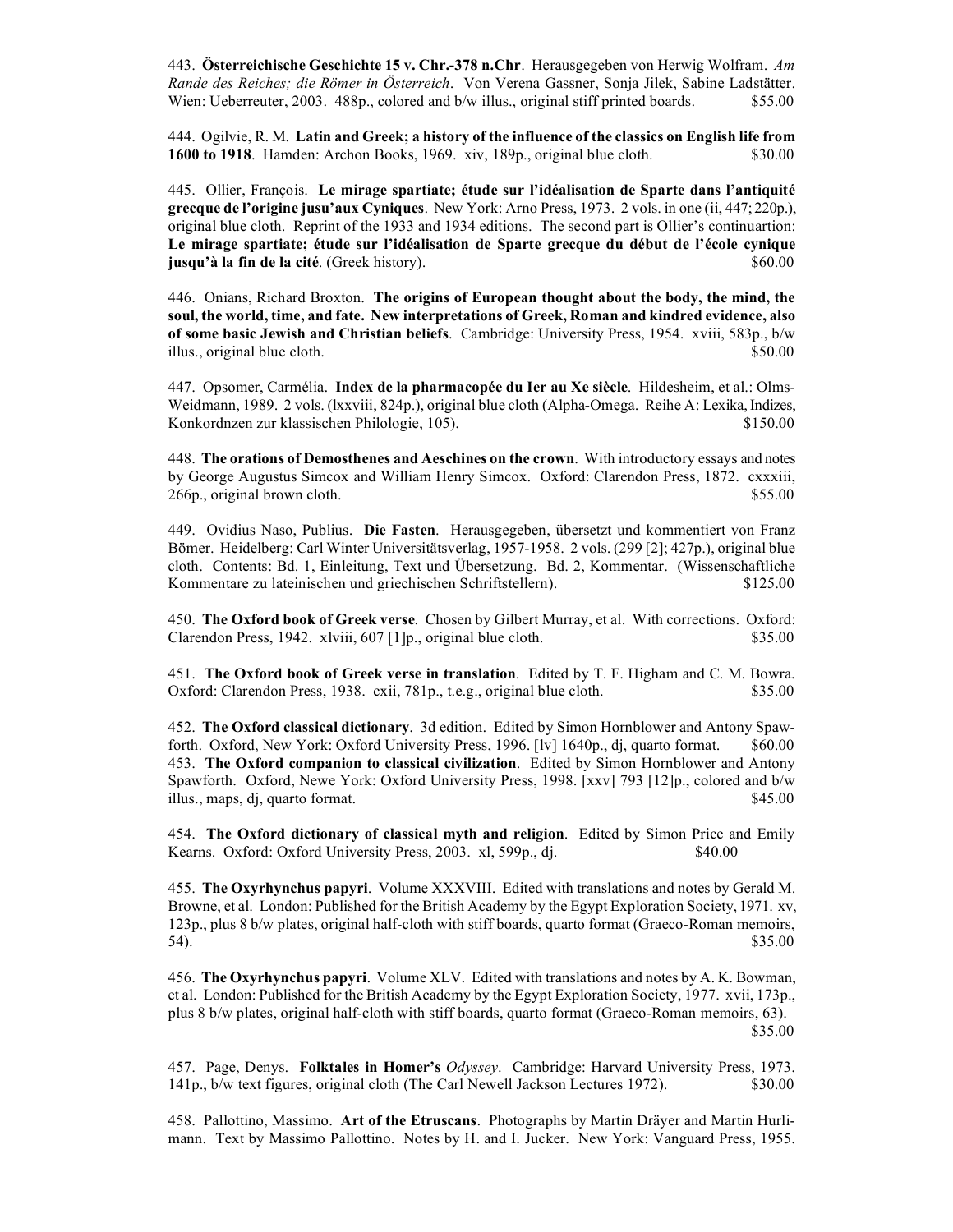443. **Österreichische Geschichte 15 v. Chr.-378 n.Chr**. Herausgegeben von Herwig Wolfram. *Am Rande des Reiches; die Römer in Österreich*. Von Verena Gassner, Sonja Jilek, Sabine Ladstätter. Wien: Ueberreuter, 2003. 488p., colored and b/w illus., original stiff printed boards. $55.00

444. Ogilvie, R. M. **Latin and Greek; a history of the influence of the classics on English life from 1600 to 1918**. Hamden: Archon Books, 1969. xiv, 189p., original blue cloth. $30.00

445. Ollier, François. **Le mirage spartiate; étude sur l'idéalisation de Sparte dans l'antiquité grecque de l'origine jusu'aux Cyniques**. New York: Arno Press, 1973. 2 vols. in one (ii, 447; 220p.), original blue cloth. Reprint of the 1933 and 1934 editions. The second part is Ollier's continuartion: **Le mirage spartiate; étude sur l'idéalisation de Sparte grecque du début de l'école cynique jusqu'à la fin de la cité**. (Greek history). $60.00

446. Onians, Richard Broxton. **The origins of European thought about the body, the mind, the soul, the world, time, and fate. New interpretations of Greek, Roman and kindred evidence, also of some basic Jewish and Christian beliefs**. Cambridge: University Press, 1954. xviii, 583p., b/w illus., original blue cloth. $50.00

447. Opsomer, Carmélia. **Index de la pharmacopée du Ier au Xe siècle**. Hildesheim, et al.: Olms-Weidmann, 1989. 2 vols. (lxxviii, 824p.), original blue cloth (Alpha-Omega. Reihe A: Lexika, Indizes, Konkordnzen zur klassischen Philologie, 105). $150.00

448. **The orations of Demosthenes and Aeschines on the crown**. With introductory essays and notes by George Augustus Simcox and William Henry Simcox. Oxford: Clarendon Press, 1872. cxxxiii, 266p., original brown cloth. $55.00

449. Ovidius Naso, Publius. **Die Fasten**. Herausgegeben, übersetzt und kommentiert von Franz Bömer. Heidelberg: Carl Winter Universitätsverlag, 1957-1958. 2 vols. (299 [2]; 427p.), original blue cloth. Contents: Bd. 1, Einleitung, Text und Übersetzung. Bd. 2, Kommentar. (Wissenschaftliche Kommentare zu lateinischen und griechischen Schriftstellern). $125.00

450. **The Oxford book of Greek verse**. Chosen by Gilbert Murray, et al. With corrections. Oxford: Clarendon Press, 1942. xlviii, 607 [1]p., original blue cloth. $35.00

451. **The Oxford book of Greek verse in translation**. Edited by T. F. Higham and C. M. Bowra. Oxford: Clarendon Press, 1938. cxii, 781p., t.e.g., original blue cloth. $35.00

452. **The Oxford classical dictionary**. 3d edition. Edited by Simon Hornblower and Antony Spawforth. Oxford, New York: Oxford University Press, 1996. [lv] 1640p., dj, quarto format. $60.00

453. **The Oxford companion to classical civilization**. Edited by Simon Hornblower and Antony Spawforth. Oxford, Newe York: Oxford University Press, 1998. [xxv] 793 [12]p., colored and b/w illus., maps, dj, quarto format. $45.00

454. **The Oxford dictionary of classical myth and religion**. Edited by Simon Price and Emily Kearns. Oxford: Oxford University Press, 2003. xl, 599p., dj. $40.00

455. **The Oxyrhynchus papyri**. Volume XXXVIII. Edited with translations and notes by Gerald M. Browne, et al. London: Published for the British Academy by the Egypt Exploration Society, 1971. xv, 123p., plus 8 b/w plates, original half-cloth with stiff boards, quarto format (Graeco-Roman memoirs, 54). $35.00

456. **The Oxyrhynchus papyri**. Volume XLV. Edited with translations and notes by A. K. Bowman, et al. London: Published for the British Academy by the Egypt Exploration Society, 1977. xvii, 173p., plus 8 b/w plates, original half-cloth with stiff boards, quarto format (Graeco-Roman memoirs, 63). $35.00

457. Page, Denys. **Folktales in Homer's** *Odyssey*. Cambridge: Harvard University Press, 1973. 141p., b/w text figures, original cloth (The Carl Newell Jackson Lectures 1972). $30.00

458. Pallottino, Massimo. **Art of the Etruscans**. Photographs by Martin Dräyer and Martin Hurlimann. Text by Massimo Pallottino. Notes by H. and I. Jucker. New York: Vanguard Press, 1955.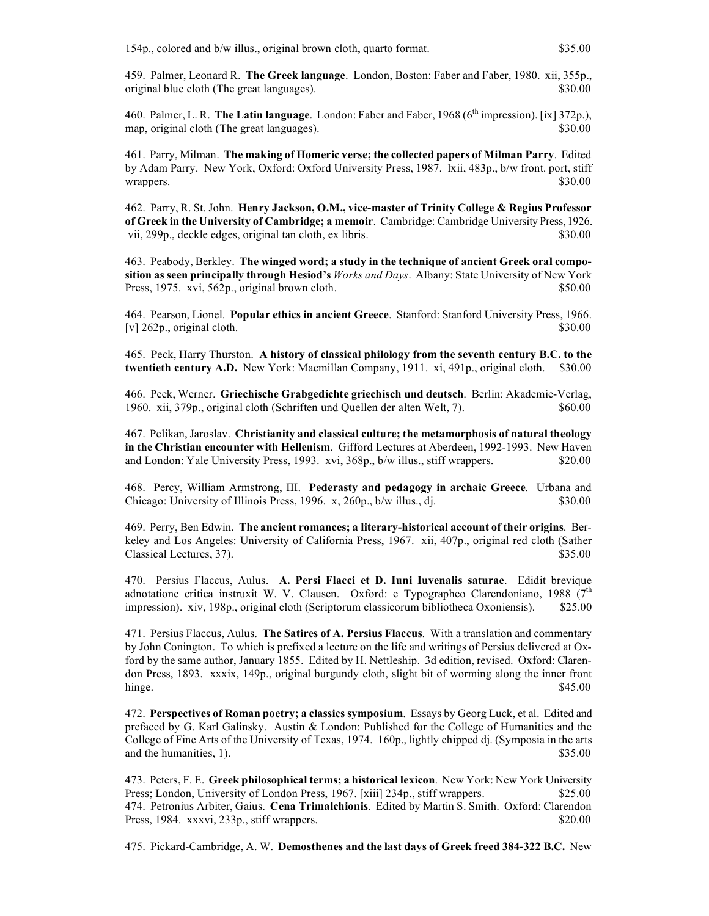154p., colored and b/w illus., original brown cloth, quarto format. $35.00

459. Palmer, Leonard R. **The Greek language**. London, Boston: Faber and Faber, 1980. xii, 355p., original blue cloth (The great languages). $30.00

460. Palmer, L. R. **The Latin language**. London: Faber and Faber, 1968 (6th impression). [ix] 372p.), map, original cloth (The great languages). $30.00

461. Parry, Milman. **The making of Homeric verse; the collected papers of Milman Parry**. Edited by Adam Parry. New York, Oxford: Oxford University Press, 1987. lxii, 483p., b/w front. port, stiff wrappers. $30.00

462. Parry, R. St. John. **Henry Jackson, O.M., vice-master of Trinity College & Regius Professor of Greek in the University of Cambridge; a memoir**. Cambridge: Cambridge University Press, 1926. vii, 299p., deckle edges, original tan cloth, ex libris. $30.00

463. Peabody, Berkley. **The winged word; a study in the technique of ancient Greek oral composition as seen principally through Hesiod's** ***Works and Days***. Albany: State University of New York Press, 1975. xvi, 562p., original brown cloth. $50.00

464. Pearson, Lionel. **Popular ethics in ancient Greece**. Stanford: Stanford University Press, 1966. [v] 262p., original cloth. $30.00

465. Peck, Harry Thurston. **A history of classical philology from the seventh century B.C. to the twentieth century A.D.** New York: Macmillan Company, 1911. xi, 491p., original cloth. $30.00

466. Peek, Werner. **Griechische Grabgedichte griechisch und deutsch**. Berlin: Akademie-Verlag, 1960. xii, 379p., original cloth (Schriften und Quellen der alten Welt, 7). $60.00

467. Pelikan, Jaroslav. **Christianity and classical culture; the metamorphosis of natural theology in the Christian encounter with Hellenism**. Gifford Lectures at Aberdeen, 1992-1993. New Haven and London: Yale University Press, 1993. xvi, 368p., b/w illus., stiff wrappers. $20.00

468. Percy, William Armstrong, III. **Pederasty and pedagogy in archaic Greece**. Urbana and Chicago: University of Illinois Press, 1996. x, 260p., b/w illus., dj. $30.00

469. Perry, Ben Edwin. **The ancient romances; a literary-historical account of their origins**. Berkeley and Los Angeles: University of California Press, 1967. xii, 407p., original red cloth (Sather Classical Lectures, 37). $35.00

470. Persius Flaccus, Aulus. **A. Persi Flacci et D. Iuni Iuvenalis saturae**. Edidit brevique adnotatione critica instruxit W. V. Clausen. Oxford: e Typographeo Clarendoniano, 1988 (7th impression). xiv, 198p., original cloth (Scriptorum classicorum bibliotheca Oxoniensis). $25.00

471. Persius Flaccus, Aulus. **The Satires of A. Persius Flaccus**. With a translation and commentary by John Conington. To which is prefixed a lecture on the life and writings of Persius delivered at Oxford by the same author, January 1855. Edited by H. Nettleship. 3d edition, revised. Oxford: Clarendon Press, 1893. xxxix, 149p., original burgundy cloth, slight bit of worming along the inner front hinge. $45.00

472. **Perspectives of Roman poetry; a classics symposium**. Essays by Georg Luck, et al. Edited and prefaced by G. Karl Galinsky. Austin & London: Published for the College of Humanities and the College of Fine Arts of the University of Texas, 1974. 160p., lightly chipped dj. (Symposia in the arts and the humanities, 1). $35.00

473. Peters, F. E. **Greek philosophical terms; a historical lexicon**. New York: New York University Press; London, University of London Press, 1967. [xiii] 234p., stiff wrappers. $25.00

474. Petronius Arbiter, Gaius. **Cena Trimalchionis**. Edited by Martin S. Smith. Oxford: Clarendon Press, 1984. xxxvi, 233p., stiff wrappers. $20.00

475. Pickard-Cambridge, A. W. **Demosthenes and the last days of Greek freed 384-322 B.C.** New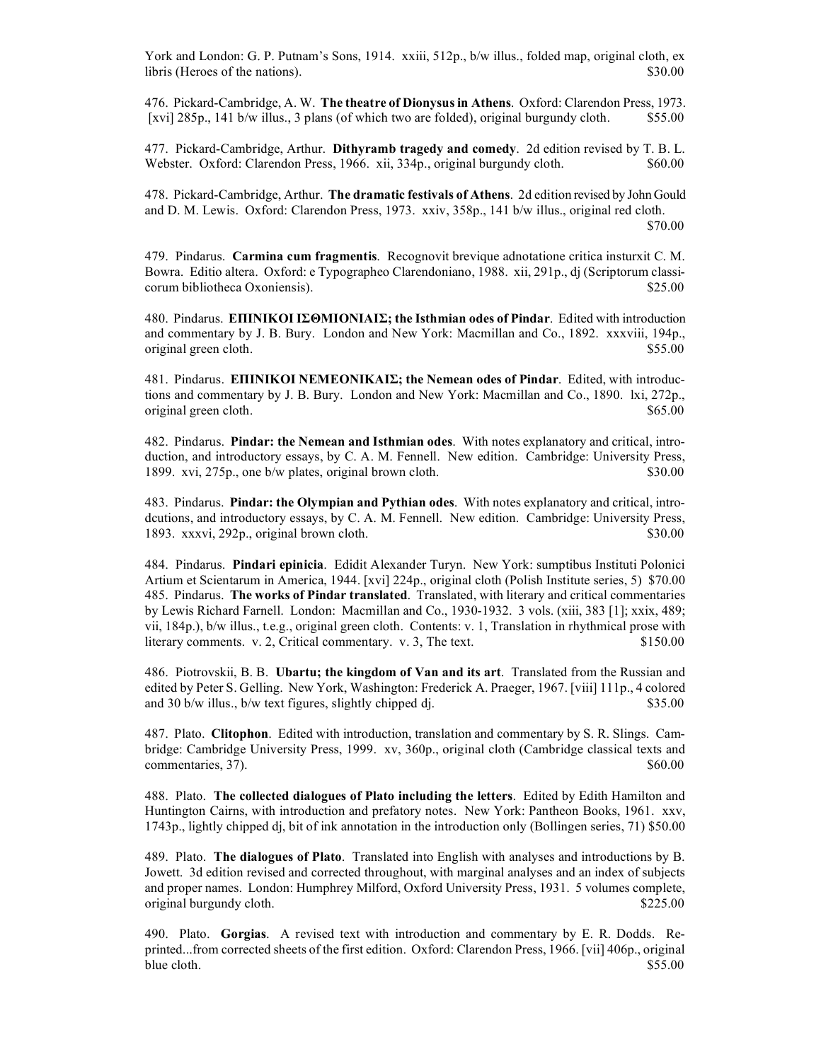York and London: G. P. Putnam's Sons, 1914. xxiii, 512p., b/w illus., folded map, original cloth, ex libris (Heroes of the nations). $30.00

476. Pickard-Cambridge, A. W. **The theatre of Dionysus in Athens**. Oxford: Clarendon Press, 1973. [xvi] 285p., 141 b/w illus., 3 plans (of which two are folded), original burgundy cloth. $55.00

477. Pickard-Cambridge, Arthur. **Dithyramb tragedy and comedy**. 2d edition revised by T. B. L. Webster. Oxford: Clarendon Press, 1966. xii, 334p., original burgundy cloth. $60.00

478. Pickard-Cambridge, Arthur. **The dramatic festivals of Athens**. 2d edition revised by John Gould and D. M. Lewis. Oxford: Clarendon Press, 1973. xxiv, 358p., 141 b/w illus., original red cloth. $70.00

479. Pindarus. **Carmina cum fragmentis**. Recognovit brevique adnotatione critica insturxit C. M. Bowra. Editio altera. Oxford: e Typographeo Clarendoniano, 1988. xii, 291p., dj (Scriptorum classicorum bibliotheca Oxoniensis). $25.00

480. Pindarus. **ΕΠΙΝΙΚΟΙ ΙΣΘΜΙΟΝΙΑΙΣ; the Isthmian odes of Pindar**. Edited with introduction and commentary by J. B. Bury. London and New York: Macmillan and Co., 1892. xxxviii, 194p., original green cloth. $55.00

481. Pindarus. **ΕΠΙΝΙΚΟΙ ΝΕΜΕΟΝΙΚΑΙΣ; the Nemean odes of Pindar**. Edited, with introductions and commentary by J. B. Bury. London and New York: Macmillan and Co., 1890. lxi, 272p., original green cloth. $65.00

482. Pindarus. **Pindar: the Nemean and Isthmian odes**. With notes explanatory and critical, introduction, and introductory essays, by C. A. M. Fennell. New edition. Cambridge: University Press, 1899. xvi, 275p., one b/w plates, original brown cloth. $30.00

483. Pindarus. **Pindar: the Olympian and Pythian odes**. With notes explanatory and critical, introdcutions, and introductory essays, by C. A. M. Fennell. New edition. Cambridge: University Press, 1893. xxxvi, 292p., original brown cloth. $30.00

484. Pindarus. **Pindari epinicia**. Edidit Alexander Turyn. New York: sumptibus Instituti Polonici Artium et Scientarum in America, 1944. [xvi] 224p., original cloth (Polish Institute series, 5) $70.00

485. Pindarus. **The works of Pindar translated**. Translated, with literary and critical commentaries by Lewis Richard Farnell. London: Macmillan and Co., 1930-1932. 3 vols. (xiii, 383 [1]; xxix, 489; vii, 184p.), b/w illus., t.e.g., original green cloth. Contents: v. 1, Translation in rhythmical prose with literary comments. v. 2, Critical commentary. v. 3, The text. $150.00

486. Piotrovskii, B. B. **Ubartu; the kingdom of Van and its art**. Translated from the Russian and edited by Peter S. Gelling. New York, Washington: Frederick A. Praeger, 1967. [viii] 111p., 4 colored and 30 b/w illus., b/w text figures, slightly chipped dj. $35.00

487. Plato. **Clitophon**. Edited with introduction, translation and commentary by S. R. Slings. Cambridge: Cambridge University Press, 1999. xv, 360p., original cloth (Cambridge classical texts and commentaries, 37). $60.00

488. Plato. **The collected dialogues of Plato including the letters**. Edited by Edith Hamilton and Huntington Cairns, with introduction and prefatory notes. New York: Pantheon Books, 1961. xxv, 1743p., lightly chipped dj, bit of ink annotation in the introduction only (Bollingen series, 71) $50.00

489. Plato. **The dialogues of Plato**. Translated into English with analyses and introductions by B. Jowett. 3d edition revised and corrected throughout, with marginal analyses and an index of subjects and proper names. London: Humphrey Milford, Oxford University Press, 1931. 5 volumes complete, original burgundy cloth. $225.00

490. Plato. **Gorgias**. A revised text with introduction and commentary by E. R. Dodds. Reprinted...from corrected sheets of the first edition. Oxford: Clarendon Press, 1966. [vii] 406p., original blue cloth. $55.00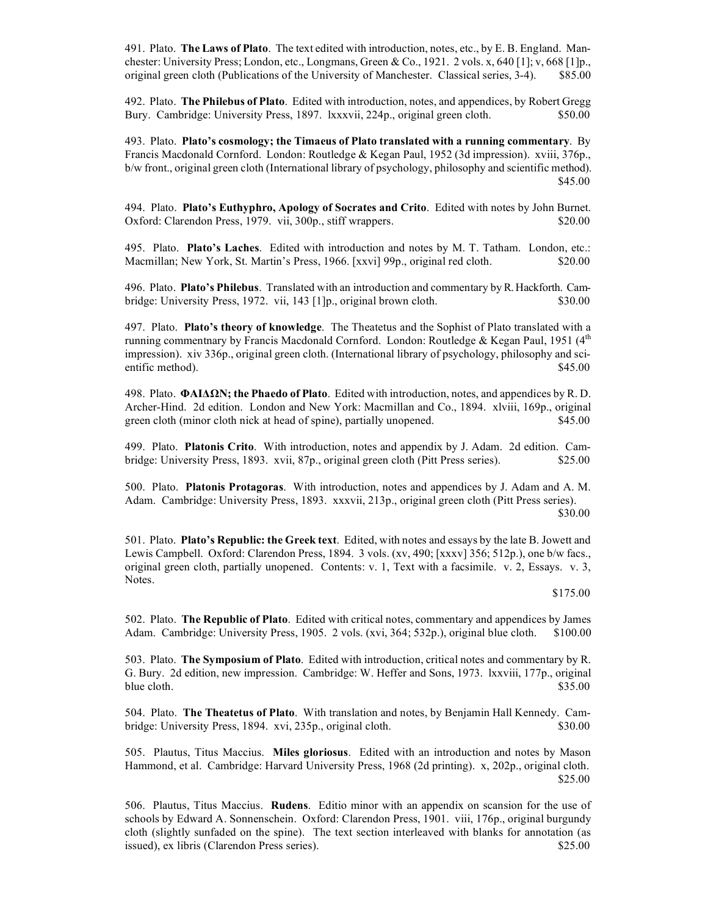491. Plato. **The Laws of Plato**. The text edited with introduction, notes, etc., by E. B. England. Manchester: University Press; London, etc., Longmans, Green & Co., 1921. 2 vols. x, 640 [1]; v, 668 [1]p., original green cloth (Publications of the University of Manchester. Classical series, 3-4). $85.00

492. Plato. **The Philebus of Plato**. Edited with introduction, notes, and appendices, by Robert Gregg Bury. Cambridge: University Press, 1897. lxxxvii, 224p., original green cloth. $50.00

493. Plato. **Plato's cosmology; the Timaeus of Plato translated with a running commentary**. By Francis Macdonald Cornford. London: Routledge & Kegan Paul, 1952 (3d impression). xviii, 376p., b/w front., original green cloth (International library of psychology, philosophy and scientific method). $45.00

494. Plato. **Plato's Euthyphro, Apology of Socrates and Crito**. Edited with notes by John Burnet. Oxford: Clarendon Press, 1979. vii, 300p., stiff wrappers. $20.00

495. Plato. **Plato's Laches**. Edited with introduction and notes by M. T. Tatham. London, etc.: Macmillan; New York, St. Martin's Press, 1966. [xxvi] 99p., original red cloth. $20.00

496. Plato. **Plato's Philebus**. Translated with an introduction and commentary by R. Hackforth. Cambridge: University Press, 1972. vii, 143 [1]p., original brown cloth. $30.00

497. Plato. **Plato's theory of knowledge**. The Theatetus and the Sophist of Plato translated with a running commentnary by Francis Macdonald Cornford. London: Routledge & Kegan Paul, 1951 (4th impression). xiv 336p., original green cloth. (International library of psychology, philosophy and scientific method). $45.00

498. Plato. **ΦΑΙΔΩΝ; the Phaedo of Plato**. Edited with introduction, notes, and appendices by R. D. Archer-Hind. 2d edition. London and New York: Macmillan and Co., 1894. xlviii, 169p., original green cloth (minor cloth nick at head of spine), partially unopened. $45.00

499. Plato. **Platonis Crito**. With introduction, notes and appendix by J. Adam. 2d edition. Cambridge: University Press, 1893. xvii, 87p., original green cloth (Pitt Press series). $25.00

500. Plato. **Platonis Protagoras**. With introduction, notes and appendices by J. Adam and A. M. Adam. Cambridge: University Press, 1893. xxxvii, 213p., original green cloth (Pitt Press series). $30.00

501. Plato. **Plato's Republic: the Greek text**. Edited, with notes and essays by the late B. Jowett and Lewis Campbell. Oxford: Clarendon Press, 1894. 3 vols. (xv, 490; [xxxv] 356; 512p.), one b/w facs., original green cloth, partially unopened. Contents: v. 1, Text with a facsimile. v. 2, Essays. v. 3, Notes. $175.00

502. Plato. **The Republic of Plato**. Edited with critical notes, commentary and appendices by James Adam. Cambridge: University Press, 1905. 2 vols. (xvi, 364; 532p.), original blue cloth. $100.00

503. Plato. **The Symposium of Plato**. Edited with introduction, critical notes and commentary by R. G. Bury. 2d edition, new impression. Cambridge: W. Heffer and Sons, 1973. lxxviii, 177p., original blue cloth. $35.00

504. Plato. **The Theatetus of Plato**. With translation and notes, by Benjamin Hall Kennedy. Cambridge: University Press, 1894. xvi, 235p., original cloth. $30.00

505. Plautus, Titus Maccius. **Miles gloriosus**. Edited with an introduction and notes by Mason Hammond, et al. Cambridge: Harvard University Press, 1968 (2d printing). x, 202p., original cloth. $25.00

506. Plautus, Titus Maccius. **Rudens**. Editio minor with an appendix on scansion for the use of schools by Edward A. Sonnenschein. Oxford: Clarendon Press, 1901. viii, 176p., original burgundy cloth (slightly sunfaded on the spine). The text section interleaved with blanks for annotation (as issued), ex libris (Clarendon Press series). $25.00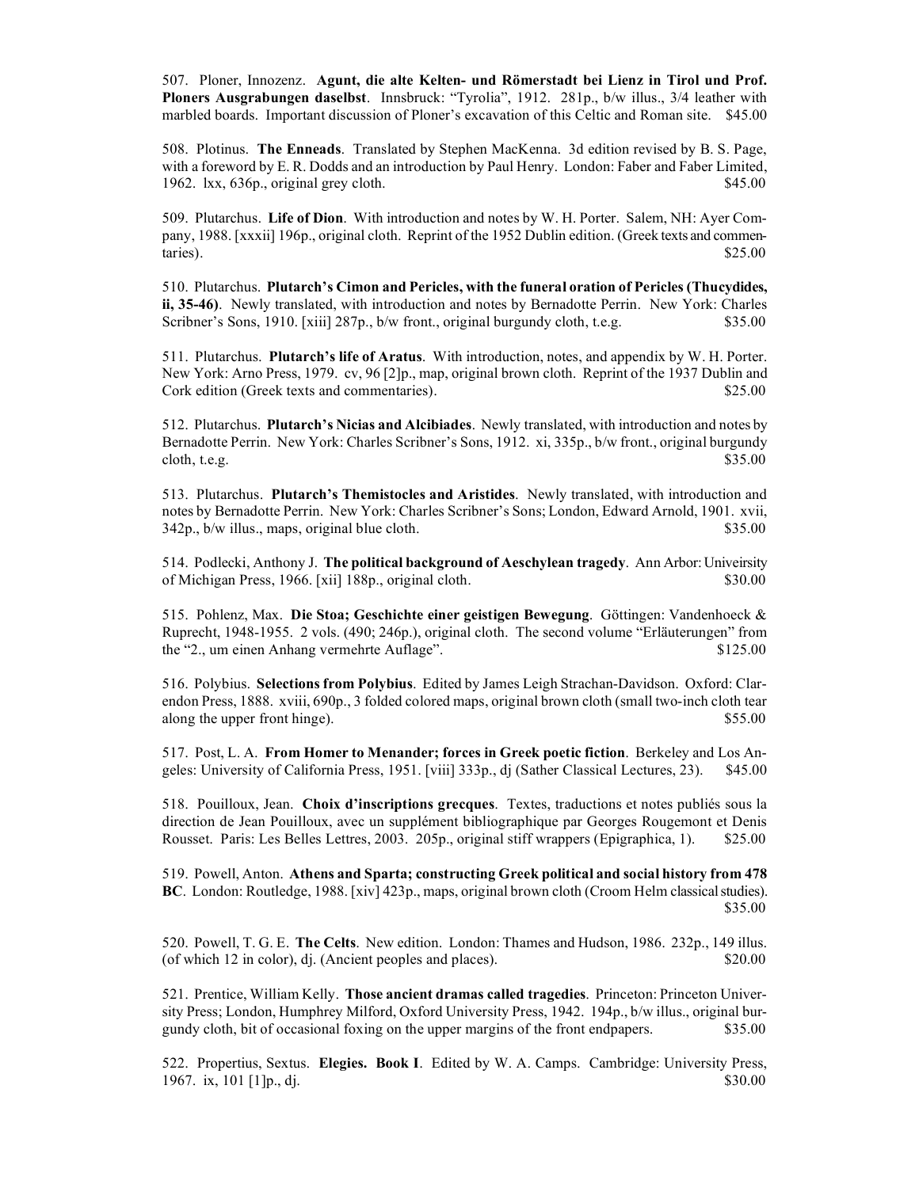507. Ploner, Innozenz. **Agunt, die alte Kelten- und Römerstadt bei Lienz in Tirol und Prof. Ploners Ausgrabungen daselbst**. Innsbruck: "Tyrolia", 1912. 281p., b/w illus., 3/4 leather with marbled boards. Important discussion of Ploner's excavation of this Celtic and Roman site. $45.00

508. Plotinus. **The Enneads**. Translated by Stephen MacKenna. 3d edition revised by B. S. Page, with a foreword by E. R. Dodds and an introduction by Paul Henry. London: Faber and Faber Limited, 1962. lxx, 636p., original grey cloth. $45.00

509. Plutarchus. **Life of Dion**. With introduction and notes by W. H. Porter. Salem, NH: Ayer Company, 1988. [xxxii] 196p., original cloth. Reprint of the 1952 Dublin edition. (Greek texts and commentaries). $25.00

510. Plutarchus. **Plutarch's Cimon and Pericles, with the funeral oration of Pericles (Thucydides, ii, 35-46)**. Newly translated, with introduction and notes by Bernadotte Perrin. New York: Charles Scribner's Sons, 1910. [xiii] 287p., b/w front., original burgundy cloth, t.e.g. $35.00

511. Plutarchus. **Plutarch's life of Aratus**. With introduction, notes, and appendix by W. H. Porter. New York: Arno Press, 1979. cv, 96 [2]p., map, original brown cloth. Reprint of the 1937 Dublin and Cork edition (Greek texts and commentaries). $25.00

512. Plutarchus. **Plutarch's Nicias and Alcibiades**. Newly translated, with introduction and notes by Bernadotte Perrin. New York: Charles Scribner's Sons, 1912. xi, 335p., b/w front., original burgundy cloth, t.e.g. $35.00

513. Plutarchus. **Plutarch's Themistocles and Aristides**. Newly translated, with introduction and notes by Bernadotte Perrin. New York: Charles Scribner's Sons; London, Edward Arnold, 1901. xvii, 342p., b/w illus., maps, original blue cloth. $35.00

514. Podlecki, Anthony J. **The political background of Aeschylean tragedy**. Ann Arbor: Univeirsity of Michigan Press, 1966. [xii] 188p., original cloth. $30.00

515. Pohlenz, Max. **Die Stoa; Geschichte einer geistigen Bewegung**. Göttingen: Vandenhoeck & Ruprecht, 1948-1955. 2 vols. (490; 246p.), original cloth. The second volume "Erläuterungen" from the "2., um einen Anhang vermehrte Auflage". $125.00

516. Polybius. **Selections from Polybius**. Edited by James Leigh Strachan-Davidson. Oxford: Clarendon Press, 1888. xviii, 690p., 3 folded colored maps, original brown cloth (small two-inch cloth tear along the upper front hinge). $55.00

517. Post, L. A. **From Homer to Menander; forces in Greek poetic fiction**. Berkeley and Los Angeles: University of California Press, 1951. [viii] 333p., dj (Sather Classical Lectures, 23). $45.00

518. Pouilloux, Jean. **Choix d'inscriptions grecques**. Textes, traductions et notes publiés sous la direction de Jean Pouilloux, avec un supplément bibliographique par Georges Rougemont et Denis Rousset. Paris: Les Belles Lettres, 2003. 205p., original stiff wrappers (Epigraphica, 1). $25.00

519. Powell, Anton. **Athens and Sparta; constructing Greek political and social history from 478 BC**. London: Routledge, 1988. [xiv] 423p., maps, original brown cloth (Croom Helm classical studies). $35.00

520. Powell, T. G. E. **The Celts**. New edition. London: Thames and Hudson, 1986. 232p., 149 illus. (of which 12 in color), dj. (Ancient peoples and places). $20.00

521. Prentice, William Kelly. **Those ancient dramas called tragedies**. Princeton: Princeton University Press; London, Humphrey Milford, Oxford University Press, 1942. 194p., b/w illus., original burgundy cloth, bit of occasional foxing on the upper margins of the front endpapers. $35.00

522. Propertius, Sextus. **Elegies. Book I**. Edited by W. A. Camps. Cambridge: University Press, 1967. ix, 101 [1]p., dj. $30.00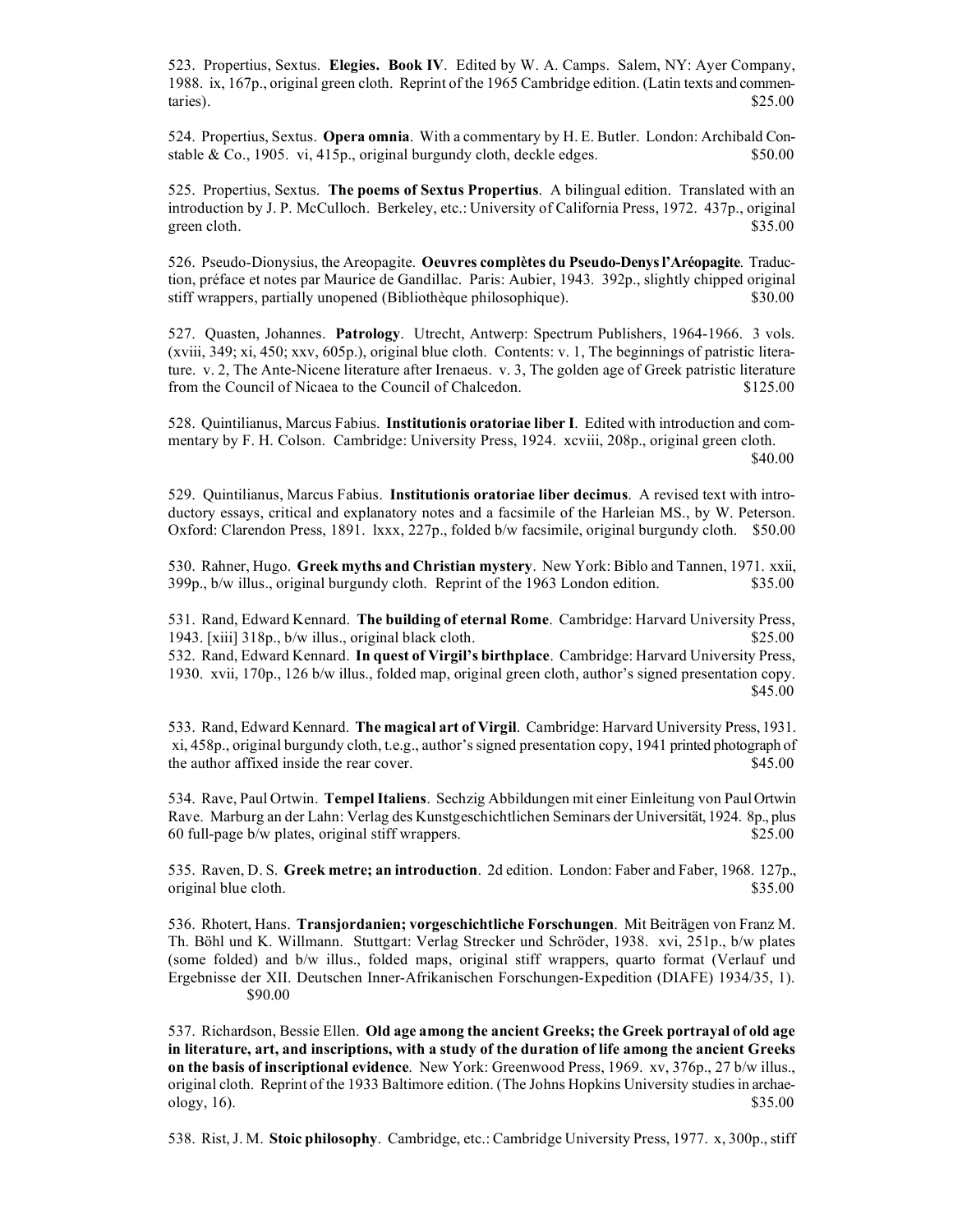523. Propertius, Sextus. **Elegies. Book IV**. Edited by W. A. Camps. Salem, NY: Ayer Company, 1988. ix, 167p., original green cloth. Reprint of the 1965 Cambridge edition. (Latin texts and commentaries). $25.00

524. Propertius, Sextus. **Opera omnia**. With a commentary by H. E. Butler. London: Archibald Constable & Co., 1905. vi, 415p., original burgundy cloth, deckle edges. $50.00

525. Propertius, Sextus. **The poems of Sextus Propertius**. A bilingual edition. Translated with an introduction by J. P. McCulloch. Berkeley, etc.: University of California Press, 1972. 437p., original green cloth. $35.00

526. Pseudo-Dionysius, the Areopagite. **Oeuvres complètes du Pseudo-Denys l'Aréopagite**. Traduction, préface et notes par Maurice de Gandillac. Paris: Aubier, 1943. 392p., slightly chipped original stiff wrappers, partially unopened (Bibliothèque philosophique). $30.00

527. Quasten, Johannes. **Patrology**. Utrecht, Antwerp: Spectrum Publishers, 1964-1966. 3 vols. (xviii, 349; xi, 450; xxv, 605p.), original blue cloth. Contents: v. 1, The beginnings of patristic literature. v. 2, The Ante-Nicene literature after Irenaeus. v. 3, The golden age of Greek patristic literature from the Council of Nicaea to the Council of Chalcedon. $125.00

528. Quintilianus, Marcus Fabius. **Institutionis oratoriae liber I**. Edited with introduction and commentary by F. H. Colson. Cambridge: University Press, 1924. xcviii, 208p., original green cloth. $40.00

529. Quintilianus, Marcus Fabius. **Institutionis oratoriae liber decimus**. A revised text with introductory essays, critical and explanatory notes and a facsimile of the Harleian MS., by W. Peterson. Oxford: Clarendon Press, 1891. lxxx, 227p., folded b/w facsimile, original burgundy cloth. $50.00

530. Rahner, Hugo. **Greek myths and Christian mystery**. New York: Biblo and Tannen, 1971. xxii, 399p., b/w illus., original burgundy cloth. Reprint of the 1963 London edition. $35.00

531. Rand, Edward Kennard. **The building of eternal Rome**. Cambridge: Harvard University Press, 1943. [xiii] 318p., b/w illus., original black cloth. $25.00

532. Rand, Edward Kennard. **In quest of Virgil's birthplace**. Cambridge: Harvard University Press, 1930. xvii, 170p., 126 b/w illus., folded map, original green cloth, author's signed presentation copy. $45.00

533. Rand, Edward Kennard. **The magical art of Virgil**. Cambridge: Harvard University Press, 1931. xi, 458p., original burgundy cloth, t.e.g., author's signed presentation copy, 1941 printed photograph of the author affixed inside the rear cover. $45.00

534. Rave, Paul Ortwin. **Tempel Italiens**. Sechzig Abbildungen mit einer Einleitung von Paul Ortwin Rave. Marburg an der Lahn: Verlag des Kunstgeschichtlichen Seminars der Universität, 1924. 8p., plus 60 full-page b/w plates, original stiff wrappers. $25.00

535. Raven, D. S. **Greek metre; an introduction**. 2d edition. London: Faber and Faber, 1968. 127p., original blue cloth. $35.00

536. Rhotert, Hans. **Transjordanien; vorgeschichtliche Forschungen**. Mit Beiträgen von Franz M. Th. Böhl und K. Willmann. Stuttgart: Verlag Strecker und Schröder, 1938. xvi, 251p., b/w plates (some folded) and b/w illus., folded maps, original stiff wrappers, quarto format (Verlauf und Ergebnisse der XII. Deutschen Inner-Afrikanischen Forschungen-Expedition (DIAFE) 1934/35, 1). $90.00

537. Richardson, Bessie Ellen. **Old age among the ancient Greeks; the Greek portrayal of old age in literature, art, and inscriptions, with a study of the duration of life among the ancient Greeks on the basis of inscriptional evidence**. New York: Greenwood Press, 1969. xv, 376p., 27 b/w illus., original cloth. Reprint of the 1933 Baltimore edition. (The Johns Hopkins University studies in archaeology, 16). $35.00

538. Rist, J. M. **Stoic philosophy**. Cambridge, etc.: Cambridge University Press, 1977. x, 300p., stiff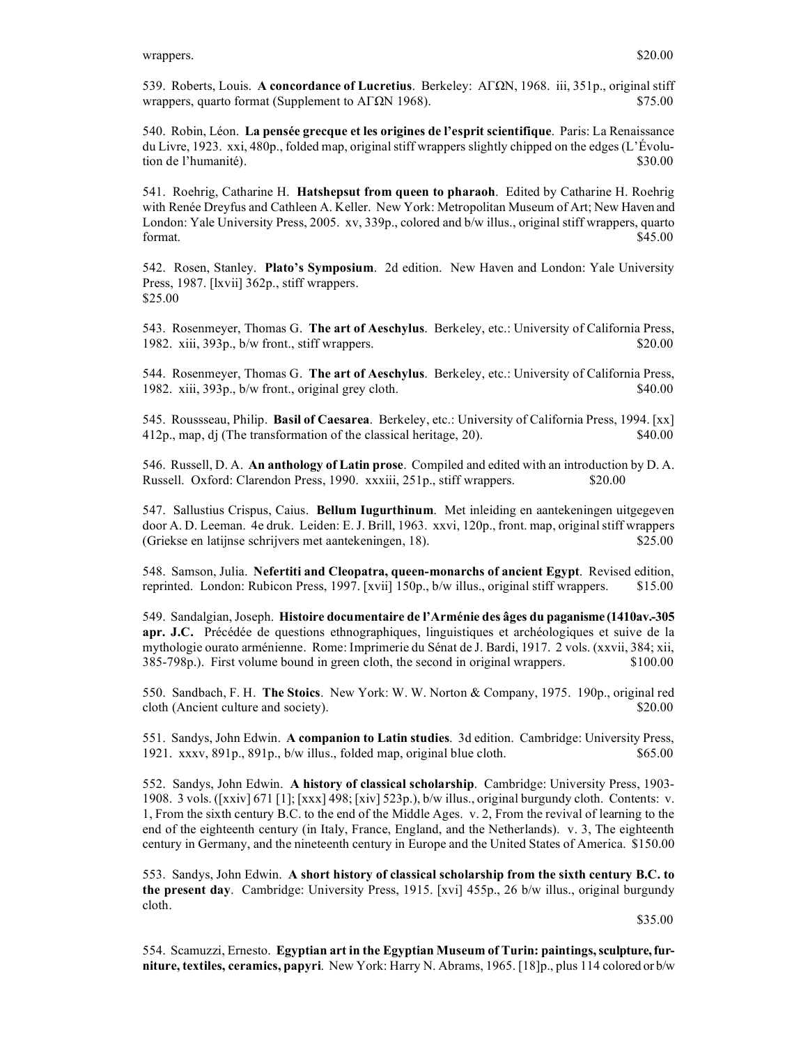wrappers. $20.00

539. Roberts, Louis. **A concordance of Lucretius**. Berkeley: ΑΓΩΝ, 1968. iii, 351p., original stiff wrappers, quarto format (Supplement to ΑΓΩΝ 1968). $75.00

540. Robin, Léon. **La pensée grecque et les origines de l'esprit scientifique**. Paris: La Renaissance du Livre, 1923. xxi, 480p., folded map, original stiff wrappers slightly chipped on the edges (L'Évolution de l'humanité). $30.00

541. Roehrig, Catharine H. **Hatshepsut from queen to pharaoh**. Edited by Catharine H. Roehrig with Renée Dreyfus and Cathleen A. Keller. New York: Metropolitan Museum of Art; New Haven and London: Yale University Press, 2005. xv, 339p., colored and b/w illus., original stiff wrappers, quarto format. $45.00

542. Rosen, Stanley. **Plato's Symposium**. 2d edition. New Haven and London: Yale University Press, 1987. [lxvii] 362p., stiff wrappers.
$25.00

543. Rosenmeyer, Thomas G. **The art of Aeschylus**. Berkeley, etc.: University of California Press, 1982. xiii, 393p., b/w front., stiff wrappers. $20.00

544. Rosenmeyer, Thomas G. **The art of Aeschylus**. Berkeley, etc.: University of California Press, 1982. xiii, 393p., b/w front., original grey cloth. $40.00

545. Roussseau, Philip. **Basil of Caesarea**. Berkeley, etc.: University of California Press, 1994. [xx] 412p., map, dj (The transformation of the classical heritage, 20). $40.00

546. Russell, D. A. **An anthology of Latin prose**. Compiled and edited with an introduction by D. A. Russell. Oxford: Clarendon Press, 1990. xxxiii, 251p., stiff wrappers. $20.00

547. Sallustius Crispus, Caius. **Bellum Iugurthinum**. Met inleiding en aantekeningen uitgegeven door A. D. Leeman. 4e druk. Leiden: E. J. Brill, 1963. xxvi, 120p., front. map, original stiff wrappers (Griekse en latijnse schrijvers met aantekeningen, 18). $25.00

548. Samson, Julia. **Nefertiti and Cleopatra, queen-monarchs of ancient Egypt**. Revised edition, reprinted. London: Rubicon Press, 1997. [xvii] 150p., b/w illus., original stiff wrappers. $15.00

549. Sandalgian, Joseph. **Histoire documentaire de l'Arménie des âges du paganisme (1410av.-305 apr. J.C.** Précédée de questions ethnographiques, linguistiques et archéologiques et suive de la mythologie ourato arménienne. Rome: Imprimerie du Sénat de J. Bardi, 1917. 2 vols. (xxvii, 384; xii, 385-798p.). First volume bound in green cloth, the second in original wrappers. $100.00

550. Sandbach, F. H. **The Stoics**. New York: W. W. Norton & Company, 1975. 190p., original red cloth (Ancient culture and society). $20.00

551. Sandys, John Edwin. **A companion to Latin studies**. 3d edition. Cambridge: University Press, 1921. xxxv, 891p., 891p., b/w illus., folded map, original blue cloth. $65.00

552. Sandys, John Edwin. **A history of classical scholarship**. Cambridge: University Press, 1903-1908. 3 vols. ([xxiv] 671 [1]; [xxx] 498; [xiv] 523p.), b/w illus., original burgundy cloth. Contents: v. 1, From the sixth century B.C. to the end of the Middle Ages. v. 2, From the revival of learning to the end of the eighteenth century (in Italy, France, England, and the Netherlands). v. 3, The eighteenth century in Germany, and the nineteenth century in Europe and the United States of America. $150.00

553. Sandys, John Edwin. **A short history of classical scholarship from the sixth century B.C. to the present day**. Cambridge: University Press, 1915. [xvi] 455p., 26 b/w illus., original burgundy cloth.
$35.00

554. Scamuzzi, Ernesto. **Egyptian art in the Egyptian Museum of Turin: paintings, sculpture, furniture, textiles, ceramics, papyri**. New York: Harry N. Abrams, 1965. [18]p., plus 114 colored or b/w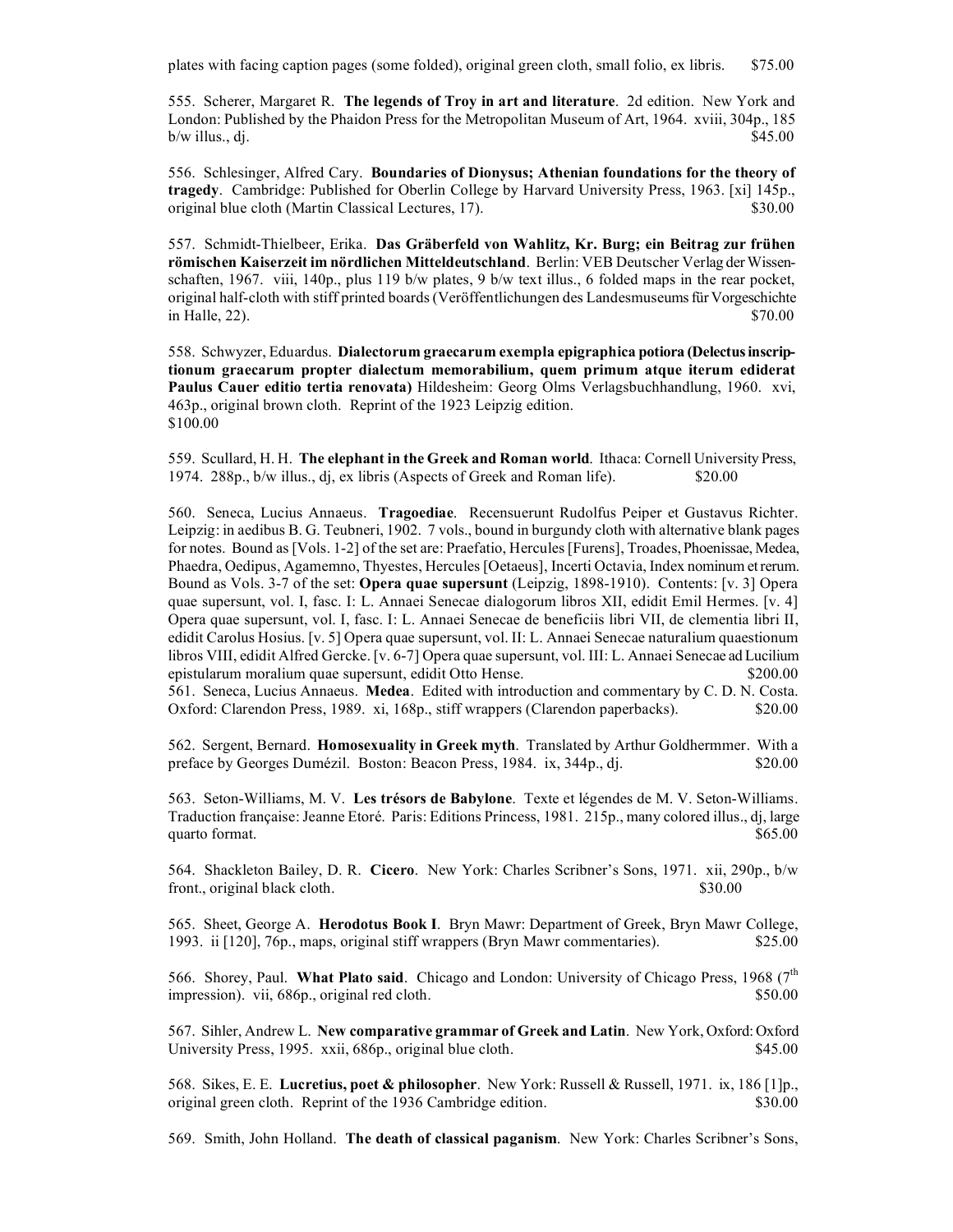plates with facing caption pages (some folded), original green cloth, small folio, ex libris. $75.00

555. Scherer, Margaret R. **The legends of Troy in art and literature**. 2d edition. New York and London: Published by the Phaidon Press for the Metropolitan Museum of Art, 1964. xviii, 304p., 185 b/w illus., dj. $45.00

556. Schlesinger, Alfred Cary. **Boundaries of Dionysus; Athenian foundations for the theory of tragedy**. Cambridge: Published for Oberlin College by Harvard University Press, 1963. [xi] 145p., original blue cloth (Martin Classical Lectures, 17). $30.00

557. Schmidt-Thielbeer, Erika. **Das Gräberfeld von Wahlitz, Kr. Burg; ein Beitrag zur frühen römischen Kaiserzeit im nördlichen Mitteldeutschland**. Berlin: VEB Deutscher Verlag der Wissenschaften, 1967. viii, 140p., plus 119 b/w plates, 9 b/w text illus., 6 folded maps in the rear pocket, original half-cloth with stiff printed boards (Veröffentlichungen des Landesmuseums für Vorgeschichte in Halle, 22). $70.00

558. Schwyzer, Eduardus. **Dialectorum graecarum exempla epigraphica potiora (Delectus inscriptionum graecarum propter dialectum memorabilium, quem primum atque iterum ediderat Paulus Cauer editio tertia renovata)** Hildesheim: Georg Olms Verlagsbuchhandlung, 1960. xvi, 463p., original brown cloth. Reprint of the 1923 Leipzig edition.
$100.00

559. Scullard, H. H. **The elephant in the Greek and Roman world**. Ithaca: Cornell University Press, 1974. 288p., b/w illus., dj, ex libris (Aspects of Greek and Roman life). $20.00

560. Seneca, Lucius Annaeus. **Tragoediae**. Recensuerunt Rudolfus Peiper et Gustavus Richter. Leipzig: in aedibus B. G. Teubneri, 1902. 7 vols., bound in burgundy cloth with alternative blank pages for notes. Bound as [Vols. 1-2] of the set are: Praefatio, Hercules [Furens], Troades, Phoenissae, Medea, Phaedra, Oedipus, Agamemno, Thyestes, Hercules [Oetaeus], Incerti Octavia, Index nominum et rerum. Bound as Vols. 3-7 of the set: **Opera quae supersunt** (Leipzig, 1898-1910). Contents: [v. 3] Opera quae supersunt, vol. I, fasc. I: L. Annaei Senecae dialogorum libros XII, edidit Emil Hermes. [v. 4] Opera quae supersunt, vol. I, fasc. I: L. Annaei Senecae de beneficiis libri VII, de clementia libri II, edidit Carolus Hosius. [v. 5] Opera quae supersunt, vol. II: L. Annaei Senecae naturalium quaestionum libros VIII, edidit Alfred Gercke. [v. 6-7] Opera quae supersunt, vol. III: L. Annaei Senecae ad Lucilium epistularum moralium quae supersunt, edidit Otto Hense. $200.00

561. Seneca, Lucius Annaeus. **Medea**. Edited with introduction and commentary by C. D. N. Costa. Oxford: Clarendon Press, 1989. xi, 168p., stiff wrappers (Clarendon paperbacks). $20.00

562. Sergent, Bernard. **Homosexuality in Greek myth**. Translated by Arthur Goldhermmer. With a preface by Georges Dumézil. Boston: Beacon Press, 1984. ix, 344p., dj. $20.00

563. Seton-Williams, M. V. **Les trésors de Babylone**. Texte et légendes de M. V. Seton-Williams. Traduction française: Jeanne Etoré. Paris: Editions Princess, 1981. 215p., many colored illus., dj, large quarto format. $65.00

564. Shackleton Bailey, D. R. **Cicero**. New York: Charles Scribner's Sons, 1971. xii, 290p., b/w front., original black cloth. $30.00

565. Sheet, George A. **Herodotus Book I**. Bryn Mawr: Department of Greek, Bryn Mawr College, 1993. ii [120], 76p., maps, original stiff wrappers (Bryn Mawr commentaries). $25.00

566. Shorey, Paul. **What Plato said**. Chicago and London: University of Chicago Press, 1968 (7th impression). vii, 686p., original red cloth. $50.00

567. Sihler, Andrew L. **New comparative grammar of Greek and Latin**. New York, Oxford: Oxford University Press, 1995. xxii, 686p., original blue cloth. $45.00

568. Sikes, E. E. **Lucretius, poet & philosopher**. New York: Russell & Russell, 1971. ix, 186 [1]p., original green cloth. Reprint of the 1936 Cambridge edition. $30.00

569. Smith, John Holland. **The death of classical paganism**. New York: Charles Scribner's Sons,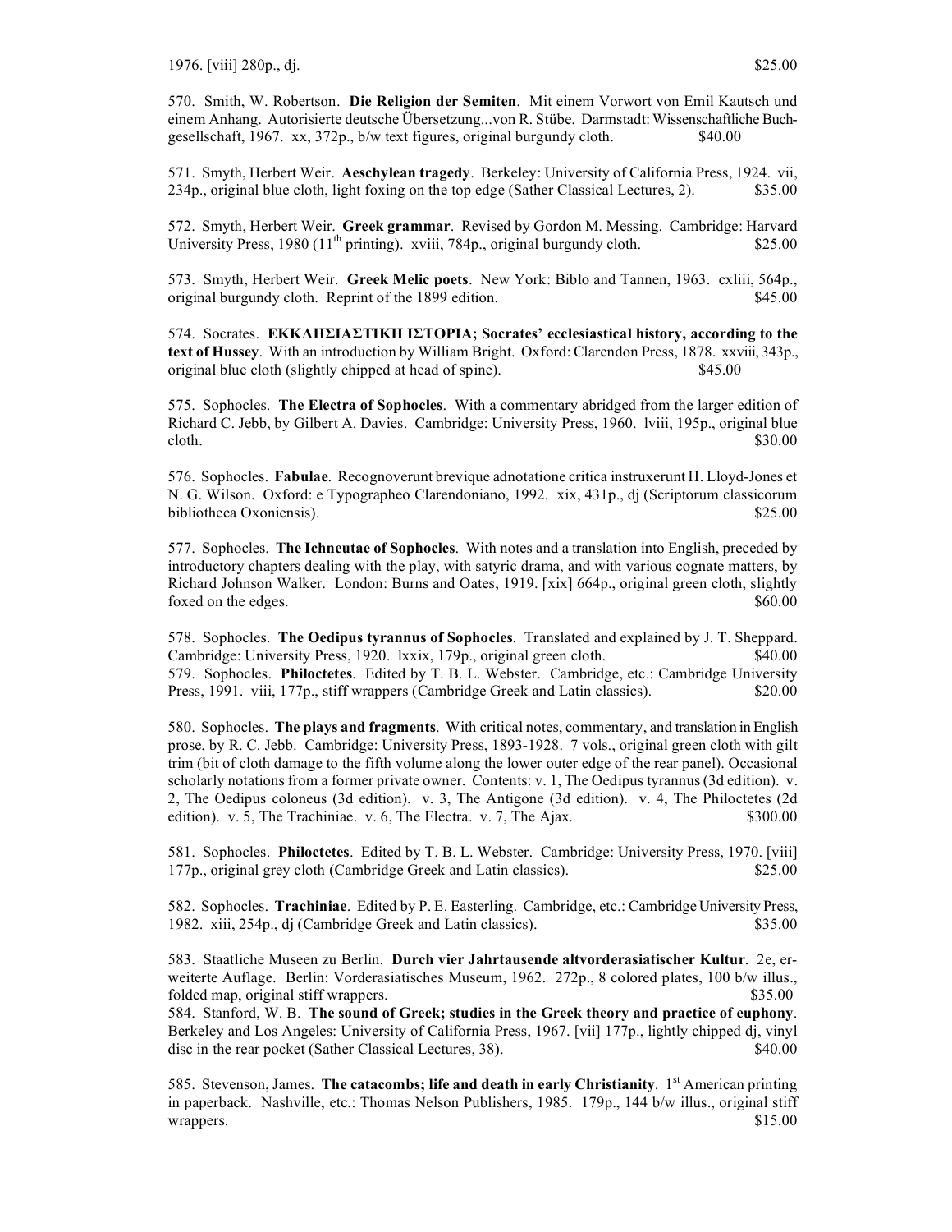1976. [viii] 280p., dj. $25.00

570. Smith, W. Robertson. **Die Religion der Semiten**. Mit einem Vorwort von Emil Kautsch und einem Anhang. Autorisierte deutsche Übersetzung...von R. Stübe. Darmstadt: Wissenschaftliche Buchgesellschaft, 1967. xx, 372p., b/w text figures, original burgundy cloth. $40.00

571. Smyth, Herbert Weir. **Aeschylean tragedy**. Berkeley: University of California Press, 1924. vii, 234p., original blue cloth, light foxing on the top edge (Sather Classical Lectures, 2). $35.00

572. Smyth, Herbert Weir. **Greek grammar**. Revised by Gordon M. Messing. Cambridge: Harvard University Press, 1980 (11th printing). xviii, 784p., original burgundy cloth. $25.00

573. Smyth, Herbert Weir. **Greek Melic poets**. New York: Biblo and Tannen, 1963. cxliii, 564p., original burgundy cloth. Reprint of the 1899 edition. $45.00

574. Socrates. **ΕΚΚΛΗΣΙΑΣΤΙΚΗ ΙΣΤΟΡΙΑ; Socrates' ecclesiastical history, according to the text of Hussey**. With an introduction by William Bright. Oxford: Clarendon Press, 1878. xxviii, 343p., original blue cloth (slightly chipped at head of spine). $45.00

575. Sophocles. **The Electra of Sophocles**. With a commentary abridged from the larger edition of Richard C. Jebb, by Gilbert A. Davies. Cambridge: University Press, 1960. lviii, 195p., original blue cloth. $30.00

576. Sophocles. **Fabulae**. Recognoverunt brevique adnotatione critica instruxerunt H. Lloyd-Jones et N. G. Wilson. Oxford: e Typographeo Clarendoniano, 1992. xix, 431p., dj (Scriptorum classicorum bibliotheca Oxoniensis). $25.00

577. Sophocles. **The Ichneutae of Sophocles**. With notes and a translation into English, preceded by introductory chapters dealing with the play, with satyric drama, and with various cognate matters, by Richard Johnson Walker. London: Burns and Oates, 1919. [xix] 664p., original green cloth, slightly foxed on the edges. $60.00

578. Sophocles. **The Oedipus tyrannus of Sophocles**. Translated and explained by J. T. Sheppard. Cambridge: University Press, 1920. lxxix, 179p., original green cloth. $40.00

579. Sophocles. **Philoctetes**. Edited by T. B. L. Webster. Cambridge, etc.: Cambridge University Press, 1991. viii, 177p., stiff wrappers (Cambridge Greek and Latin classics). $20.00

580. Sophocles. **The plays and fragments**. With critical notes, commentary, and translation in English prose, by R. C. Jebb. Cambridge: University Press, 1893-1928. 7 vols., original green cloth with gilt trim (bit of cloth damage to the fifth volume along the lower outer edge of the rear panel). Occasional scholarly notations from a former private owner. Contents: v. 1, The Oedipus tyrannus (3d edition). v. 2, The Oedipus coloneus (3d edition). v. 3, The Antigone (3d edition). v. 4, The Philoctetes (2d edition). v. 5, The Trachiniae. v. 6, The Electra. v. 7, The Ajax. $300.00

581. Sophocles. **Philoctetes**. Edited by T. B. L. Webster. Cambridge: University Press, 1970. [viii] 177p., original grey cloth (Cambridge Greek and Latin classics). $25.00

582. Sophocles. **Trachiniae**. Edited by P. E. Easterling. Cambridge, etc.: Cambridge University Press, 1982. xiii, 254p., dj (Cambridge Greek and Latin classics). $35.00

583. Staatliche Museen zu Berlin. **Durch vier Jahrtausende altvorderasiatischer Kultur**. 2e, erweiterte Auflage. Berlin: Vorderasiatisches Museum, 1962. 272p., 8 colored plates, 100 b/w illus., folded map, original stiff wrappers. $35.00

584. Stanford, W. B. **The sound of Greek; studies in the Greek theory and practice of euphony**. Berkeley and Los Angeles: University of California Press, 1967. [vii] 177p., lightly chipped dj, vinyl disc in the rear pocket (Sather Classical Lectures, 38). $40.00

585. Stevenson, James. **The catacombs; life and death in early Christianity**. 1st American printing in paperback. Nashville, etc.: Thomas Nelson Publishers, 1985. 179p., 144 b/w illus., original stiff wrappers. $15.00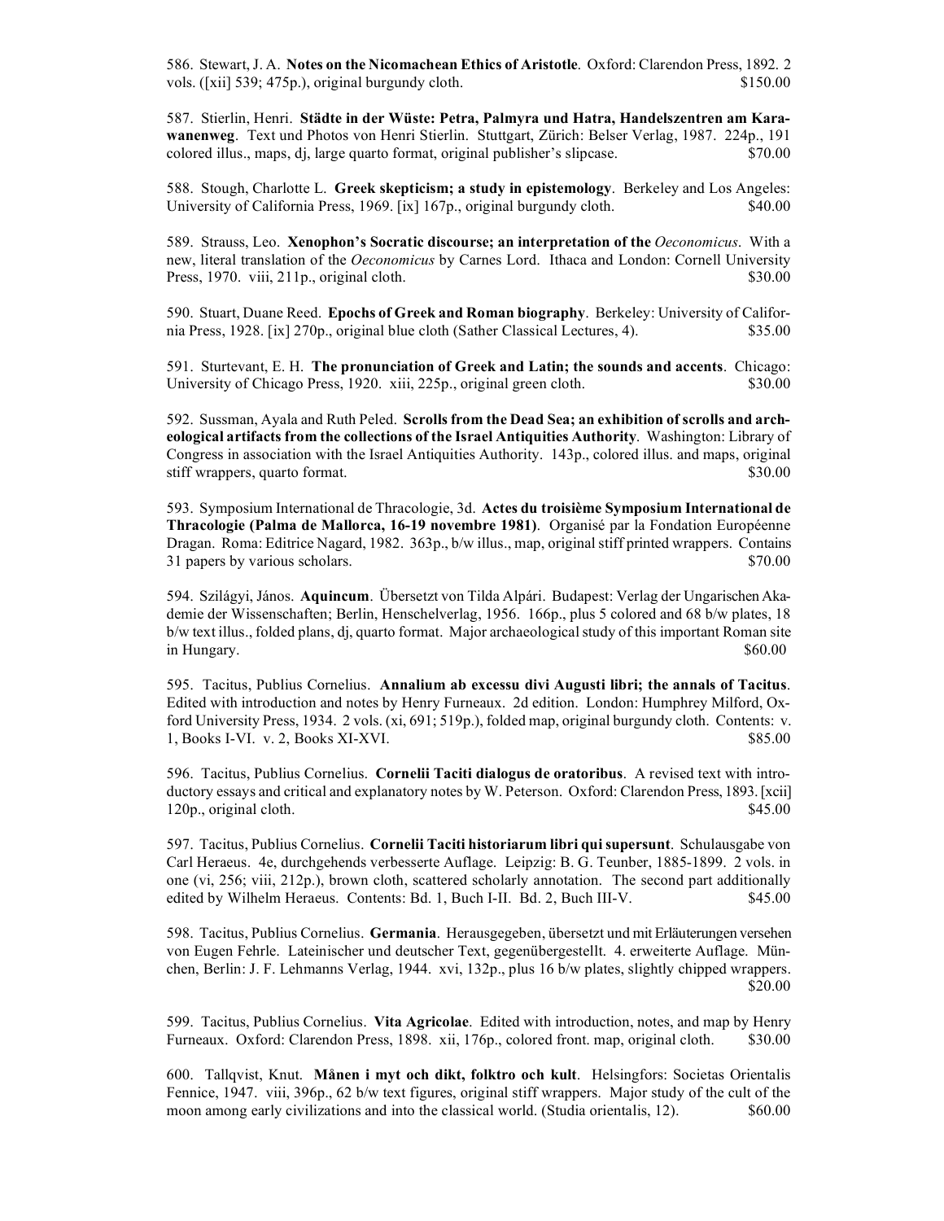586. Stewart, J. A. **Notes on the Nicomachean Ethics of Aristotle**. Oxford: Clarendon Press, 1892. 2 vols. ([xii] 539; 475p.), original burgundy cloth. $150.00

587. Stierlin, Henri. **Städte in der Wüste: Petra, Palmyra und Hatra, Handelszentren am Karawanenweg**. Text und Photos von Henri Stierlin. Stuttgart, Zürich: Belser Verlag, 1987. 224p., 191 colored illus., maps, dj, large quarto format, original publisher's slipcase. $70.00

588. Stough, Charlotte L. **Greek skepticism; a study in epistemology**. Berkeley and Los Angeles: University of California Press, 1969. [ix] 167p., original burgundy cloth. $40.00

589. Strauss, Leo. **Xenophon's Socratic discourse; an interpretation of the *Oeconomicus***. With a new, literal translation of the *Oeconomicus* by Carnes Lord. Ithaca and London: Cornell University Press, 1970. viii, 211p., original cloth. $30.00

590. Stuart, Duane Reed. **Epochs of Greek and Roman biography**. Berkeley: University of California Press, 1928. [ix] 270p., original blue cloth (Sather Classical Lectures, 4). $35.00

591. Sturtevant, E. H. **The pronunciation of Greek and Latin; the sounds and accents**. Chicago: University of Chicago Press, 1920. xiii, 225p., original green cloth. $30.00

592. Sussman, Ayala and Ruth Peled. **Scrolls from the Dead Sea; an exhibition of scrolls and archeological artifacts from the collections of the Israel Antiquities Authority**. Washington: Library of Congress in association with the Israel Antiquities Authority. 143p., colored illus. and maps, original stiff wrappers, quarto format. $30.00

593. Symposium International de Thracologie, 3d. **Actes du troisième Symposium International de Thracologie (Palma de Mallorca, 16-19 novembre 1981)**. Organisé par la Fondation Européenne Dragan. Roma: Editrice Nagard, 1982. 363p., b/w illus., map, original stiff printed wrappers. Contains 31 papers by various scholars. $70.00

594. Szilágyi, János. **Aquincum**. Übersetzt von Tilda Alpári. Budapest: Verlag der Ungarischen Akademie der Wissenschaften; Berlin, Henschelverlag, 1956. 166p., plus 5 colored and 68 b/w plates, 18 b/w text illus., folded plans, dj, quarto format. Major archaeological study of this important Roman site in Hungary. $60.00

595. Tacitus, Publius Cornelius. **Annalium ab excessu divi Augusti libri; the annals of Tacitus**. Edited with introduction and notes by Henry Furneaux. 2d edition. London: Humphrey Milford, Oxford University Press, 1934. 2 vols. (xi, 691; 519p.), folded map, original burgundy cloth. Contents: v. 1, Books I-VI. v. 2, Books XI-XVI. $85.00

596. Tacitus, Publius Cornelius. **Cornelii Taciti dialogus de oratoribus**. A revised text with introductory essays and critical and explanatory notes by W. Peterson. Oxford: Clarendon Press, 1893. [xcii] 120p., original cloth. $45.00

597. Tacitus, Publius Cornelius. **Cornelii Taciti historiarum libri qui supersunt**. Schulausgabe von Carl Heraeus. 4e, durchgehends verbesserte Auflage. Leipzig: B. G. Teunber, 1885-1899. 2 vols. in one (vi, 256; viii, 212p.), brown cloth, scattered scholarly annotation. The second part additionally edited by Wilhelm Heraeus. Contents: Bd. 1, Buch I-II. Bd. 2, Buch III-V. $45.00

598. Tacitus, Publius Cornelius. **Germania**. Herausgegeben, übersetzt und mit Erläuterungen versehen von Eugen Fehrle. Lateinischer und deutscher Text, gegenübergestellt. 4. erweiterte Auflage. München, Berlin: J. F. Lehmanns Verlag, 1944. xvi, 132p., plus 16 b/w plates, slightly chipped wrappers. $20.00

599. Tacitus, Publius Cornelius. **Vita Agricolae**. Edited with introduction, notes, and map by Henry Furneaux. Oxford: Clarendon Press, 1898. xii, 176p., colored front. map, original cloth. $30.00

600. Tallqvist, Knut. **Månen i myt och dikt, folktro och kult**. Helsingfors: Societas Orientalis Fennice, 1947. viii, 396p., 62 b/w text figures, original stiff wrappers. Major study of the cult of the moon among early civilizations and into the classical world. (Studia orientalis, 12). $60.00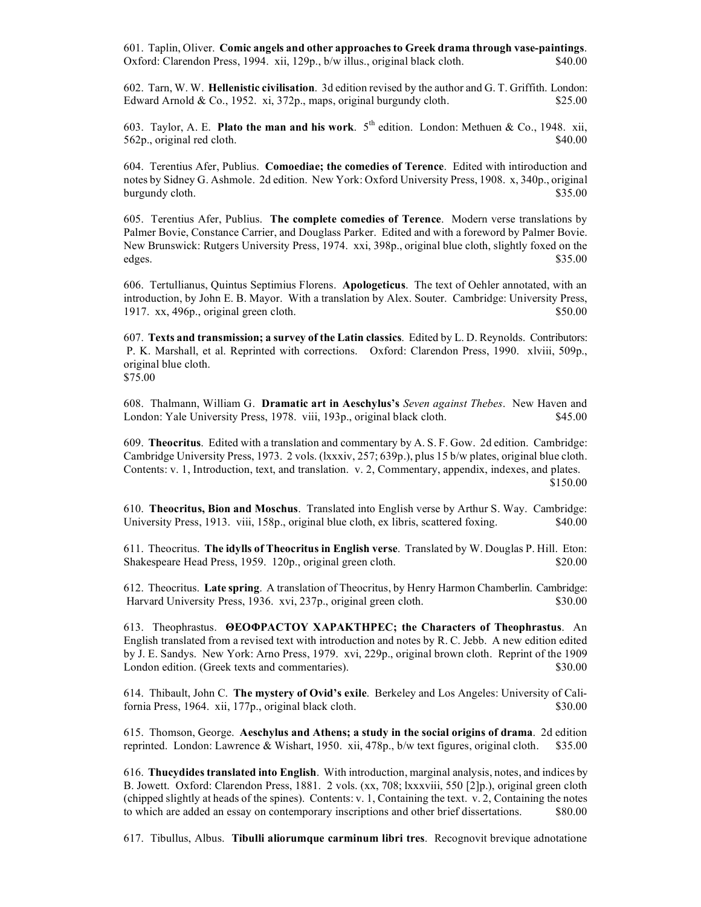601. Taplin, Oliver. **Comic angels and other approaches to Greek drama through vase-paintings**. Oxford: Clarendon Press, 1994. xii, 129p., b/w illus., original black cloth. $40.00

602. Tarn, W. W. **Hellenistic civilisation**. 3d edition revised by the author and G. T. Griffith. London: Edward Arnold & Co., 1952. xi, 372p., maps, original burgundy cloth. $25.00

603. Taylor, A. E. **Plato the man and his work**. 5th edition. London: Methuen & Co., 1948. xii, 562p., original red cloth. $40.00

604. Terentius Afer, Publius. **Comoediae; the comedies of Terence**. Edited with intiroduction and notes by Sidney G. Ashmole. 2d edition. New York: Oxford University Press, 1908. x, 340p., original burgundy cloth. $35.00

605. Terentius Afer, Publius. **The complete comedies of Terence**. Modern verse translations by Palmer Bovie, Constance Carrier, and Douglass Parker. Edited and with a foreword by Palmer Bovie. New Brunswick: Rutgers University Press, 1974. xxi, 398p., original blue cloth, slightly foxed on the edges. $35.00

606. Tertullianus, Quintus Septimius Florens. **Apologeticus**. The text of Oehler annotated, with an introduction, by John E. B. Mayor. With a translation by Alex. Souter. Cambridge: University Press, 1917. xx, 496p., original green cloth. $50.00

607. **Texts and transmission; a survey of the Latin classics**. Edited by L. D. Reynolds. Contributors: P. K. Marshall, et al. Reprinted with corrections. Oxford: Clarendon Press, 1990. xlviii, 509p., original blue cloth.
$75.00

608. Thalmann, William G. **Dramatic art in Aeschylus's *Seven against Thebes***. New Haven and London: Yale University Press, 1978. viii, 193p., original black cloth. $45.00

609. **Theocritus**. Edited with a translation and commentary by A. S. F. Gow. 2d edition. Cambridge: Cambridge University Press, 1973. 2 vols. (lxxxiv, 257; 639p.), plus 15 b/w plates, original blue cloth. Contents: v. 1, Introduction, text, and translation. v. 2, Commentary, appendix, indexes, and plates. $150.00

610. **Theocritus, Bion and Moschus**. Translated into English verse by Arthur S. Way. Cambridge: University Press, 1913. viii, 158p., original blue cloth, ex libris, scattered foxing. $40.00

611. Theocritus. **The idylls of Theocritus in English verse**. Translated by W. Douglas P. Hill. Eton: Shakespeare Head Press, 1959. 120p., original green cloth. $20.00

612. Theocritus. **Late spring**. A translation of Theocritus, by Henry Harmon Chamberlin. Cambridge: Harvard University Press, 1936. xvi, 237p., original green cloth. $30.00

613. Theophrastus. **ΘΕΟΦΡΑΣΤΟΥ ΧΑΡΑΚΤΗΡΕΣ; the Characters of Theophrastus**. An English translated from a revised text with introduction and notes by R. C. Jebb. A new edition edited by J. E. Sandys. New York: Arno Press, 1979. xvi, 229p., original brown cloth. Reprint of the 1909 London edition. (Greek texts and commentaries). $30.00

614. Thibault, John C. **The mystery of Ovid's exile**. Berkeley and Los Angeles: University of California Press, 1964. xii, 177p., original black cloth. $30.00

615. Thomson, George. **Aeschylus and Athens; a study in the social origins of drama**. 2d edition reprinted. London: Lawrence & Wishart, 1950. xii, 478p., b/w text figures, original cloth. $35.00

616. **Thucydides translated into English**. With introduction, marginal analysis, notes, and indices by B. Jowett. Oxford: Clarendon Press, 1881. 2 vols. (xx, 708; lxxxviii, 550 [2]p.), original green cloth (chipped slightly at heads of the spines). Contents: v. 1, Containing the text. v. 2, Containing the notes to which are added an essay on contemporary inscriptions and other brief dissertations. $80.00

617. Tibullus, Albus. **Tibulli aliorumque carminum libri tres**. Recognovit brevique adnotatione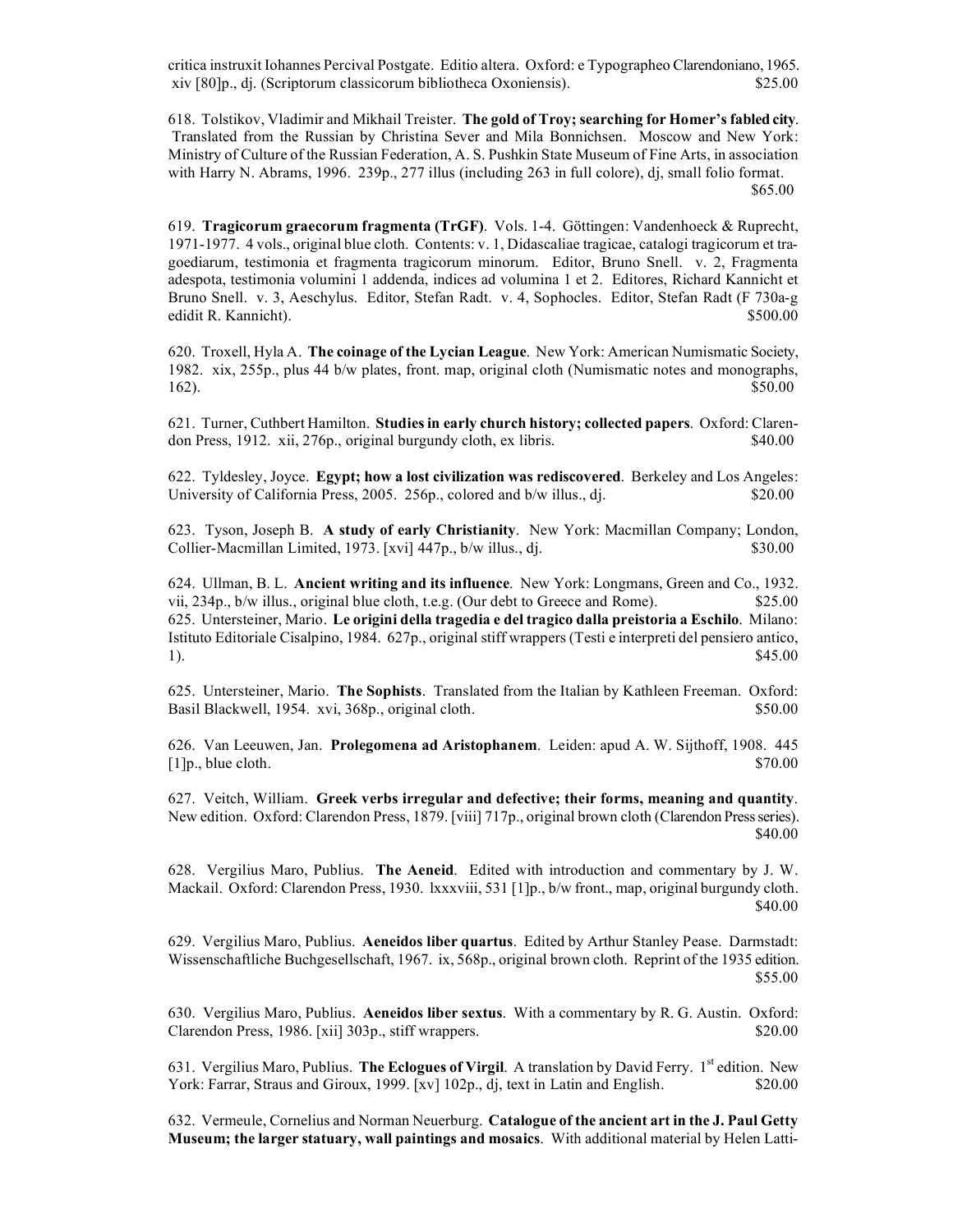critica instruxit Iohannes Percival Postgate. Editio altera. Oxford: e Typographeo Clarendoniano, 1965. xiv [80]p., dj. (Scriptorum classicorum bibliotheca Oxoniensis). $25.00

618. Tolstikov, Vladimir and Mikhail Treister. **The gold of Troy; searching for Homer's fabled city**. Translated from the Russian by Christina Sever and Mila Bonnichsen. Moscow and New York: Ministry of Culture of the Russian Federation, A. S. Pushkin State Museum of Fine Arts, in association with Harry N. Abrams, 1996. 239p., 277 illus (including 263 in full colore), dj, small folio format. $65.00

619. **Tragicorum graecorum fragmenta (TrGF)**. Vols. 1-4. Göttingen: Vandenhoeck & Ruprecht, 1971-1977. 4 vols., original blue cloth. Contents: v. 1, Didascaliae tragicae, catalogi tragicorum et tragoediarum, testimonia et fragmenta tragicorum minorum. Editor, Bruno Snell. v. 2, Fragmenta adespota, testimonia volumini 1 addenda, indices ad volumina 1 et 2. Editores, Richard Kannicht et Bruno Snell. v. 3, Aeschylus. Editor, Stefan Radt. v. 4, Sophocles. Editor, Stefan Radt (F 730a-g edidit R. Kannicht). $500.00

620. Troxell, Hyla A. **The coinage of the Lycian League**. New York: American Numismatic Society, 1982. xix, 255p., plus 44 b/w plates, front. map, original cloth (Numismatic notes and monographs, 162). $50.00

621. Turner, Cuthbert Hamilton. **Studies in early church history; collected papers**. Oxford: Clarendon Press, 1912. xii, 276p., original burgundy cloth, ex libris. $40.00

622. Tyldesley, Joyce. **Egypt; how a lost civilization was rediscovered**. Berkeley and Los Angeles: University of California Press, 2005. 256p., colored and b/w illus., dj. $20.00

623. Tyson, Joseph B. **A study of early Christianity**. New York: Macmillan Company; London, Collier-Macmillan Limited, 1973. [xvi] 447p., b/w illus., dj. $30.00

624. Ullman, B. L. **Ancient writing and its influence**. New York: Longmans, Green and Co., 1932. vii, 234p., b/w illus., original blue cloth, t.e.g. (Our debt to Greece and Rome). $25.00

625. Untersteiner, Mario. **Le origini della tragedia e del tragico dalla preistoria a Eschilo**. Milano: Istituto Editoriale Cisalpino, 1984. 627p., original stiff wrappers (Testi e interpreti del pensiero antico, 1). $45.00

625. Untersteiner, Mario. **The Sophists**. Translated from the Italian by Kathleen Freeman. Oxford: Basil Blackwell, 1954. xvi, 368p., original cloth. $50.00

626. Van Leeuwen, Jan. **Prolegomena ad Aristophanem**. Leiden: apud A. W. Sijthoff, 1908. 445 [1]p., blue cloth. $70.00

627. Veitch, William. **Greek verbs irregular and defective; their forms, meaning and quantity**. New edition. Oxford: Clarendon Press, 1879. [viii] 717p., original brown cloth (Clarendon Press series). $40.00

628. Vergilius Maro, Publius. **The Aeneid**. Edited with introduction and commentary by J. W. Mackail. Oxford: Clarendon Press, 1930. lxxxviii, 531 [1]p., b/w front., map, original burgundy cloth. $40.00

629. Vergilius Maro, Publius. **Aeneidos liber quartus**. Edited by Arthur Stanley Pease. Darmstadt: Wissenschaftliche Buchgesellschaft, 1967. ix, 568p., original brown cloth. Reprint of the 1935 edition. $55.00

630. Vergilius Maro, Publius. **Aeneidos liber sextus**. With a commentary by R. G. Austin. Oxford: Clarendon Press, 1986. [xii] 303p., stiff wrappers. $20.00

631. Vergilius Maro, Publius. **The Eclogues of Virgil**. A translation by David Ferry. 1st edition. New York: Farrar, Straus and Giroux, 1999. [xv] 102p., dj, text in Latin and English. $20.00

632. Vermeule, Cornelius and Norman Neuerburg. **Catalogue of the ancient art in the J. Paul Getty Museum; the larger statuary, wall paintings and mosaics**. With additional material by Helen Latti-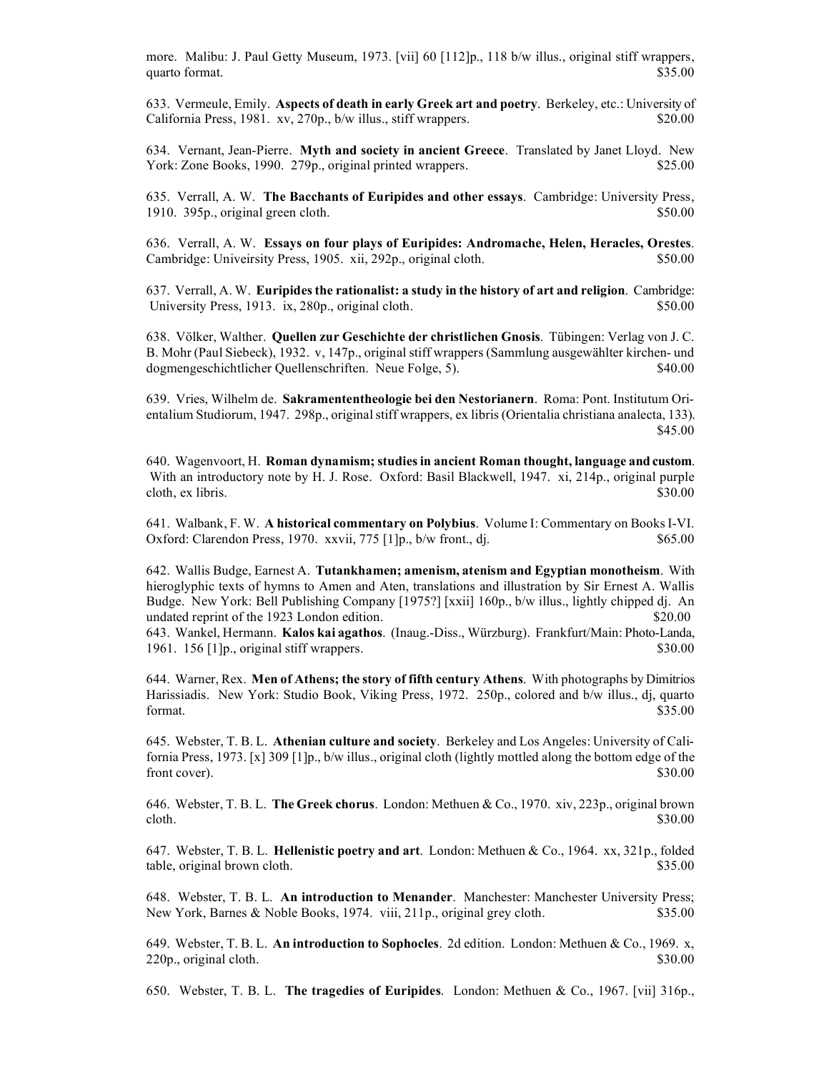more. Malibu: J. Paul Getty Museum, 1973. [vii] 60 [112]p., 118 b/w illus., original stiff wrappers, quarto format. $35.00

633. Vermeule, Emily. **Aspects of death in early Greek art and poetry**. Berkeley, etc.: University of California Press, 1981. xv, 270p., b/w illus., stiff wrappers. $20.00

634. Vernant, Jean-Pierre. **Myth and society in ancient Greece**. Translated by Janet Lloyd. New York: Zone Books, 1990. 279p., original printed wrappers. $25.00

635. Verrall, A. W. **The Bacchants of Euripides and other essays**. Cambridge: University Press, 1910. 395p., original green cloth. $50.00

636. Verrall, A. W. **Essays on four plays of Euripides: Andromache, Helen, Heracles, Orestes**. Cambridge: Univeirsity Press, 1905. xii, 292p., original cloth. $50.00

637. Verrall, A. W. **Euripides the rationalist: a study in the history of art and religion**. Cambridge: University Press, 1913. ix, 280p., original cloth. $50.00

638. Völker, Walther. **Quellen zur Geschichte der christlichen Gnosis**. Tübingen: Verlag von J. C. B. Mohr (Paul Siebeck), 1932. v, 147p., original stiff wrappers (Sammlung ausgewählter kirchen- und dogmengeschichtlicher Quellenschriften. Neue Folge, 5). $40.00

639. Vries, Wilhelm de. **Sakramententheologie bei den Nestorianern**. Roma: Pont. Institutum Orientalium Studiorum, 1947. 298p., original stiff wrappers, ex libris (Orientalia christiana analecta, 133). $45.00

640. Wagenvoort, H. **Roman dynamism; studies in ancient Roman thought, language and custom**. With an introductory note by H. J. Rose. Oxford: Basil Blackwell, 1947. xi, 214p., original purple cloth, ex libris. $30.00

641. Walbank, F. W. **A historical commentary on Polybius**. Volume I: Commentary on Books I-VI. Oxford: Clarendon Press, 1970. xxvii, 775 [1]p., b/w front., dj. $65.00

642. Wallis Budge, Earnest A. **Tutankhamen; amenism, atenism and Egyptian monotheism**. With hieroglyphic texts of hymns to Amen and Aten, translations and illustration by Sir Ernest A. Wallis Budge. New York: Bell Publishing Company [1975?] [xxii] 160p., b/w illus., lightly chipped dj. An undated reprint of the 1923 London edition. $20.00

643. Wankel, Hermann. **Kalos kai agathos**. (Inaug.-Diss., Würzburg). Frankfurt/Main: Photo-Landa, 1961. 156 [1]p., original stiff wrappers. $30.00

644. Warner, Rex. **Men of Athens; the story of fifth century Athens**. With photographs by Dimitrios Harissiadis. New York: Studio Book, Viking Press, 1972. 250p., colored and b/w illus., dj, quarto format. $35.00

645. Webster, T. B. L. **Athenian culture and society**. Berkeley and Los Angeles: University of California Press, 1973. [x] 309 [1]p., b/w illus., original cloth (lightly mottled along the bottom edge of the front cover). $30.00

646. Webster, T. B. L. **The Greek chorus**. London: Methuen & Co., 1970. xiv, 223p., original brown cloth. $30.00

647. Webster, T. B. L. **Hellenistic poetry and art**. London: Methuen & Co., 1964. xx, 321p., folded table, original brown cloth. $35.00

648. Webster, T. B. L. **An introduction to Menander**. Manchester: Manchester University Press; New York, Barnes & Noble Books, 1974. viii, 211p., original grey cloth. $35.00

649. Webster, T. B. L. **An introduction to Sophocles**. 2d edition. London: Methuen & Co., 1969. x, 220p., original cloth. $30.00

650. Webster, T. B. L. **The tragedies of Euripides**. London: Methuen & Co., 1967. [vii] 316p.,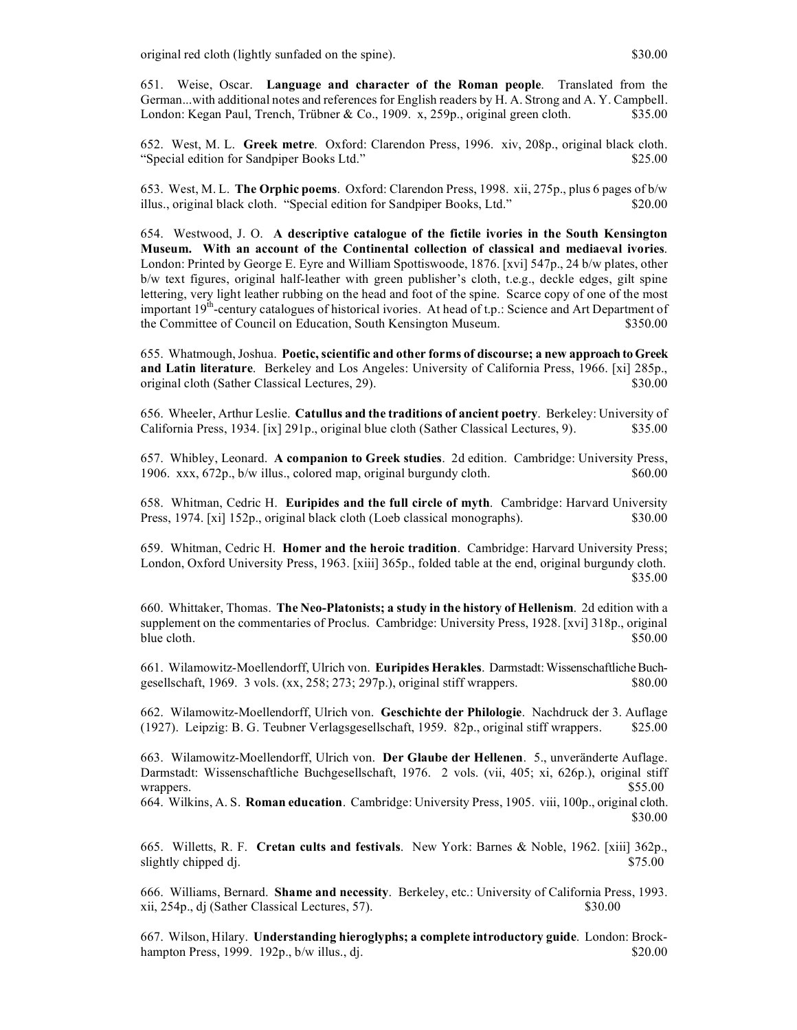original red cloth (lightly sunfaded on the spine). $30.00

651. Weise, Oscar. **Language and character of the Roman people**. Translated from the German...with additional notes and references for English readers by H. A. Strong and A. Y. Campbell. London: Kegan Paul, Trench, Trübner & Co., 1909. x, 259p., original green cloth. $35.00

652. West, M. L. **Greek metre**. Oxford: Clarendon Press, 1996. xiv, 208p., original black cloth. "Special edition for Sandpiper Books Ltd." $25.00

653. West, M. L. **The Orphic poems**. Oxford: Clarendon Press, 1998. xii, 275p., plus 6 pages of b/w illus., original black cloth. "Special edition for Sandpiper Books, Ltd." $20.00

654. Westwood, J. O. **A descriptive catalogue of the fictile ivories in the South Kensington Museum. With an account of the Continental collection of classical and mediaeval ivories**. London: Printed by George E. Eyre and William Spottiswoode, 1876. [xvi] 547p., 24 b/w plates, other b/w text figures, original half-leather with green publisher's cloth, t.e.g., deckle edges, gilt spine lettering, very light leather rubbing on the head and foot of the spine. Scarce copy of one of the most important 19th-century catalogues of historical ivories. At head of t.p.: Science and Art Department of the Committee of Council on Education, South Kensington Museum. $350.00

655. Whatmough, Joshua. **Poetic, scientific and other forms of discourse; a new approach to Greek and Latin literature**. Berkeley and Los Angeles: University of California Press, 1966. [xi] 285p., original cloth (Sather Classical Lectures, 29). $30.00

656. Wheeler, Arthur Leslie. **Catullus and the traditions of ancient poetry**. Berkeley: University of California Press, 1934. [ix] 291p., original blue cloth (Sather Classical Lectures, 9). $35.00

657. Whibley, Leonard. **A companion to Greek studies**. 2d edition. Cambridge: University Press, 1906. xxx, 672p., b/w illus., colored map, original burgundy cloth. $60.00

658. Whitman, Cedric H. **Euripides and the full circle of myth**. Cambridge: Harvard University Press, 1974. [xi] 152p., original black cloth (Loeb classical monographs). $30.00

659. Whitman, Cedric H. **Homer and the heroic tradition**. Cambridge: Harvard University Press; London, Oxford University Press, 1963. [xiii] 365p., folded table at the end, original burgundy cloth. $35.00

660. Whittaker, Thomas. **The Neo-Platonists; a study in the history of Hellenism**. 2d edition with a supplement on the commentaries of Proclus. Cambridge: University Press, 1928. [xvi] 318p., original blue cloth. $50.00

661. Wilamowitz-Moellendorff, Ulrich von. **Euripides Herakles**. Darmstadt: Wissenschaftliche Buchgesellschaft, 1969. 3 vols. (xx, 258; 273; 297p.), original stiff wrappers. $80.00

662. Wilamowitz-Moellendorff, Ulrich von. **Geschichte der Philologie**. Nachdruck der 3. Auflage (1927). Leipzig: B. G. Teubner Verlagsgesellschaft, 1959. 82p., original stiff wrappers. $25.00

663. Wilamowitz-Moellendorff, Ulrich von. **Der Glaube der Hellenen**. 5., unveränderte Auflage. Darmstadt: Wissenschaftliche Buchgesellschaft, 1976. 2 vols. (vii, 405; xi, 626p.), original stiff wrappers. $55.00

664. Wilkins, A. S. **Roman education**. Cambridge: University Press, 1905. viii, 100p., original cloth. $30.00

665. Willetts, R. F. **Cretan cults and festivals**. New York: Barnes & Noble, 1962. [xiii] 362p., slightly chipped dj. $75.00

666. Williams, Bernard. **Shame and necessity**. Berkeley, etc.: University of California Press, 1993. xii, 254p., dj (Sather Classical Lectures, 57). $30.00

667. Wilson, Hilary. **Understanding hieroglyphs; a complete introductory guide**. London: Brockhampton Press, 1999. 192p., b/w illus., dj. $20.00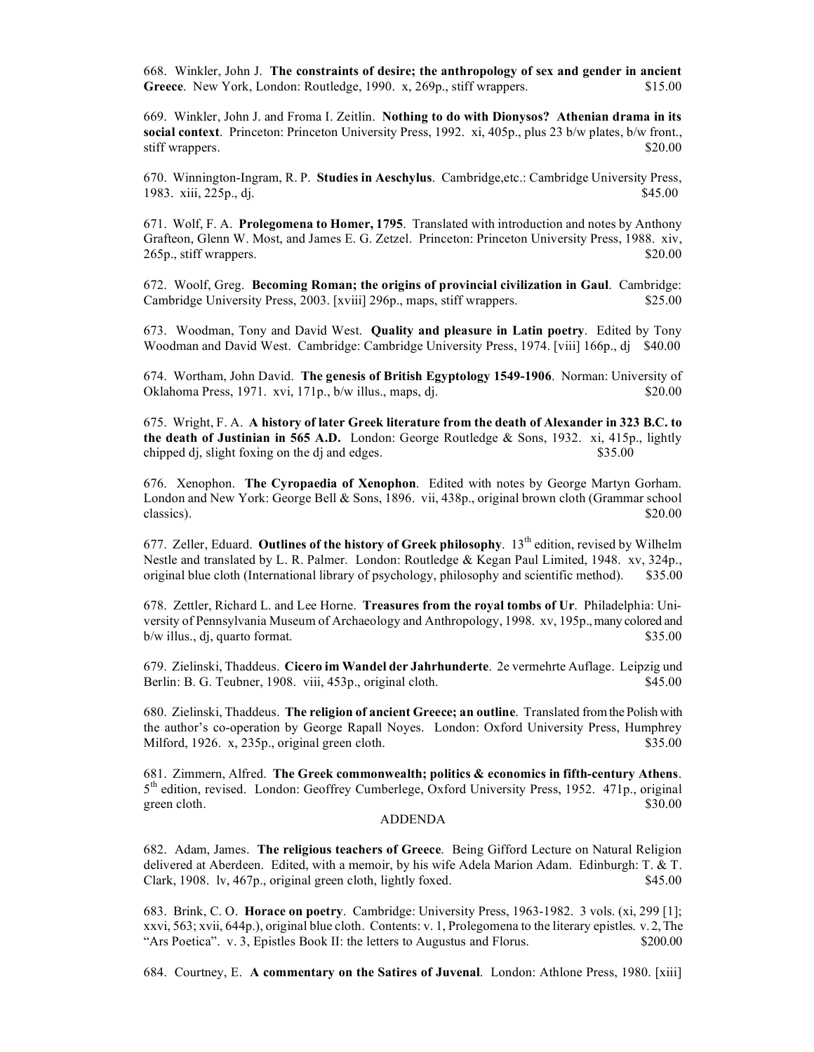668. Winkler, John J. **The constraints of desire; the anthropology of sex and gender in ancient Greece**. New York, London: Routledge, 1990. x, 269p., stiff wrappers. $15.00

669. Winkler, John J. and Froma I. Zeitlin. **Nothing to do with Dionysos? Athenian drama in its social context**. Princeton: Princeton University Press, 1992. xi, 405p., plus 23 b/w plates, b/w front., stiff wrappers. $20.00

670. Winnington-Ingram, R. P. **Studies in Aeschylus**. Cambridge,etc.: Cambridge University Press, 1983. xiii, 225p., dj. $45.00

671. Wolf, F. A. **Prolegomena to Homer, 1795**. Translated with introduction and notes by Anthony Grafteon, Glenn W. Most, and James E. G. Zetzel. Princeton: Princeton University Press, 1988. xiv, 265p., stiff wrappers. $20.00

672. Woolf, Greg. **Becoming Roman; the origins of provincial civilization in Gaul**. Cambridge: Cambridge University Press, 2003. [xviii] 296p., maps, stiff wrappers. $25.00

673. Woodman, Tony and David West. **Quality and pleasure in Latin poetry**. Edited by Tony Woodman and David West. Cambridge: Cambridge University Press, 1974. [viii] 166p., dj $40.00

674. Wortham, John David. **The genesis of British Egyptology 1549-1906**. Norman: University of Oklahoma Press, 1971. xvi, 171p., b/w illus., maps, dj. $20.00

675. Wright, F. A. **A history of later Greek literature from the death of Alexander in 323 B.C. to the death of Justinian in 565 A.D.** London: George Routledge & Sons, 1932. xi, 415p., lightly chipped dj, slight foxing on the dj and edges. $35.00

676. Xenophon. **The Cyropaedia of Xenophon**. Edited with notes by George Martyn Gorham. London and New York: George Bell & Sons, 1896. vii, 438p., original brown cloth (Grammar school classics). $20.00

677. Zeller, Eduard. **Outlines of the history of Greek philosophy**. 13th edition, revised by Wilhelm Nestle and translated by L. R. Palmer. London: Routledge & Kegan Paul Limited, 1948. xv, 324p., original blue cloth (International library of psychology, philosophy and scientific method). $35.00

678. Zettler, Richard L. and Lee Horne. **Treasures from the royal tombs of Ur**. Philadelphia: University of Pennsylvania Museum of Archaeology and Anthropology, 1998. xv, 195p., many colored and b/w illus., dj, quarto format. $35.00

679. Zielinski, Thaddeus. **Cicero im Wandel der Jahrhunderte**. 2e vermehrte Auflage. Leipzig und Berlin: B. G. Teubner, 1908. viii, 453p., original cloth. $45.00

680. Zielinski, Thaddeus. **The religion of ancient Greece; an outline**. Translated from the Polish with the author's co-operation by George Rapall Noyes. London: Oxford University Press, Humphrey Milford, 1926. x, 235p., original green cloth. $35.00

681. Zimmern, Alfred. **The Greek commonwealth; politics & economics in fifth-century Athens**. 5th edition, revised. London: Geoffrey Cumberlege, Oxford University Press, 1952. 471p., original green cloth. $30.00

## ADDENDA

682. Adam, James. **The religious teachers of Greece**. Being Gifford Lecture on Natural Religion delivered at Aberdeen. Edited, with a memoir, by his wife Adela Marion Adam. Edinburgh: T. & T. Clark, 1908. lv, 467p., original green cloth, lightly foxed. $45.00

683. Brink, C. O. **Horace on poetry**. Cambridge: University Press, 1963-1982. 3 vols. (xi, 299 [1]; xxvi, 563; xvii, 644p.), original blue cloth. Contents: v. 1, Prolegomena to the literary epistles. v. 2, The "Ars Poetica". v. 3, Epistles Book II: the letters to Augustus and Florus. $200.00

684. Courtney, E. **A commentary on the Satires of Juvenal**. London: Athlone Press, 1980. [xiii]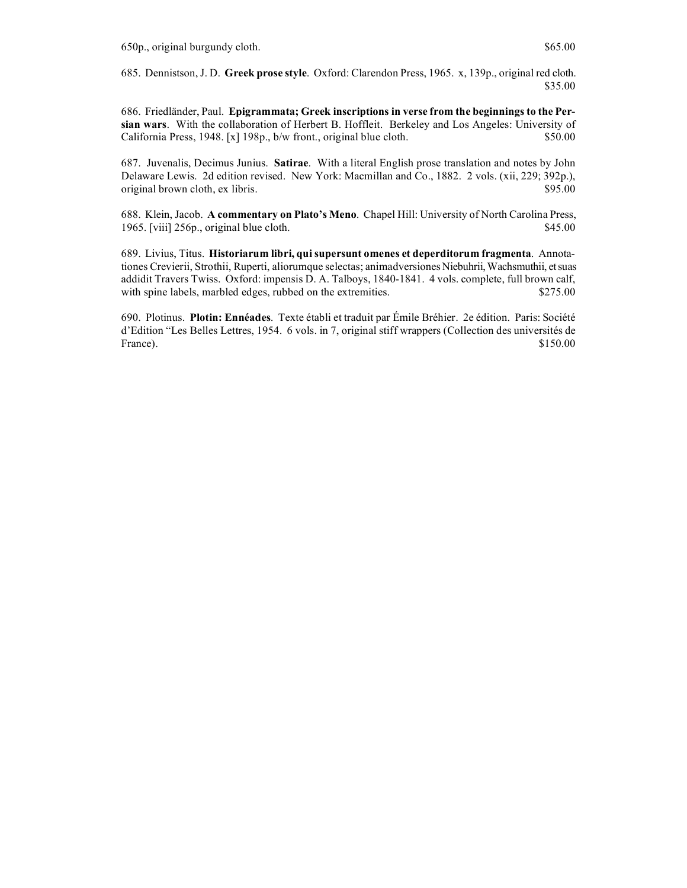650p., original burgundy cloth. $65.00

685. Dennistson, J. D. **Greek prose style**. Oxford: Clarendon Press, 1965. x, 139p., original red cloth. $35.00

686. Friedländer, Paul. **Epigrammata; Greek inscriptions in verse from the beginnings to the Persian wars**. With the collaboration of Herbert B. Hoffleit. Berkeley and Los Angeles: University of California Press, 1948. [x] 198p., b/w front., original blue cloth. $50.00

687. Juvenalis, Decimus Junius. **Satirae**. With a literal English prose translation and notes by John Delaware Lewis. 2d edition revised. New York: Macmillan and Co., 1882. 2 vols. (xii, 229; 392p.), original brown cloth, ex libris. $95.00

688. Klein, Jacob. **A commentary on Plato's Meno**. Chapel Hill: University of North Carolina Press, 1965. [viii] 256p., original blue cloth. $45.00

689. Livius, Titus. **Historiarum libri, qui supersunt omenes et deperditorum fragmenta**. Annotationes Crevierii, Strothii, Ruperti, aliorumque selectas; animadversiones Niebuhrii, Wachsmuthii, et suas addidit Travers Twiss. Oxford: impensis D. A. Talboys, 1840-1841. 4 vols. complete, full brown calf, with spine labels, marbled edges, rubbed on the extremities. $275.00

690. Plotinus. **Plotin: Ennéades**. Texte établi et traduit par Émile Bréhier. 2e édition. Paris: Société d'Edition "Les Belles Lettres, 1954. 6 vols. in 7, original stiff wrappers (Collection des universités de France). $150.00